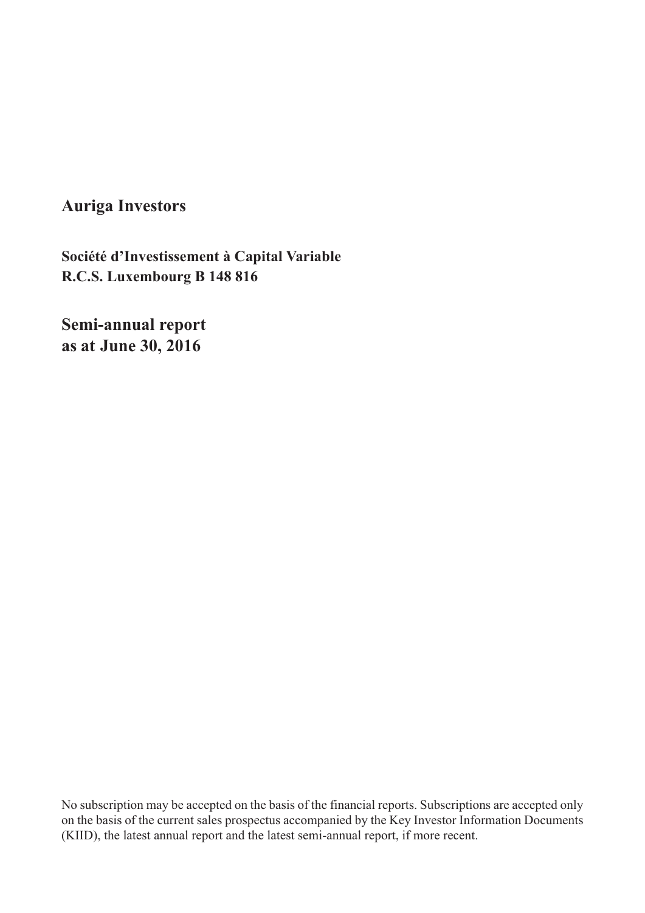# Auriga Investors

**Société d'Investissement à Capital Variable**
**R.C.S. Luxembourg B 148 816**

## Semi-annual report as at June 30, 2016

No subscription may be accepted on the basis of the financial reports. Subscriptions are accepted only on the basis of the current sales prospectus accompanied by the Key Investor Information Documents (KIID), the latest annual report and the latest semi-annual report, if more recent.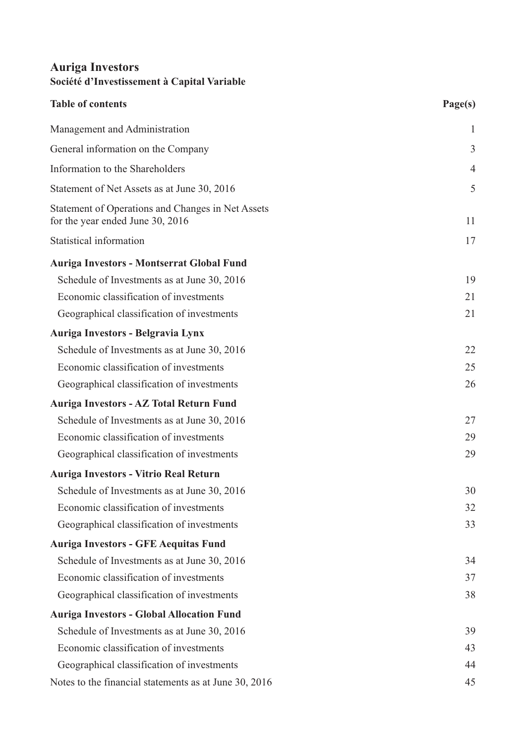# Auriga Investors

**Société d'Investissement à Capital Variable**

| Table of contents | Page(s) |
|---|---|
| Management and Administration | 1 |
| General information on the Company | 3 |
| Information to the Shareholders | 4 |
| Statement of Net Assets as at June 30, 2016 | 5 |
| Statement of Operations and Changes in Net Assets for the year ended June 30, 2016 | 11 |
| Statistical information | 17 |
| **Auriga Investors - Montserrat Global Fund** | |
| Schedule of Investments as at June 30, 2016 | 19 |
| Economic classification of investments | 21 |
| Geographical classification of investments | 21 |
| **Auriga Investors - Belgravia Lynx** | |
| Schedule of Investments as at June 30, 2016 | 22 |
| Economic classification of investments | 25 |
| Geographical classification of investments | 26 |
| **Auriga Investors - AZ Total Return Fund** | |
| Schedule of Investments as at June 30, 2016 | 27 |
| Economic classification of investments | 29 |
| Geographical classification of investments | 29 |
| **Auriga Investors - Vitrio Real Return** | |
| Schedule of Investments as at June 30, 2016 | 30 |
| Economic classification of investments | 32 |
| Geographical classification of investments | 33 |
| **Auriga Investors - GFE Aequitas Fund** | |
| Schedule of Investments as at June 30, 2016 | 34 |
| Economic classification of investments | 37 |
| Geographical classification of investments | 38 |
| **Auriga Investors - Global Allocation Fund** | |
| Schedule of Investments as at June 30, 2016 | 39 |
| Economic classification of investments | 43 |
| Geographical classification of investments | 44 |
| Notes to the financial statements as at June 30, 2016 | 45 |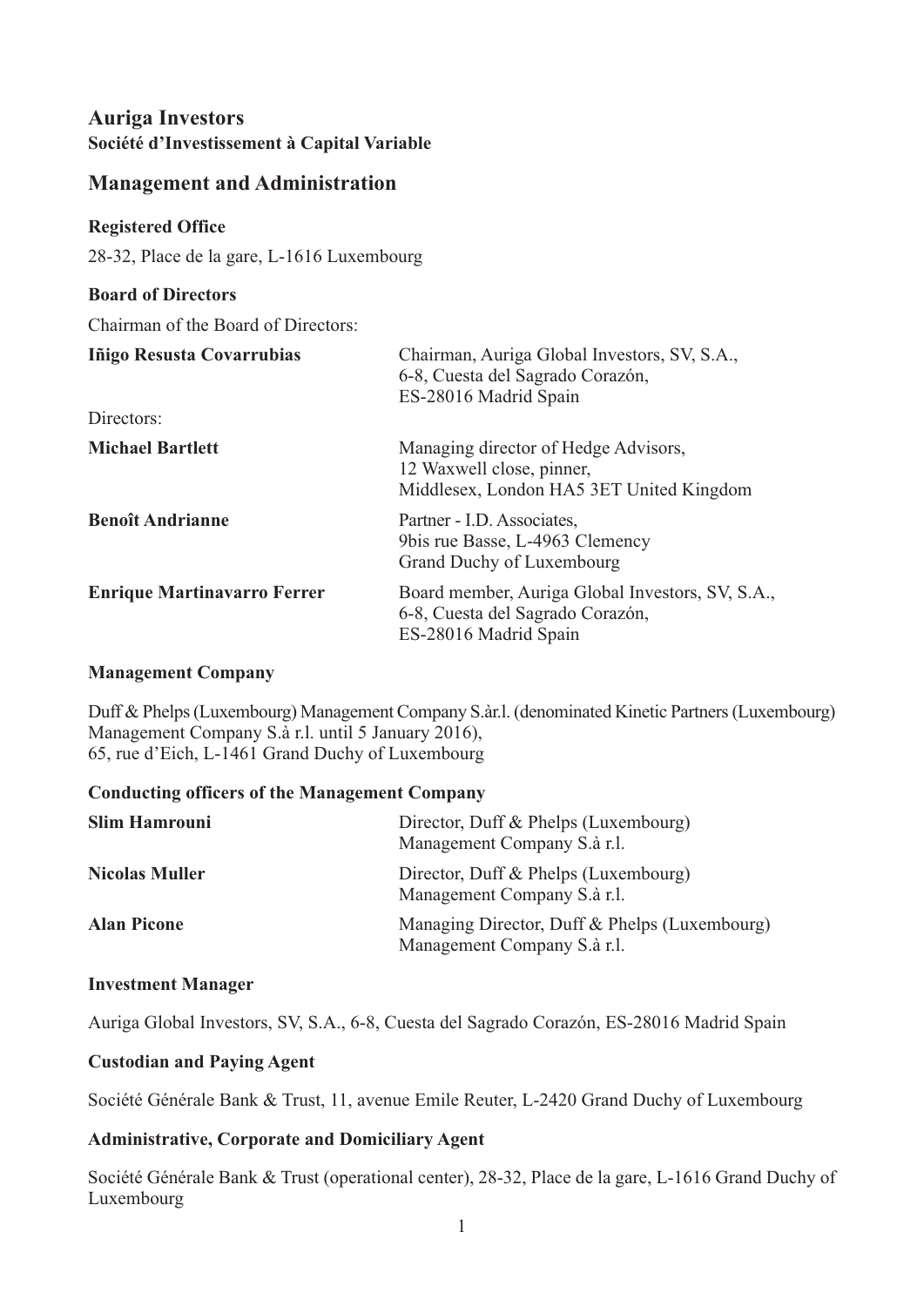# Auriga Investors

**Société d'Investissement à Capital Variable**

## Management and Administration

### Registered Office

28-32, Place de la gare, L-1616 Luxembourg

### Board of Directors

Chairman of the Board of Directors:

| | |
|---|---|
| **Iñigo Resusta Covarrubias** | Chairman, Auriga Global Investors, SV, S.A., 6-8, Cuesta del Sagrado Corazón, ES-28016 Madrid Spain |

Directors:

| | |
|---|---|
| **Michael Bartlett** | Managing director of Hedge Advisors, 12 Waxwell close, pinner, Middlesex, London HA5 3ET United Kingdom |
| **Benoît Andrianne** | Partner - I.D. Associates, 9bis rue Basse, L-4963 Clemency Grand Duchy of Luxembourg |
| **Enrique Martinavarro Ferrer** | Board member, Auriga Global Investors, SV, S.A., 6-8, Cuesta del Sagrado Corazón, ES-28016 Madrid Spain |

### Management Company

Duff & Phelps (Luxembourg) Management Company S.àr.l. (denominated Kinetic Partners (Luxembourg) Management Company S.à r.l. until 5 January 2016),
65, rue d'Eich, L-1461 Grand Duchy of Luxembourg

### Conducting officers of the Management Company

| | |
|---|---|
| **Slim Hamrouni** | Director, Duff & Phelps (Luxembourg) Management Company S.à r.l. |
| **Nicolas Muller** | Director, Duff & Phelps (Luxembourg) Management Company S.à r.l. |
| **Alan Picone** | Managing Director, Duff & Phelps (Luxembourg) Management Company S.à r.l. |

### Investment Manager

Auriga Global Investors, SV, S.A., 6-8, Cuesta del Sagrado Corazón, ES-28016 Madrid Spain

### Custodian and Paying Agent

Société Générale Bank & Trust, 11, avenue Emile Reuter, L-2420 Grand Duchy of Luxembourg

### Administrative, Corporate and Domiciliary Agent

Société Générale Bank & Trust (operational center), 28-32, Place de la gare, L-1616 Grand Duchy of Luxembourg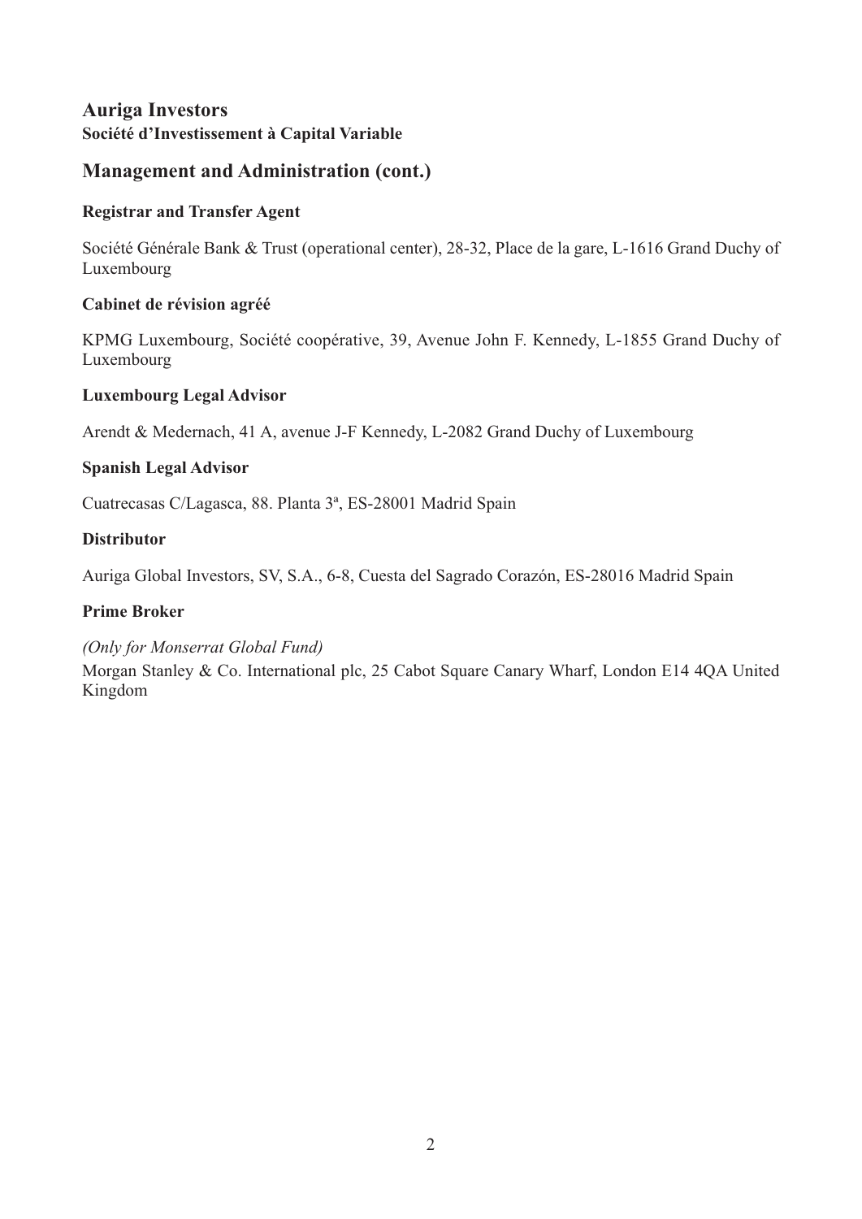# Auriga Investors

**Société d'Investissement à Capital Variable**

## Management and Administration (cont.)

### Registrar and Transfer Agent

Société Générale Bank & Trust (operational center), 28-32, Place de la gare, L-1616 Grand Duchy of Luxembourg

### Cabinet de révision agréé

KPMG Luxembourg, Société coopérative, 39, Avenue John F. Kennedy, L-1855 Grand Duchy of Luxembourg

### Luxembourg Legal Advisor

Arendt & Medernach, 41 A, avenue J-F Kennedy, L-2082 Grand Duchy of Luxembourg

### Spanish Legal Advisor

Cuatrecasas C/Lagasca, 88. Planta 3ª, ES-28001 Madrid Spain

### Distributor

Auriga Global Investors, SV, S.A., 6-8, Cuesta del Sagrado Corazón, ES-28016 Madrid Spain

### Prime Broker

*(Only for Monserrat Global Fund)*

Morgan Stanley & Co. International plc, 25 Cabot Square Canary Wharf, London E14 4QA United Kingdom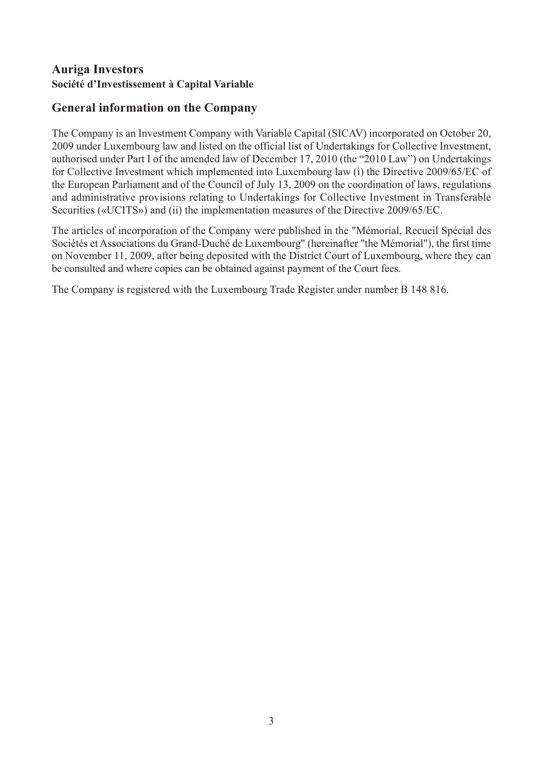## Auriga Investors
**Société d'Investissement à Capital Variable**

## General information on the Company

The Company is an Investment Company with Variable Capital (SICAV) incorporated on October 20, 2009 under Luxembourg law and listed on the official list of Undertakings for Collective Investment, authorised under Part I of the amended law of December 17, 2010 (the "2010 Law") on Undertakings for Collective Investment which implemented into Luxembourg law (i) the Directive 2009/65/EC of the European Parliament and of the Council of July 13, 2009 on the coordination of laws, regulations and administrative provisions relating to Undertakings for Collective Investment in Transferable Securities («UCITS») and (ii) the implementation measures of the Directive 2009/65/EC.

The articles of incorporation of the Company were published in the "Mémorial, Recueil Spécial des Sociétés et Associations du Grand-Duché de Luxembourg" (hereinafter "the Mémorial"), the first time on November 11, 2009, after being deposited with the District Court of Luxembourg, where they can be consulted and where copies can be obtained against payment of the Court fees.

The Company is registered with the Luxembourg Trade Register under number B 148 816.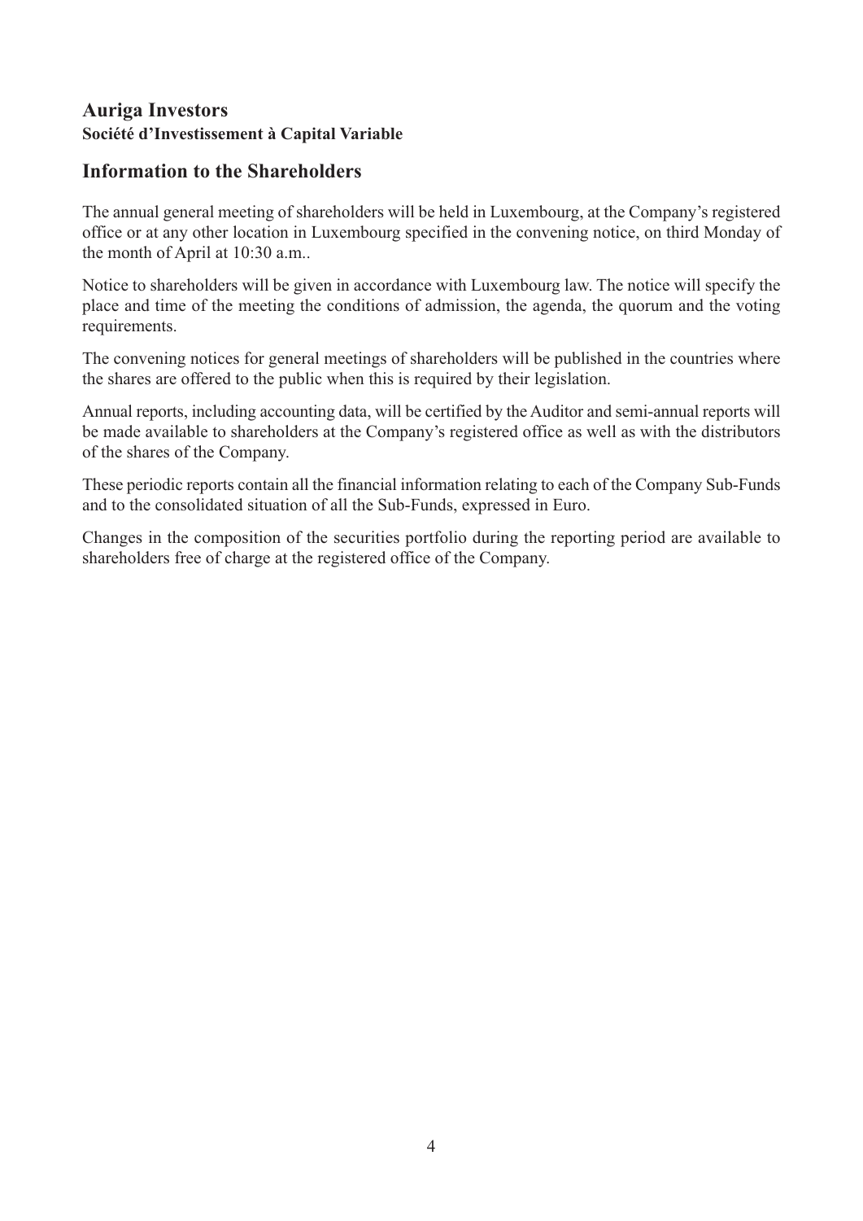## Auriga Investors
**Société d'Investissement à Capital Variable**

## Information to the Shareholders

The annual general meeting of shareholders will be held in Luxembourg, at the Company's registered office or at any other location in Luxembourg specified in the convening notice, on third Monday of the month of April at 10:30 a.m..

Notice to shareholders will be given in accordance with Luxembourg law. The notice will specify the place and time of the meeting the conditions of admission, the agenda, the quorum and the voting requirements.

The convening notices for general meetings of shareholders will be published in the countries where the shares are offered to the public when this is required by their legislation.

Annual reports, including accounting data, will be certified by the Auditor and semi-annual reports will be made available to shareholders at the Company's registered office as well as with the distributors of the shares of the Company.

These periodic reports contain all the financial information relating to each of the Company Sub-Funds and to the consolidated situation of all the Sub-Funds, expressed in Euro.

Changes in the composition of the securities portfolio during the reporting period are available to shareholders free of charge at the registered office of the Company.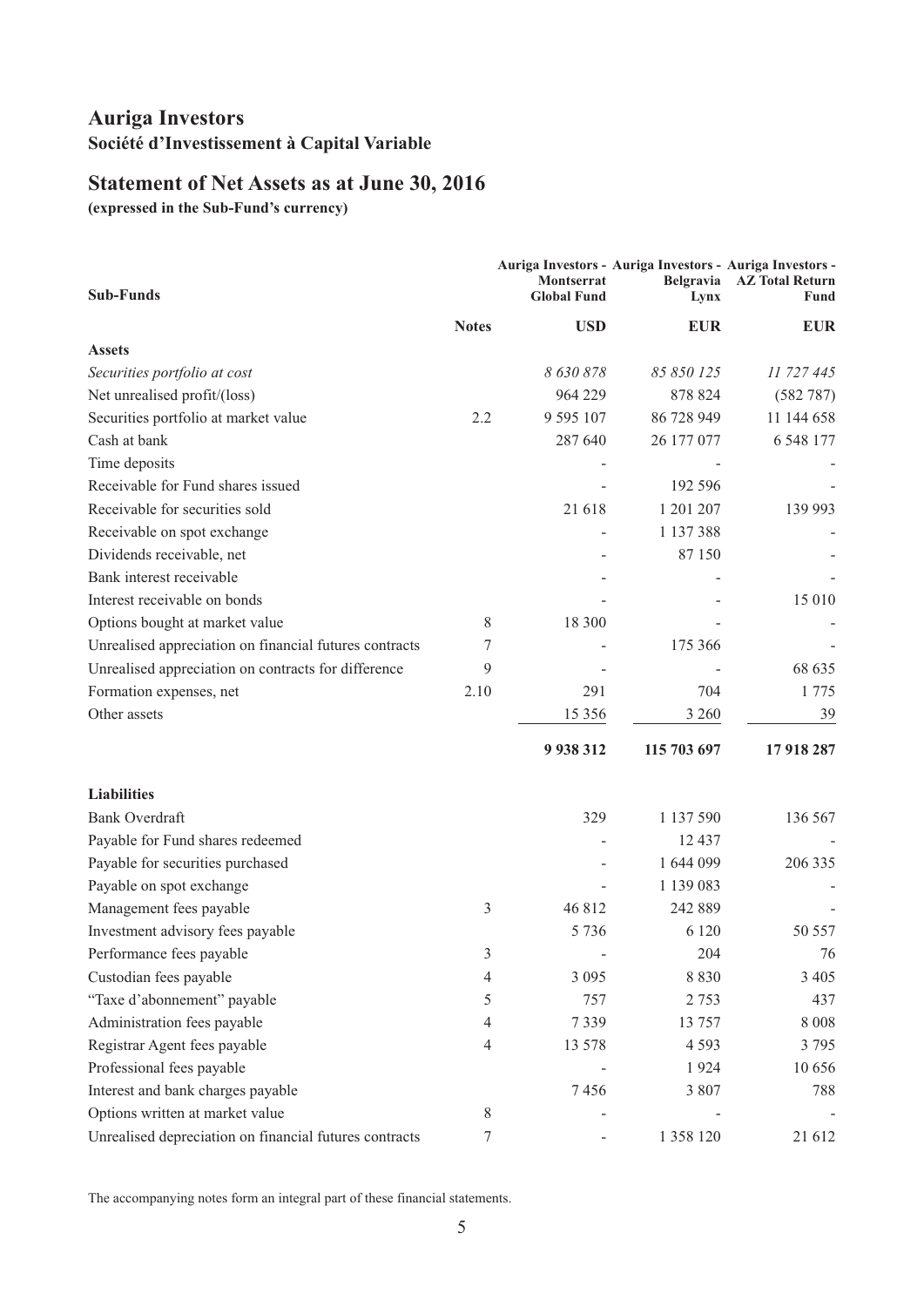# Auriga Investors

**Société d'Investissement à Capital Variable**

## Statement of Net Assets as at June 30, 2016

**(expressed in the Sub-Fund's currency)**

| Sub-Funds | Notes | Auriga Investors - Montserrat Global Fund | Auriga Investors - Belgravia Lynx | Auriga Investors - AZ Total Return Fund |
|---|---|---|---|---|
| | | **USD** | **EUR** | **EUR** |
| **Assets** | | | | |
| *Securities portfolio at cost* | | *8 630 878* | *85 850 125* | *11 727 445* |
| Net unrealised profit/(loss) | | 964 229 | 878 824 | (582 787) |
| Securities portfolio at market value | 2.2 | 9 595 107 | 86 728 949 | 11 144 658 |
| Cash at bank | | 287 640 | 26 177 077 | 6 548 177 |
| Time deposits | | - | - | - |
| Receivable for Fund shares issued | | - | 192 596 | - |
| Receivable for securities sold | | 21 618 | 1 201 207 | 139 993 |
| Receivable on spot exchange | | - | 1 137 388 | - |
| Dividends receivable, net | | - | 87 150 | - |
| Bank interest receivable | | - | - | - |
| Interest receivable on bonds | | - | - | 15 010 |
| Options bought at market value | 8 | 18 300 | - | - |
| Unrealised appreciation on financial futures contracts | 7 | - | 175 366 | - |
| Unrealised appreciation on contracts for difference | 9 | - | - | 68 635 |
| Formation expenses, net | 2.10 | 291 | 704 | 1 775 |
| Other assets | | 15 356 | 3 260 | 39 |
| | | **9 938 312** | **115 703 697** | **17 918 287** |
| **Liabilities** | | | | |
| Bank Overdraft | | 329 | 1 137 590 | 136 567 |
| Payable for Fund shares redeemed | | - | 12 437 | - |
| Payable for securities purchased | | - | 1 644 099 | 206 335 |
| Payable on spot exchange | | - | 1 139 083 | - |
| Management fees payable | 3 | 46 812 | 242 889 | - |
| Investment advisory fees payable | | 5 736 | 6 120 | 50 557 |
| Performance fees payable | 3 | - | 204 | 76 |
| Custodian fees payable | 4 | 3 095 | 8 830 | 3 405 |
| "Taxe d'abonnement" payable | 5 | 757 | 2 753 | 437 |
| Administration fees payable | 4 | 7 339 | 13 757 | 8 008 |
| Registrar Agent fees payable | 4 | 13 578 | 4 593 | 3 795 |
| Professional fees payable | | - | 1 924 | 10 656 |
| Interest and bank charges payable | | 7 456 | 3 807 | 788 |
| Options written at market value | 8 | - | - | - |
| Unrealised depreciation on financial futures contracts | 7 | - | 1 358 120 | 21 612 |

The accompanying notes form an integral part of these financial statements.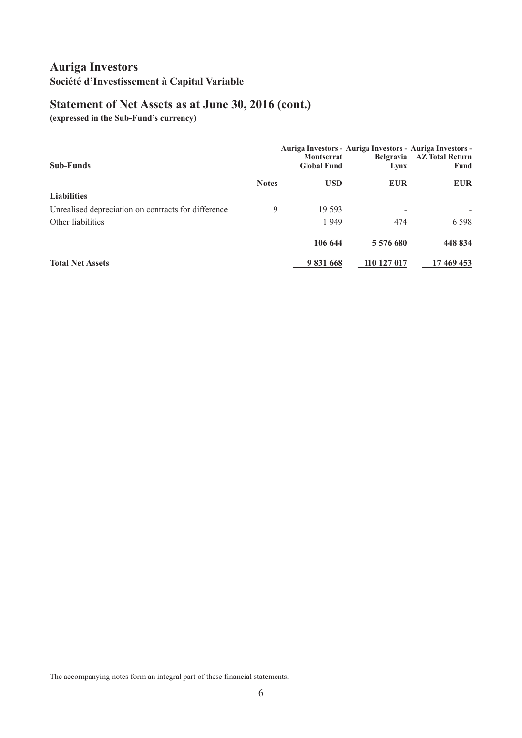# Auriga Investors

## Société d'Investissement à Capital Variable

## Statement of Net Assets as at June 30, 2016 (cont.)

**(expressed in the Sub-Fund's currency)**

| Sub-Funds | Notes | Auriga Investors - Montserrat Global Fund | Auriga Investors - Belgravia Lynx | Auriga Investors - AZ Total Return Fund |
|---|---|---|---|---|
| | | **USD** | **EUR** | **EUR** |
| **Liabilities** | | | | |
| Unrealised depreciation on contracts for difference | 9 | 19 593 | - | - |
| Other liabilities | | 1 949 | 474 | 6 598 |
| | | **106 644** | **5 576 680** | **448 834** |
| **Total Net Assets** | | **9 831 668** | **110 127 017** | **17 469 453** |

The accompanying notes form an integral part of these financial statements.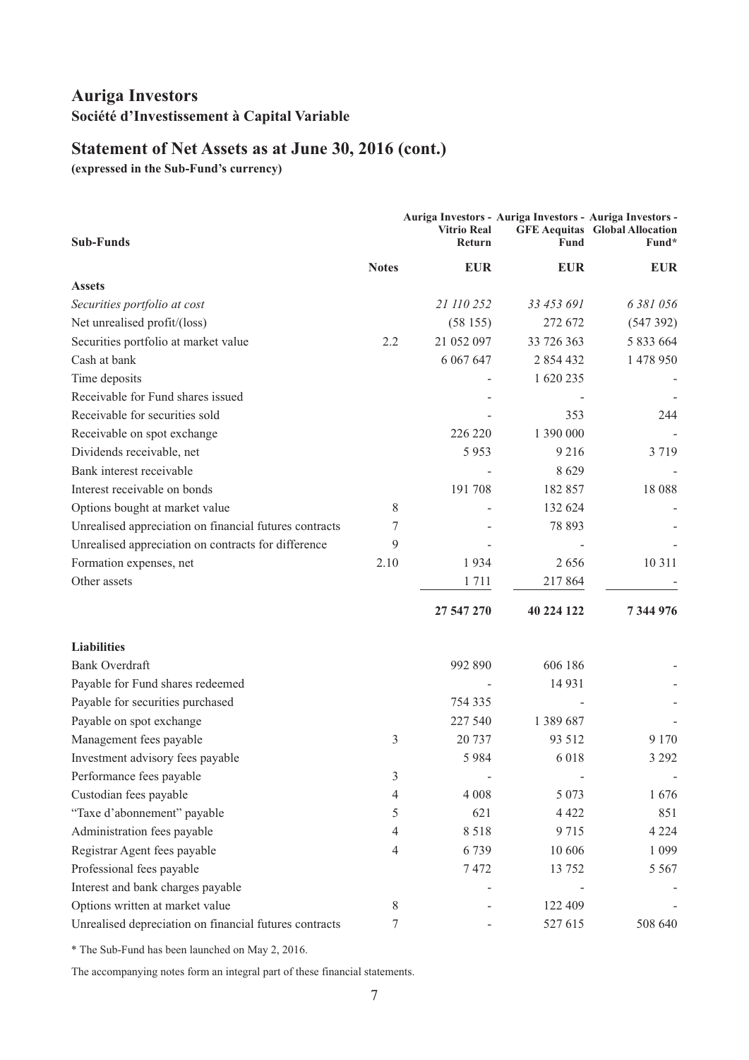# Auriga Investors

**Société d'Investissement à Capital Variable**

## Statement of Net Assets as at June 30, 2016 (cont.)

**(expressed in the Sub-Fund's currency)**

| Sub-Funds | Notes | Auriga Investors - Vitrio Real Return | Auriga Investors - GFE Aequitas Fund | Auriga Investors - Global Allocation Fund* |
|---|---|---|---|---|
| | | EUR | EUR | EUR |
| **Assets** | | | | |
| *Securities portfolio at cost* | | *21 110 252* | *33 453 691* | *6 381 056* |
| Net unrealised profit/(loss) | | (58 155) | 272 672 | (547 392) |
| Securities portfolio at market value | 2.2 | 21 052 097 | 33 726 363 | 5 833 664 |
| Cash at bank | | 6 067 647 | 2 854 432 | 1 478 950 |
| Time deposits | | - | 1 620 235 | - |
| Receivable for Fund shares issued | | - | - | - |
| Receivable for securities sold | | - | 353 | 244 |
| Receivable on spot exchange | | 226 220 | 1 390 000 | - |
| Dividends receivable, net | | 5 953 | 9 216 | 3 719 |
| Bank interest receivable | | - | 8 629 | - |
| Interest receivable on bonds | | 191 708 | 182 857 | 18 088 |
| Options bought at market value | 8 | - | 132 624 | - |
| Unrealised appreciation on financial futures contracts | 7 | - | 78 893 | - |
| Unrealised appreciation on contracts for difference | 9 | - | - | - |
| Formation expenses, net | 2.10 | 1 934 | 2 656 | 10 311 |
| Other assets | | 1 711 | 217 864 | - |
| | | **27 547 270** | **40 224 122** | **7 344 976** |
| **Liabilities** | | | | |
| Bank Overdraft | | 992 890 | 606 186 | - |
| Payable for Fund shares redeemed | | - | 14 931 | - |
| Payable for securities purchased | | 754 335 | - | - |
| Payable on spot exchange | | 227 540 | 1 389 687 | - |
| Management fees payable | 3 | 20 737 | 93 512 | 9 170 |
| Investment advisory fees payable | | 5 984 | 6 018 | 3 292 |
| Performance fees payable | 3 | - | - | - |
| Custodian fees payable | 4 | 4 008 | 5 073 | 1 676 |
| "Taxe d'abonnement" payable | 5 | 621 | 4 422 | 851 |
| Administration fees payable | 4 | 8 518 | 9 715 | 4 224 |
| Registrar Agent fees payable | 4 | 6 739 | 10 606 | 1 099 |
| Professional fees payable | | 7 472 | 13 752 | 5 567 |
| Interest and bank charges payable | | - | - | - |
| Options written at market value | 8 | - | 122 409 | - |
| Unrealised depreciation on financial futures contracts | 7 | - | 527 615 | 508 640 |

* The Sub-Fund has been launched on May 2, 2016.

The accompanying notes form an integral part of these financial statements.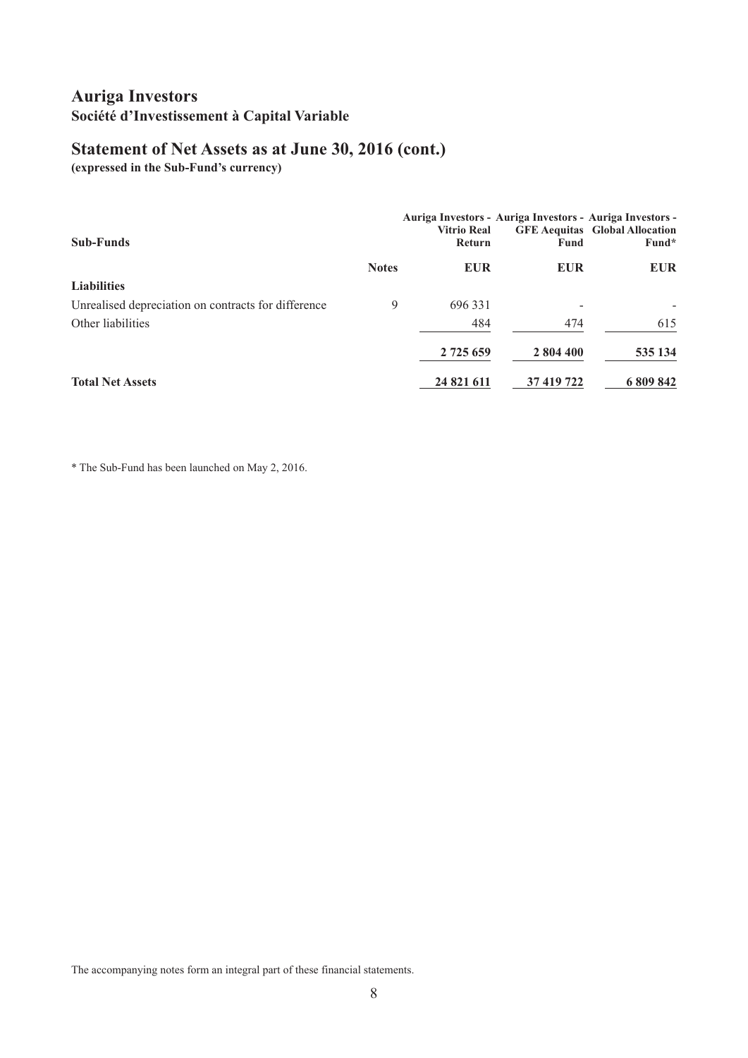# Auriga Investors

## Société d'Investissement à Capital Variable

## Statement of Net Assets as at June 30, 2016 (cont.)

**(expressed in the Sub-Fund's currency)**

| Sub-Funds | Notes | Auriga Investors - Vitrio Real Return | Auriga Investors - GFE Aequitas Fund | Auriga Investors - Global Allocation Fund* |
|---|---|---|---|---|
| | | **EUR** | **EUR** | **EUR** |
| **Liabilities** | | | | |
| Unrealised depreciation on contracts for difference | 9 | 696 331 | - | - |
| Other liabilities | | 484 | 474 | 615 |
| | | **2 725 659** | **2 804 400** | **535 134** |
| **Total Net Assets** | | **24 821 611** | **37 419 722** | **6 809 842** |

\* The Sub-Fund has been launched on May 2, 2016.

The accompanying notes form an integral part of these financial statements.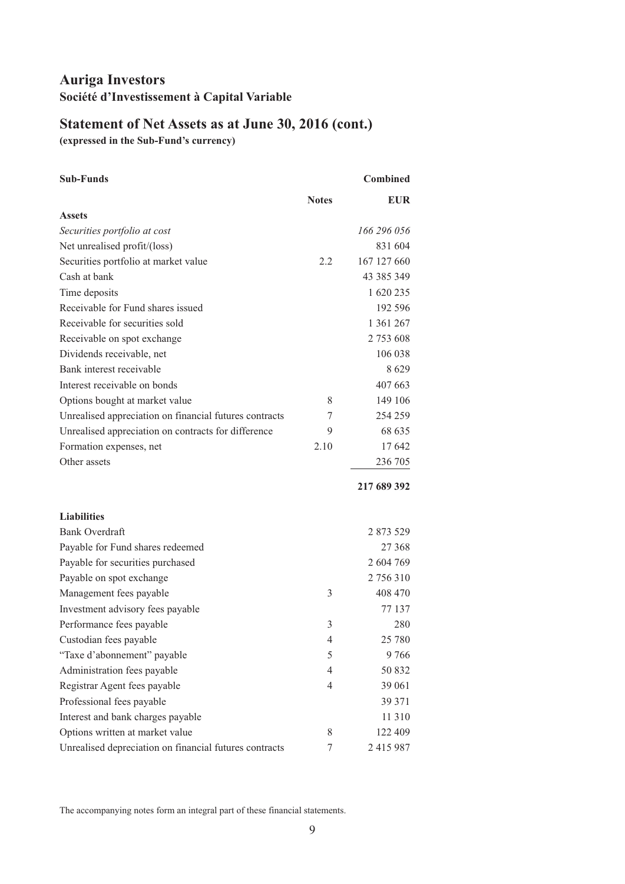# Auriga Investors

## Société d'Investissement à Capital Variable

## Statement of Net Assets as at June 30, 2016 (cont.)

**(expressed in the Sub-Fund's currency)**

| **Sub-Funds** | | **Combined** |
|---|---|---|
| | **Notes** | **EUR** |
| **Assets** | | |
| *Securities portfolio at cost* | | *166 296 056* |
| Net unrealised profit/(loss) | | 831 604 |
| Securities portfolio at market value | 2.2 | 167 127 660 |
| Cash at bank | | 43 385 349 |
| Time deposits | | 1 620 235 |
| Receivable for Fund shares issued | | 192 596 |
| Receivable for securities sold | | 1 361 267 |
| Receivable on spot exchange | | 2 753 608 |
| Dividends receivable, net | | 106 038 |
| Bank interest receivable | | 8 629 |
| Interest receivable on bonds | | 407 663 |
| Options bought at market value | 8 | 149 106 |
| Unrealised appreciation on financial futures contracts | 7 | 254 259 |
| Unrealised appreciation on contracts for difference | 9 | 68 635 |
| Formation expenses, net | 2.10 | 17 642 |
| Other assets | | 236 705 |
| | | **217 689 392** |
| **Liabilities** | | |
| Bank Overdraft | | 2 873 529 |
| Payable for Fund shares redeemed | | 27 368 |
| Payable for securities purchased | | 2 604 769 |
| Payable on spot exchange | | 2 756 310 |
| Management fees payable | 3 | 408 470 |
| Investment advisory fees payable | | 77 137 |
| Performance fees payable | 3 | 280 |
| Custodian fees payable | 4 | 25 780 |
| "Taxe d'abonnement" payable | 5 | 9 766 |
| Administration fees payable | 4 | 50 832 |
| Registrar Agent fees payable | 4 | 39 061 |
| Professional fees payable | | 39 371 |
| Interest and bank charges payable | | 11 310 |
| Options written at market value | 8 | 122 409 |
| Unrealised depreciation on financial futures contracts | 7 | 2 415 987 |

The accompanying notes form an integral part of these financial statements.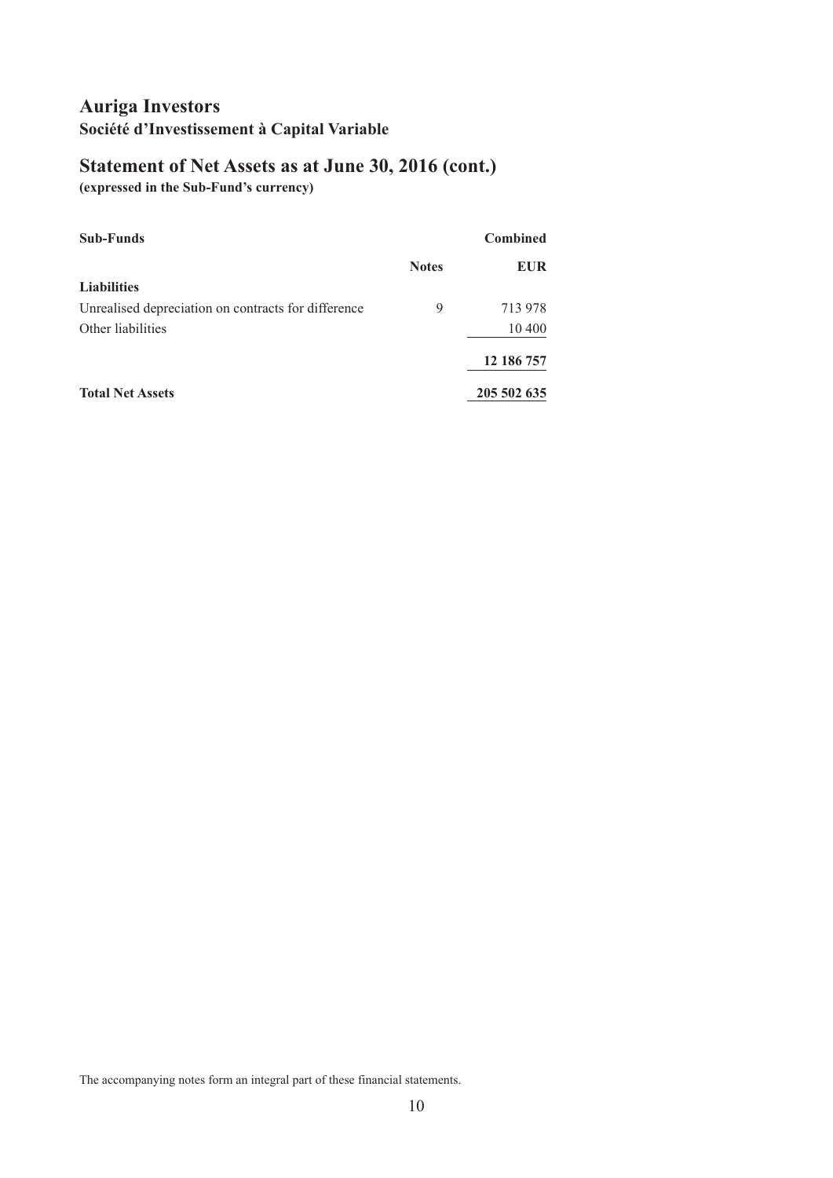# Auriga Investors

**Société d'Investissement à Capital Variable**

## Statement of Net Assets as at June 30, 2016 (cont.)

**(expressed in the Sub-Fund's currency)**

| **Sub-Funds** | | **Combined** |
|---|---|---|
| | **Notes** | **EUR** |
| **Liabilities** | | |
| Unrealised depreciation on contracts for difference | 9 | 713 978 |
| Other liabilities | | 10 400 |
| | | **12 186 757** |
| **Total Net Assets** | | **205 502 635** |

The accompanying notes form an integral part of these financial statements.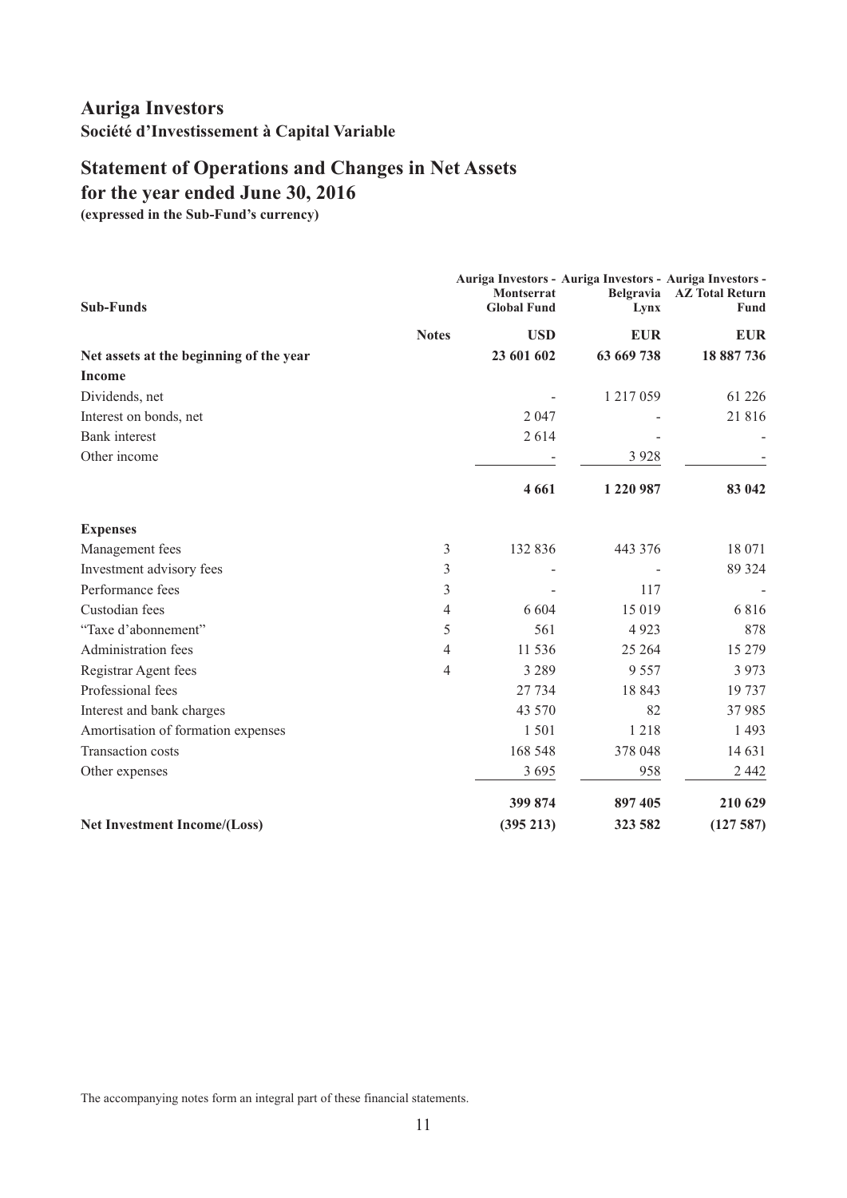# Auriga Investors

**Société d'Investissement à Capital Variable**

## Statement of Operations and Changes in Net Assets for the year ended June 30, 2016

**(expressed in the Sub-Fund's currency)**

| **Sub-Funds** | **Notes** | **Auriga Investors - Montserrat Global Fund** | **Auriga Investors - Belgravia Lynx** | **Auriga Investors - AZ Total Return Fund** |
|---|---|---|---|---|
| | | **USD** | **EUR** | **EUR** |
| **Net assets at the beginning of the year** | | **23 601 602** | **63 669 738** | **18 887 736** |
| **Income** | | | | |
| Dividends, net | | - | 1 217 059 | 61 226 |
| Interest on bonds, net | | 2 047 | - | 21 816 |
| Bank interest | | 2 614 | - | - |
| Other income | | - | 3 928 | - |
| | | **4 661** | **1 220 987** | **83 042** |
| **Expenses** | | | | |
| Management fees | 3 | 132 836 | 443 376 | 18 071 |
| Investment advisory fees | 3 | - | - | 89 324 |
| Performance fees | 3 | - | 117 | - |
| Custodian fees | 4 | 6 604 | 15 019 | 6 816 |
| "Taxe d'abonnement" | 5 | 561 | 4 923 | 878 |
| Administration fees | 4 | 11 536 | 25 264 | 15 279 |
| Registrar Agent fees | 4 | 3 289 | 9 557 | 3 973 |
| Professional fees | | 27 734 | 18 843 | 19 737 |
| Interest and bank charges | | 43 570 | 82 | 37 985 |
| Amortisation of formation expenses | | 1 501 | 1 218 | 1 493 |
| Transaction costs | | 168 548 | 378 048 | 14 631 |
| Other expenses | | 3 695 | 958 | 2 442 |
| | | **399 874** | **897 405** | **210 629** |
| **Net Investment Income/(Loss)** | | **(395 213)** | **323 582** | **(127 587)** |

The accompanying notes form an integral part of these financial statements.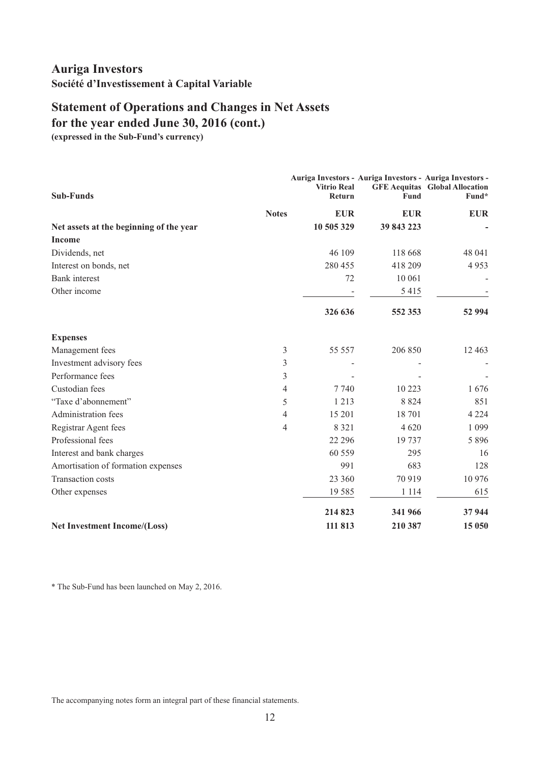# Auriga Investors

**Société d'Investissement à Capital Variable**

## Statement of Operations and Changes in Net Assets for the year ended June 30, 2016 (cont.)

**(expressed in the Sub-Fund's currency)**

| Sub-Funds | Notes | Auriga Investors - Vitrio Real Return | Auriga Investors - GFE Aequitas Fund | Auriga Investors - Global Allocation Fund* |
|---|---|---|---|---|
| | | EUR | EUR | EUR |
| **Net assets at the beginning of the year** | | **10 505 329** | **39 843 223** | **-** |
| **Income** | | | | |
| Dividends, net | | 46 109 | 118 668 | 48 041 |
| Interest on bonds, net | | 280 455 | 418 209 | 4 953 |
| Bank interest | | 72 | 10 061 | - |
| Other income | | - | 5 415 | - |
| | | **326 636** | **552 353** | **52 994** |
| **Expenses** | | | | |
| Management fees | 3 | 55 557 | 206 850 | 12 463 |
| Investment advisory fees | 3 | - | - | - |
| Performance fees | 3 | - | - | - |
| Custodian fees | 4 | 7 740 | 10 223 | 1 676 |
| "Taxe d'abonnement" | 5 | 1 213 | 8 824 | 851 |
| Administration fees | 4 | 15 201 | 18 701 | 4 224 |
| Registrar Agent fees | 4 | 8 321 | 4 620 | 1 099 |
| Professional fees | | 22 296 | 19 737 | 5 896 |
| Interest and bank charges | | 60 559 | 295 | 16 |
| Amortisation of formation expenses | | 991 | 683 | 128 |
| Transaction costs | | 23 360 | 70 919 | 10 976 |
| Other expenses | | 19 585 | 1 114 | 615 |
| | | **214 823** | **341 966** | **37 944** |
| **Net Investment Income/(Loss)** | | **111 813** | **210 387** | **15 050** |

\* The Sub-Fund has been launched on May 2, 2016.

The accompanying notes form an integral part of these financial statements.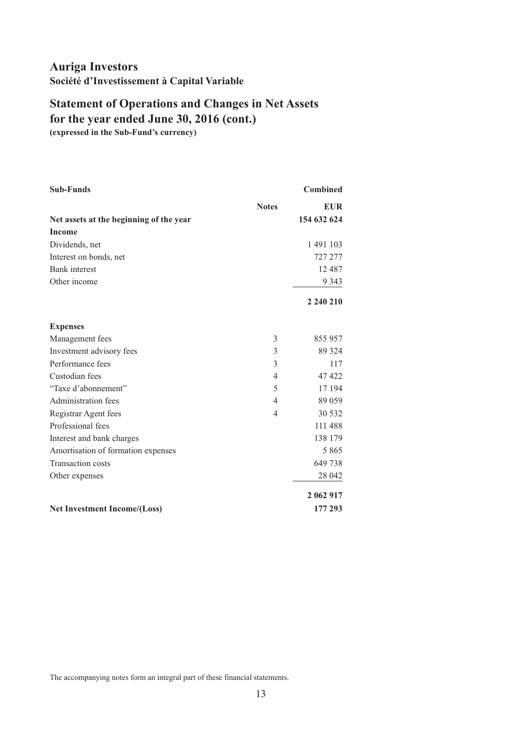# Auriga Investors

**Société d'Investissement à Capital Variable**

## Statement of Operations and Changes in Net Assets for the year ended June 30, 2016 (cont.)

**(expressed in the Sub-Fund's currency)**

| **Sub-Funds** | | **Combined** |
|---|---|---|
| | **Notes** | **EUR** |
| **Net assets at the beginning of the year** | | **154 632 624** |
| **Income** | | |
| Dividends, net | | 1 491 103 |
| Interest on bonds, net | | 727 277 |
| Bank interest | | 12 487 |
| Other income | | 9 343 |
| | | **2 240 210** |
| **Expenses** | | |
| Management fees | 3 | 855 957 |
| Investment advisory fees | 3 | 89 324 |
| Performance fees | 3 | 117 |
| Custodian fees | 4 | 47 422 |
| "Taxe d'abonnement" | 5 | 17 194 |
| Administration fees | 4 | 89 059 |
| Registrar Agent fees | 4 | 30 532 |
| Professional fees | | 111 488 |
| Interest and bank charges | | 138 179 |
| Amortisation of formation expenses | | 5 865 |
| Transaction costs | | 649 738 |
| Other expenses | | 28 042 |
| | | **2 062 917** |
| **Net Investment Income/(Loss)** | | **177 293** |

The accompanying notes form an integral part of these financial statements.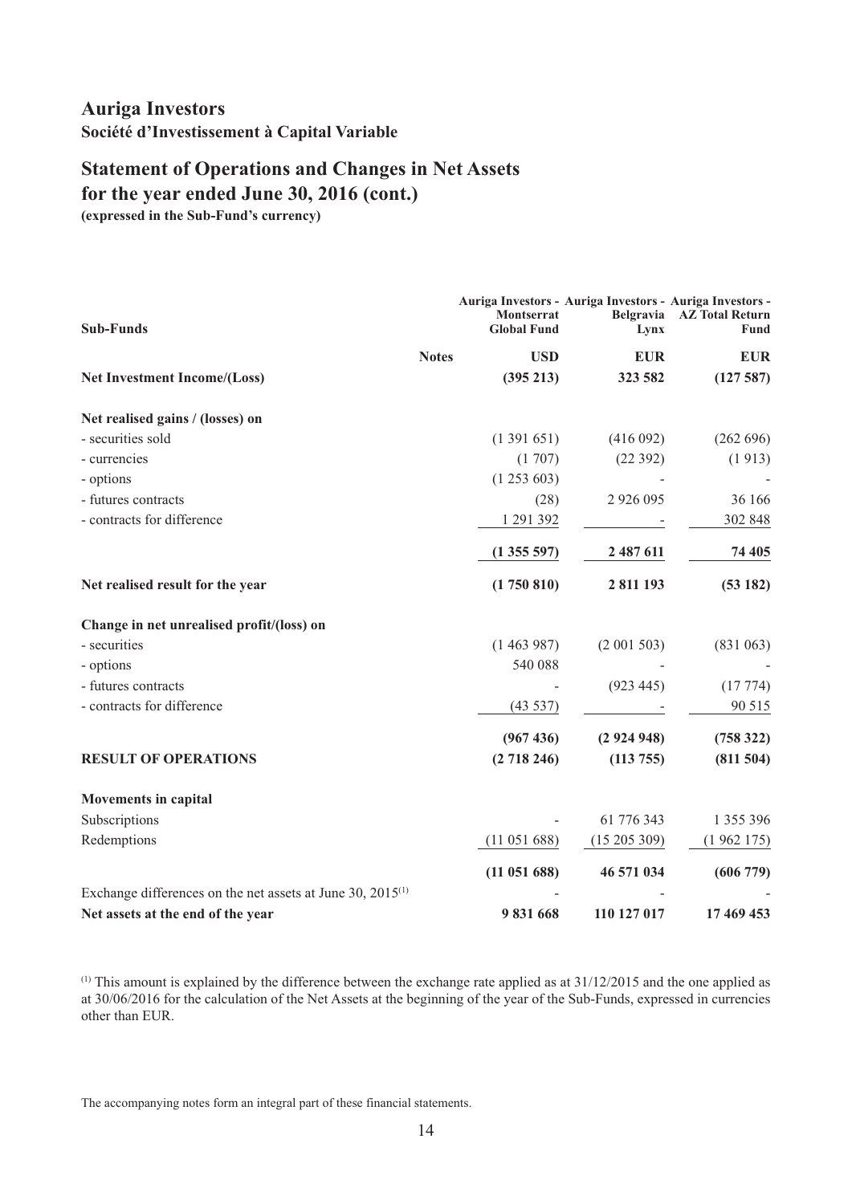# Auriga Investors

**Société d'Investissement à Capital Variable**

## Statement of Operations and Changes in Net Assets for the year ended June 30, 2016 (cont.)

**(expressed in the Sub-Fund's currency)**

| Sub-Funds | Notes | Auriga Investors - Montserrat Global Fund | Auriga Investors - Belgravia Lynx | Auriga Investors - AZ Total Return Fund |
|---|---|---|---|---|
| | | **USD** | **EUR** | **EUR** |
| **Net Investment Income/(Loss)** | | **(395 213)** | **323 582** | **(127 587)** |
| **Net realised gains / (losses) on** | | | | |
| - securities sold | | (1 391 651) | (416 092) | (262 696) |
| - currencies | | (1 707) | (22 392) | (1 913) |
| - options | | (1 253 603) | - | - |
| - futures contracts | | (28) | 2 926 095 | 36 166 |
| - contracts for difference | | 1 291 392 | - | 302 848 |
| | | **(1 355 597)** | **2 487 611** | **74 405** |
| **Net realised result for the year** | | **(1 750 810)** | **2 811 193** | **(53 182)** |
| **Change in net unrealised profit/(loss) on** | | | | |
| - securities | | (1 463 987) | (2 001 503) | (831 063) |
| - options | | 540 088 | - | - |
| - futures contracts | | - | (923 445) | (17 774) |
| - contracts for difference | | (43 537) | - | 90 515 |
| | | **(967 436)** | **(2 924 948)** | **(758 322)** |
| **RESULT OF OPERATIONS** | | **(2 718 246)** | **(113 755)** | **(811 504)** |
| **Movements in capital** | | | | |
| Subscriptions | | - | 61 776 343 | 1 355 396 |
| Redemptions | | (11 051 688) | (15 205 309) | (1 962 175) |
| | | **(11 051 688)** | **46 571 034** | **(606 779)** |
| Exchange differences on the net assets at June 30, 2015[1] | | - | - | - |
| **Net assets at the end of the year** | | **9 831 668** | **110 127 017** | **17 469 453** |

[1] This amount is explained by the difference between the exchange rate applied as at 31/12/2015 and the one applied as at 30/06/2016 for the calculation of the Net Assets at the beginning of the year of the Sub-Funds, expressed in currencies other than EUR.

The accompanying notes form an integral part of these financial statements.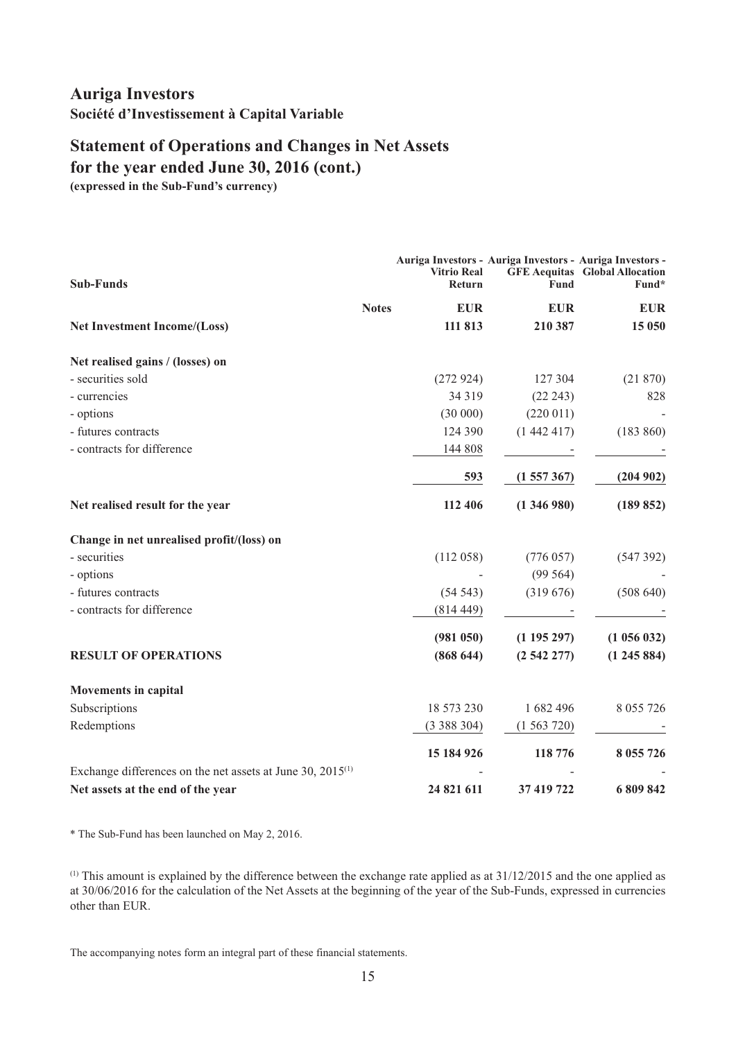# Auriga Investors

**Société d'Investissement à Capital Variable**

## Statement of Operations and Changes in Net Assets for the year ended June 30, 2016 (cont.)

**(expressed in the Sub-Fund's currency)**

| **Sub-Funds** | | **Auriga Investors - Vitrio Real Return** | **Auriga Investors - GFE Aequitas Fund** | **Auriga Investors - Global Allocation Fund*** |
|---|---|---|---|---|
| | **Notes** | **EUR** | **EUR** | **EUR** |
| **Net Investment Income/(Loss)** | | **111 813** | **210 387** | **15 050** |
| **Net realised gains / (losses) on** | | | | |
| - securities sold | | (272 924) | 127 304 | (21 870) |
| - currencies | | 34 319 | (22 243) | 828 |
| - options | | (30 000) | (220 011) | - |
| - futures contracts | | 124 390 | (1 442 417) | (183 860) |
| - contracts for difference | | 144 808 | - | - |
| | | **593** | **(1 557 367)** | **(204 902)** |
| **Net realised result for the year** | | **112 406** | **(1 346 980)** | **(189 852)** |
| **Change in net unrealised profit/(loss) on** | | | | |
| - securities | | (112 058) | (776 057) | (547 392) |
| - options | | - | (99 564) | - |
| - futures contracts | | (54 543) | (319 676) | (508 640) |
| - contracts for difference | | (814 449) | - | - |
| | | **(981 050)** | **(1 195 297)** | **(1 056 032)** |
| **RESULT OF OPERATIONS** | | **(868 644)** | **(2 542 277)** | **(1 245 884)** |
| **Movements in capital** | | | | |
| Subscriptions | | 18 573 230 | 1 682 496 | 8 055 726 |
| Redemptions | | (3 388 304) | (1 563 720) | - |
| | | **15 184 926** | **118 776** | **8 055 726** |
| Exchange differences on the net assets at June 30, 2015[1] | | - | - | - |
| **Net assets at the end of the year** | | **24 821 611** | **37 419 722** | **6 809 842** |

\* The Sub-Fund has been launched on May 2, 2016.

[1] This amount is explained by the difference between the exchange rate applied as at 31/12/2015 and the one applied as at 30/06/2016 for the calculation of the Net Assets at the beginning of the year of the Sub-Funds, expressed in currencies other than EUR.

The accompanying notes form an integral part of these financial statements.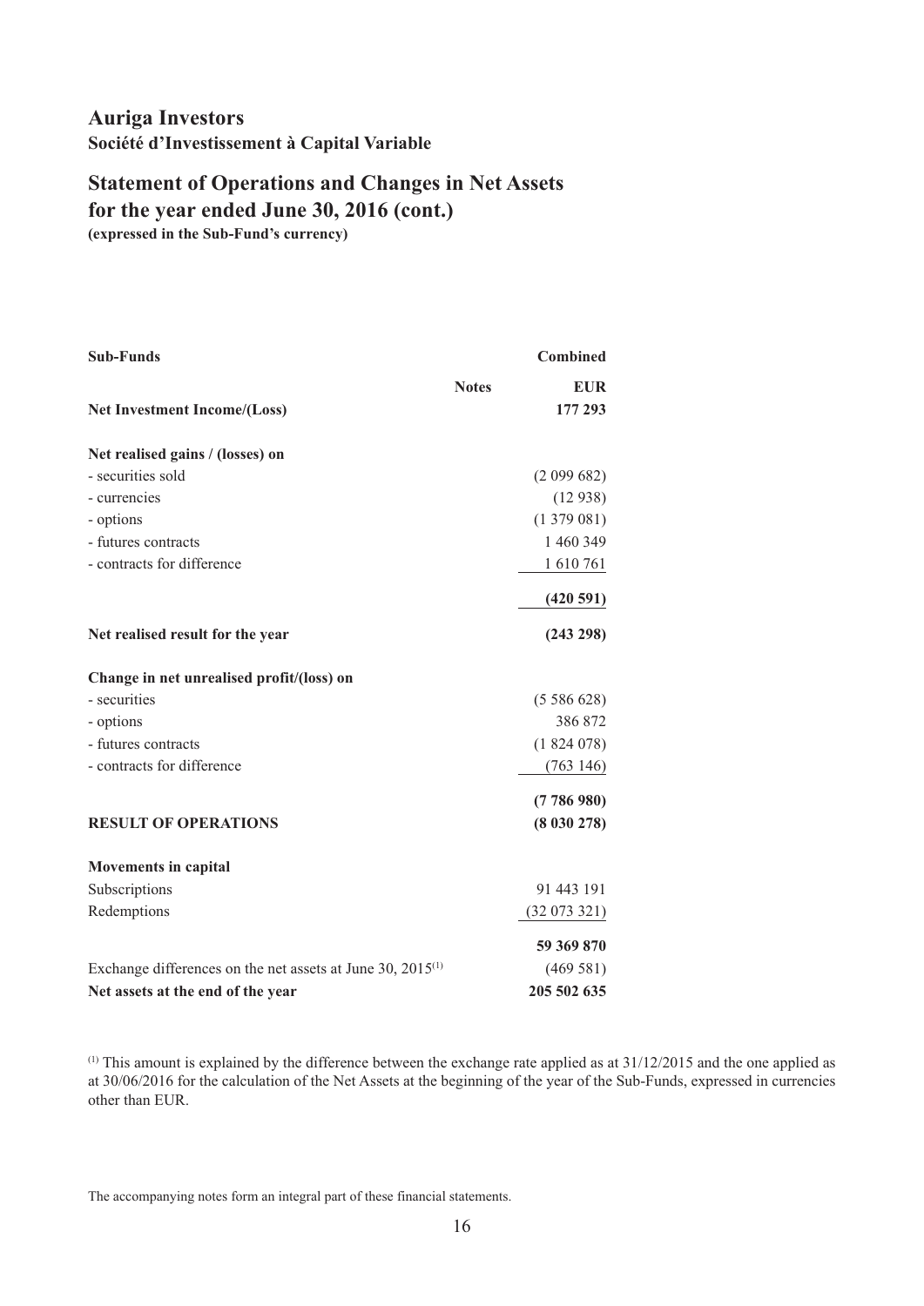# Auriga Investors

**Société d'Investissement à Capital Variable**

## Statement of Operations and Changes in Net Assets for the year ended June 30, 2016 (cont.)

**(expressed in the Sub-Fund's currency)**

| **Sub-Funds** | | **Combined** |
|---|---|---|
| | **Notes** | **EUR** |
| **Net Investment Income/(Loss)** | | **177 293** |
| | | |
| **Net realised gains / (losses) on** | | |
| - securities sold | | (2 099 682) |
| - currencies | | (12 938) |
| - options | | (1 379 081) |
| - futures contracts | | 1 460 349 |
| - contracts for difference | | 1 610 761 |
| | | **(420 591)** |
| **Net realised result for the year** | | **(243 298)** |
| | | |
| **Change in net unrealised profit/(loss) on** | | |
| - securities | | (5 586 628) |
| - options | | 386 872 |
| - futures contracts | | (1 824 078) |
| - contracts for difference | | (763 146) |
| | | **(7 786 980)** |
| **RESULT OF OPERATIONS** | | **(8 030 278)** |
| | | |
| **Movements in capital** | | |
| Subscriptions | | 91 443 191 |
| Redemptions | | (32 073 321) |
| | | **59 369 870** |
| Exchange differences on the net assets at June 30, 2015[1] | | (469 581) |
| **Net assets at the end of the year** | | **205 502 635** |

[1] This amount is explained by the difference between the exchange rate applied as at 31/12/2015 and the one applied as at 30/06/2016 for the calculation of the Net Assets at the beginning of the year of the Sub-Funds, expressed in currencies other than EUR.

The accompanying notes form an integral part of these financial statements.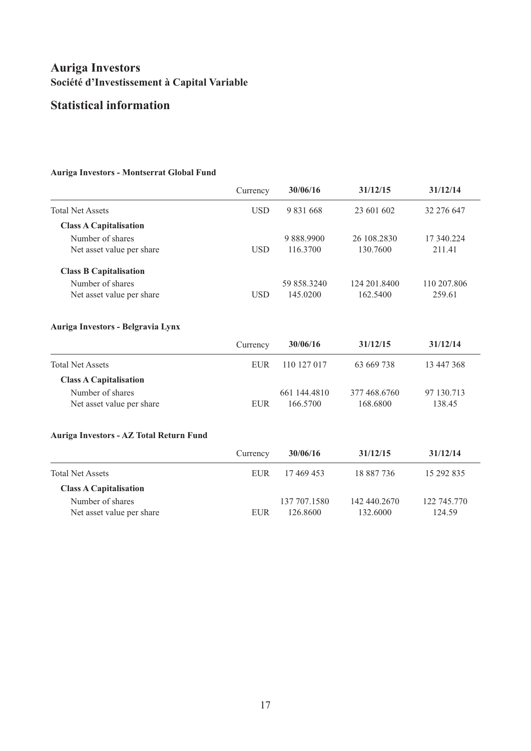# Auriga Investors
## Société d'Investissement à Capital Variable

## Statistical information

**Auriga Investors - Montserrat Global Fund**

| | Currency | 30/06/16 | 31/12/15 | 31/12/14 |
|---|---|---|---|---|
| Total Net Assets | USD | 9 831 668 | 23 601 602 | 32 276 647 |
| **Class A Capitalisation** | | | | |
| Number of shares | | 9 888.9900 | 26 108.2830 | 17 340.224 |
| Net asset value per share | USD | 116.3700 | 130.7600 | 211.41 |
| **Class B Capitalisation** | | | | |
| Number of shares | | 59 858.3240 | 124 201.8400 | 110 207.806 |
| Net asset value per share | USD | 145.0200 | 162.5400 | 259.61 |

**Auriga Investors - Belgravia Lynx**

| | Currency | 30/06/16 | 31/12/15 | 31/12/14 |
|---|---|---|---|---|
| Total Net Assets | EUR | 110 127 017 | 63 669 738 | 13 447 368 |
| **Class A Capitalisation** | | | | |
| Number of shares | | 661 144.4810 | 377 468.6760 | 97 130.713 |
| Net asset value per share | EUR | 166.5700 | 168.6800 | 138.45 |

**Auriga Investors - AZ Total Return Fund**

| | Currency | 30/06/16 | 31/12/15 | 31/12/14 |
|---|---|---|---|---|
| Total Net Assets | EUR | 17 469 453 | 18 887 736 | 15 292 835 |
| **Class A Capitalisation** | | | | |
| Number of shares | | 137 707.1580 | 142 440.2670 | 122 745.770 |
| Net asset value per share | EUR | 126.8600 | 132.6000 | 124.59 |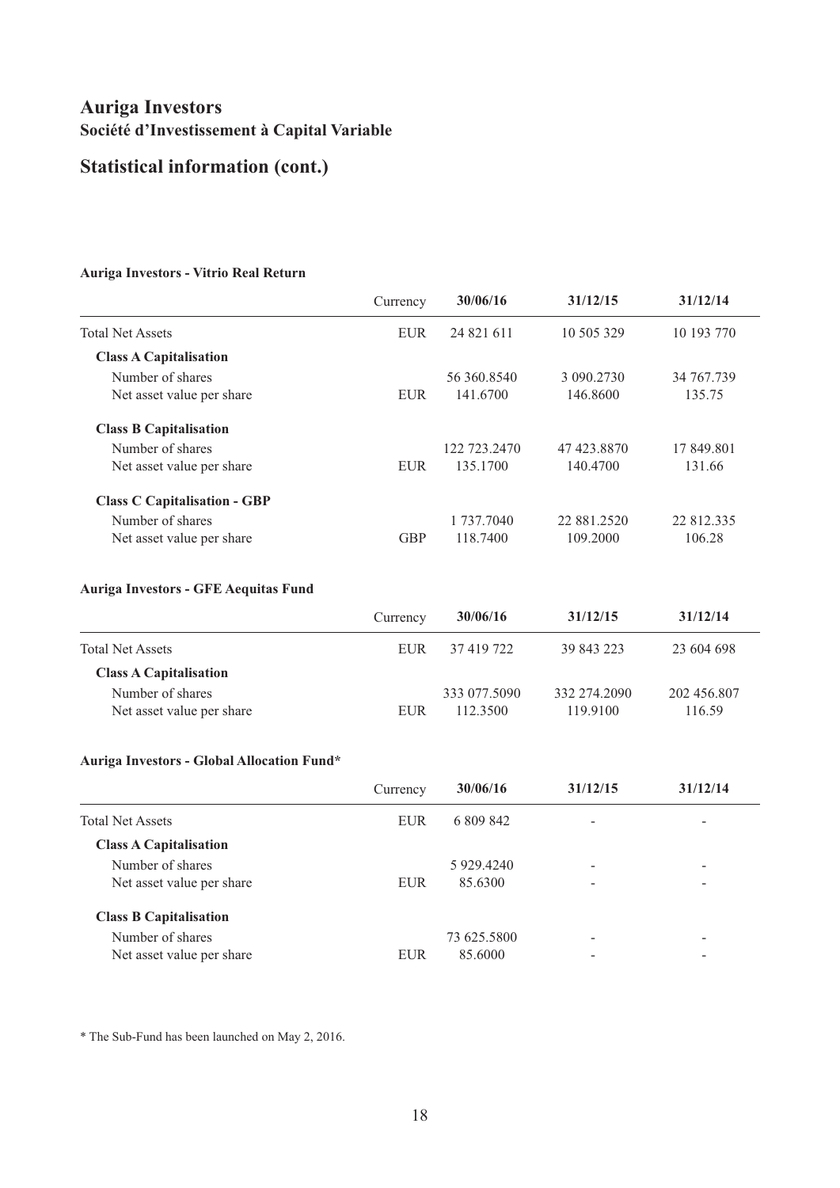# Auriga Investors
## Société d'Investissement à Capital Variable

## Statistical information (cont.)

### Auriga Investors - Vitrio Real Return

| | Currency | 30/06/16 | 31/12/15 | 31/12/14 |
|---|---|---|---|---|
| Total Net Assets | EUR | 24 821 611 | 10 505 329 | 10 193 770 |
| **Class A Capitalisation** | | | | |
| Number of shares | | 56 360.8540 | 3 090.2730 | 34 767.739 |
| Net asset value per share | EUR | 141.6700 | 146.8600 | 135.75 |
| **Class B Capitalisation** | | | | |
| Number of shares | | 122 723.2470 | 47 423.8870 | 17 849.801 |
| Net asset value per share | EUR | 135.1700 | 140.4700 | 131.66 |
| **Class C Capitalisation - GBP** | | | | |
| Number of shares | | 1 737.7040 | 22 881.2520 | 22 812.335 |
| Net asset value per share | GBP | 118.7400 | 109.2000 | 106.28 |

### Auriga Investors - GFE Aequitas Fund

| | Currency | 30/06/16 | 31/12/15 | 31/12/14 |
|---|---|---|---|---|
| Total Net Assets | EUR | 37 419 722 | 39 843 223 | 23 604 698 |
| **Class A Capitalisation** | | | | |
| Number of shares | | 333 077.5090 | 332 274.2090 | 202 456.807 |
| Net asset value per share | EUR | 112.3500 | 119.9100 | 116.59 |

### Auriga Investors - Global Allocation Fund*

| | Currency | 30/06/16 | 31/12/15 | 31/12/14 |
|---|---|---|---|---|
| Total Net Assets | EUR | 6 809 842 | - | - |
| **Class A Capitalisation** | | | | |
| Number of shares | | 5 929.4240 | - | - |
| Net asset value per share | EUR | 85.6300 | - | - |
| **Class B Capitalisation** | | | | |
| Number of shares | | 73 625.5800 | - | - |
| Net asset value per share | EUR | 85.6000 | - | - |

* The Sub-Fund has been launched on May 2, 2016.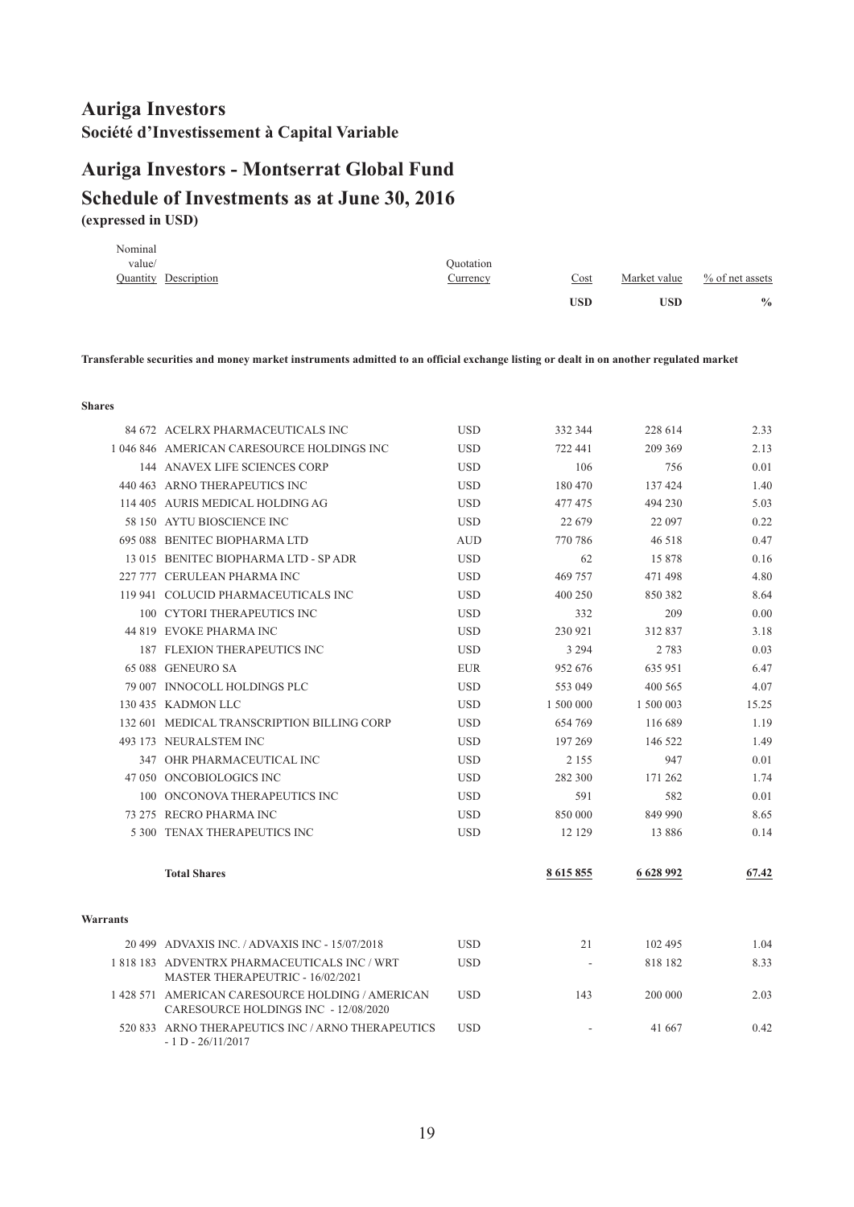# Auriga Investors

**Société d'Investissement à Capital Variable**

## Auriga Investors - Montserrat Global Fund

## Schedule of Investments as at June 30, 2016

**(expressed in USD)**

| Nominal value/ Quantity | Description | Quotation Currency | Cost USD | Market value USD | % of net assets % |
|---|---|---|---|---|---|
| | **Transferable securities and money market instruments admitted to an official exchange listing or dealt in on another regulated market** | | | | |
| | **Shares** | | | | |
| 84 672 | ACELRX PHARMACEUTICALS INC | USD | 332 344 | 228 614 | 2.33 |
| 1 046 846 | AMERICAN CARESOURCE HOLDINGS INC | USD | 722 441 | 209 369 | 2.13 |
| 144 | ANAVEX LIFE SCIENCES CORP | USD | 106 | 756 | 0.01 |
| 440 463 | ARNO THERAPEUTICS INC | USD | 180 470 | 137 424 | 1.40 |
| 114 405 | AURIS MEDICAL HOLDING AG | USD | 477 475 | 494 230 | 5.03 |
| 58 150 | AYTU BIOSCIENCE INC | USD | 22 679 | 22 097 | 0.22 |
| 695 088 | BENITEC BIOPHARMA LTD | AUD | 770 786 | 46 518 | 0.47 |
| 13 015 | BENITEC BIOPHARMA LTD - SP ADR | USD | 62 | 15 878 | 0.16 |
| 227 777 | CERULEAN PHARMA INC | USD | 469 757 | 471 498 | 4.80 |
| 119 941 | COLUCID PHARMACEUTICALS INC | USD | 400 250 | 850 382 | 8.64 |
| 100 | CYTORI THERAPEUTICS INC | USD | 332 | 209 | 0.00 |
| 44 819 | EVOKE PHARMA INC | USD | 230 921 | 312 837 | 3.18 |
| 187 | FLEXION THERAPEUTICS INC | USD | 3 294 | 2 783 | 0.03 |
| 65 088 | GENEURO SA | EUR | 952 676 | 635 951 | 6.47 |
| 79 007 | INNOCOLL HOLDINGS PLC | USD | 553 049 | 400 565 | 4.07 |
| 130 435 | KADMON LLC | USD | 1 500 000 | 1 500 003 | 15.25 |
| 132 601 | MEDICAL TRANSCRIPTION BILLING CORP | USD | 654 769 | 116 689 | 1.19 |
| 493 173 | NEURALSTEM INC | USD | 197 269 | 146 522 | 1.49 |
| 347 | OHR PHARMACEUTICAL INC | USD | 2 155 | 947 | 0.01 |
| 47 050 | ONCOBIOLOGICS INC | USD | 282 300 | 171 262 | 1.74 |
| 100 | ONCONOVA THERAPEUTICS INC | USD | 591 | 582 | 0.01 |
| 73 275 | RECRO PHARMA INC | USD | 850 000 | 849 990 | 8.65 |
| 5 300 | TENAX THERAPEUTICS INC | USD | 12 129 | 13 886 | 0.14 |
| | **Total Shares** | | **8 615 855** | **6 628 992** | **67.42** |
| | **Warrants** | | | | |
| 20 499 | ADVAXIS INC. / ADVAXIS INC - 15/07/2018 | USD | 21 | 102 495 | 1.04 |
| 1 818 183 | ADVENTRX PHARMACEUTICALS INC / WRT MASTER THERAPEUTRIC - 16/02/2021 | USD | - | 818 182 | 8.33 |
| 1 428 571 | AMERICAN CARESOURCE HOLDING / AMERICAN CARESOURCE HOLDINGS INC - 12/08/2020 | USD | 143 | 200 000 | 2.03 |
| 520 833 | ARNO THERAPEUTICS INC / ARNO THERAPEUTICS - 1 D - 26/11/2017 | USD | - | 41 667 | 0.42 |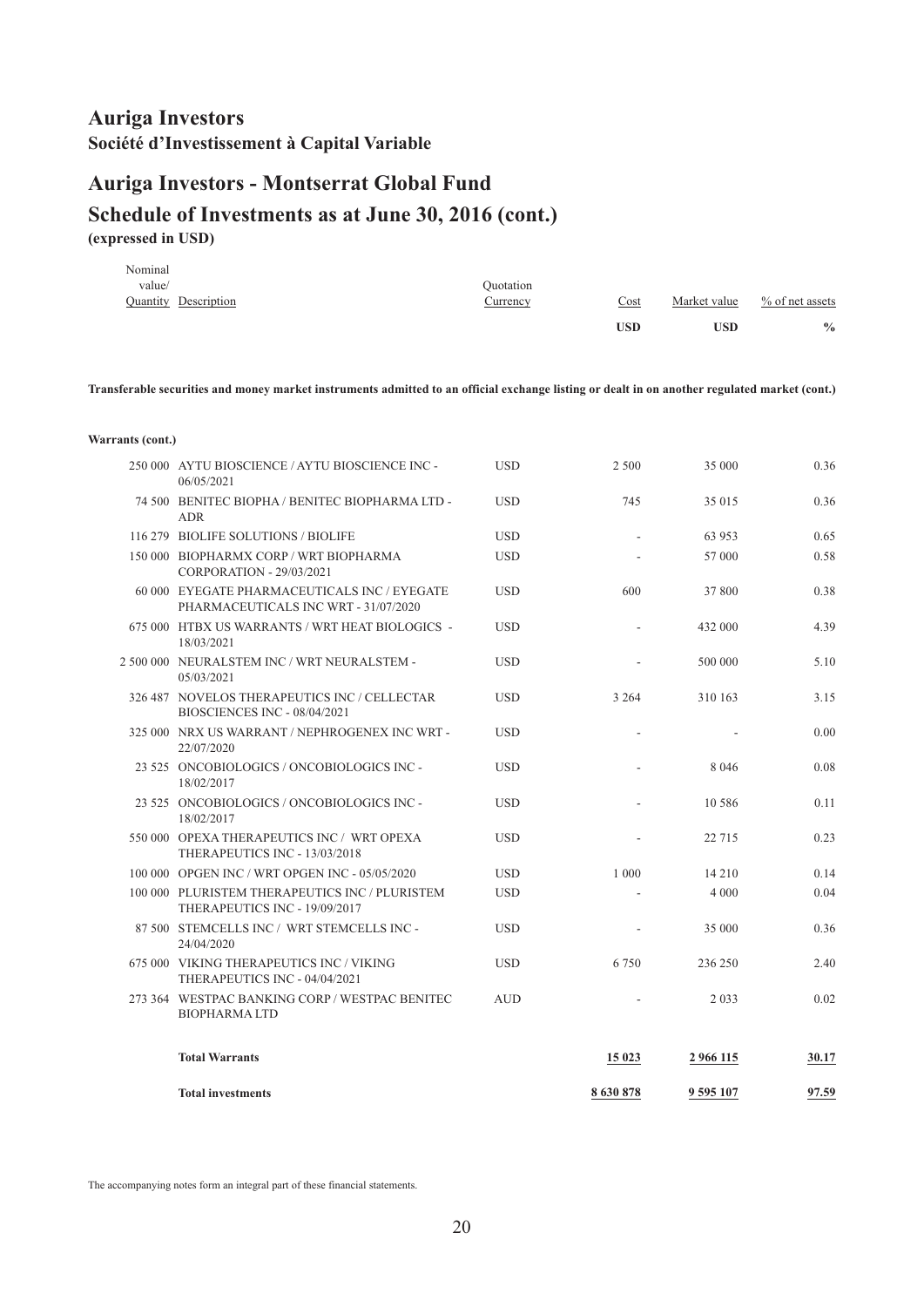# Auriga Investors

**Société d'Investissement à Capital Variable**

## Auriga Investors - Montserrat Global Fund

## Schedule of Investments as at June 30, 2016 (cont.)

**(expressed in USD)**

| Nominal value/ Quantity | Description | Quotation Currency | Cost | Market value | % of net assets |
|---|---|---|---|---|---|
| | | | **USD** | **USD** | **%** |

**Transferable securities and money market instruments admitted to an official exchange listing or dealt in on another regulated market (cont.)**

**Warrants (cont.)**

| Nominal value/ Quantity | Description | Quotation Currency | Cost | Market value | % of net assets |
|---|---|---|---|---|---|
| 250 000 | AYTU BIOSCIENCE / AYTU BIOSCIENCE INC - 06/05/2021 | USD | 2 500 | 35 000 | 0.36 |
| 74 500 | BENITEC BIOPHA / BENITEC BIOPHARMA LTD - ADR | USD | 745 | 35 015 | 0.36 |
| 116 279 | BIOLIFE SOLUTIONS / BIOLIFE | USD | - | 63 953 | 0.65 |
| 150 000 | BIOPHARMX CORP / WRT BIOPHARMA CORPORATION - 29/03/2021 | USD | - | 57 000 | 0.58 |
| 60 000 | EYEGATE PHARMACEUTICALS INC / EYEGATE PHARMACEUTICALS INC WRT - 31/07/2020 | USD | 600 | 37 800 | 0.38 |
| 675 000 | HTBX US WARRANTS / WRT HEAT BIOLOGICS - 18/03/2021 | USD | - | 432 000 | 4.39 |
| 2 500 000 | NEURALSTEM INC / WRT NEURALSTEM - 05/03/2021 | USD | - | 500 000 | 5.10 |
| 326 487 | NOVELOS THERAPEUTICS INC / CELLECTAR BIOSCIENCES INC - 08/04/2021 | USD | 3 264 | 310 163 | 3.15 |
| 325 000 | NRX US WARRANT / NEPHROGENEX INC WRT - 22/07/2020 | USD | - | - | 0.00 |
| 23 525 | ONCOBIOLOGICS / ONCOBIOLOGICS INC - 18/02/2017 | USD | - | 8 046 | 0.08 |
| 23 525 | ONCOBIOLOGICS / ONCOBIOLOGICS INC - 18/02/2017 | USD | - | 10 586 | 0.11 |
| 550 000 | OPEXA THERAPEUTICS INC / WRT OPEXA THERAPEUTICS INC - 13/03/2018 | USD | - | 22 715 | 0.23 |
| 100 000 | OPGEN INC / WRT OPGEN INC - 05/05/2020 | USD | 1 000 | 14 210 | 0.14 |
| 100 000 | PLURISTEM THERAPEUTICS INC / PLURISTEM THERAPEUTICS INC - 19/09/2017 | USD | - | 4 000 | 0.04 |
| 87 500 | STEMCELLS INC / WRT STEMCELLS INC - 24/04/2020 | USD | - | 35 000 | 0.36 |
| 675 000 | VIKING THERAPEUTICS INC / VIKING THERAPEUTICS INC - 04/04/2021 | USD | 6 750 | 236 250 | 2.40 |
| 273 364 | WESTPAC BANKING CORP / WESTPAC BENITEC BIOPHARMA LTD | AUD | - | 2 033 | 0.02 |
| | **Total Warrants** | | **15 023** | **2 966 115** | **30.17** |
| | **Total investments** | | **8 630 878** | **9 595 107** | **97.59** |

The accompanying notes form an integral part of these financial statements.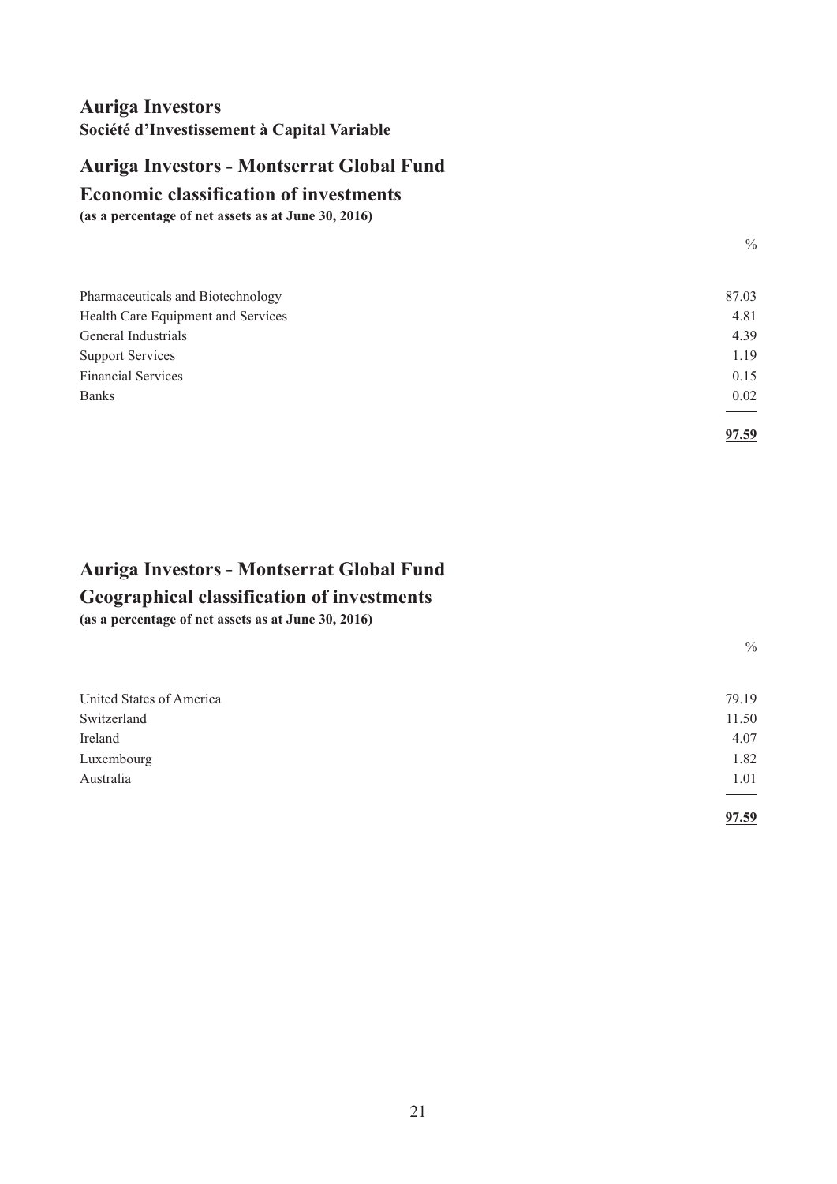# Auriga Investors

**Société d'Investissement à Capital Variable**

## Auriga Investors - Montserrat Global Fund

## Economic classification of investments

**(as a percentage of net assets as at June 30, 2016)**

| | % |
|---|---|
| Pharmaceuticals and Biotechnology | 87.03 |
| Health Care Equipment and Services | 4.81 |
| General Industrials | 4.39 |
| Support Services | 1.19 |
| Financial Services | 0.15 |
| Banks | 0.02 |
| | **97.59** |

## Auriga Investors - Montserrat Global Fund

## Geographical classification of investments

**(as a percentage of net assets as at June 30, 2016)**

| | % |
|---|---|
| United States of America | 79.19 |
| Switzerland | 11.50 |
| Ireland | 4.07 |
| Luxembourg | 1.82 |
| Australia | 1.01 |
| | **97.59** |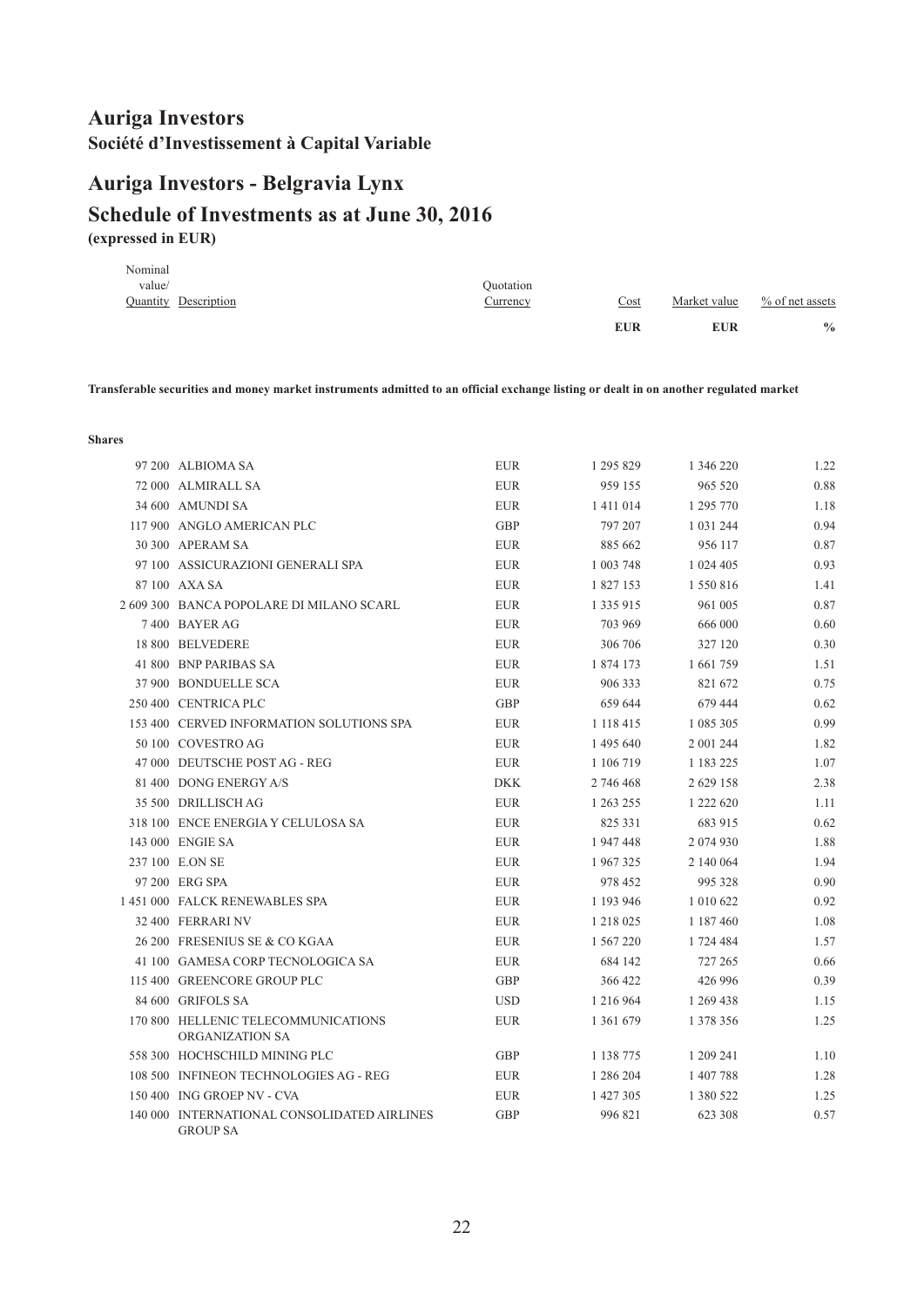# Auriga Investors

**Société d'Investissement à Capital Variable**

# Auriga Investors - Belgravia Lynx

## Schedule of Investments as at June 30, 2016

**(expressed in EUR)**

| Nominal value/ Quantity | Description | Quotation Currency | Cost EUR | Market value EUR | % of net assets % |
|---|---|---|---|---|---|
| | **Transferable securities and money market instruments admitted to an official exchange listing or dealt in on another regulated market** | | | | |
| | **Shares** | | | | |
| 97 200 | ALBIOMA SA | EUR | 1 295 829 | 1 346 220 | 1.22 |
| 72 000 | ALMIRALL SA | EUR | 959 155 | 965 520 | 0.88 |
| 34 600 | AMUNDI SA | EUR | 1 411 014 | 1 295 770 | 1.18 |
| 117 900 | ANGLO AMERICAN PLC | GBP | 797 207 | 1 031 244 | 0.94 |
| 30 300 | APERAM SA | EUR | 885 662 | 956 117 | 0.87 |
| 97 100 | ASSICURAZIONI GENERALI SPA | EUR | 1 003 748 | 1 024 405 | 0.93 |
| 87 100 | AXA SA | EUR | 1 827 153 | 1 550 816 | 1.41 |
| 2 609 300 | BANCA POPOLARE DI MILANO SCARL | EUR | 1 335 915 | 961 005 | 0.87 |
| 7 400 | BAYER AG | EUR | 703 969 | 666 000 | 0.60 |
| 18 800 | BELVEDERE | EUR | 306 706 | 327 120 | 0.30 |
| 41 800 | BNP PARIBAS SA | EUR | 1 874 173 | 1 661 759 | 1.51 |
| 37 900 | BONDUELLE SCA | EUR | 906 333 | 821 672 | 0.75 |
| 250 400 | CENTRICA PLC | GBP | 659 644 | 679 444 | 0.62 |
| 153 400 | CERVED INFORMATION SOLUTIONS SPA | EUR | 1 118 415 | 1 085 305 | 0.99 |
| 50 100 | COVESTRO AG | EUR | 1 495 640 | 2 001 244 | 1.82 |
| 47 000 | DEUTSCHE POST AG - REG | EUR | 1 106 719 | 1 183 225 | 1.07 |
| 81 400 | DONG ENERGY A/S | DKK | 2 746 468 | 2 629 158 | 2.38 |
| 35 500 | DRILLISCH AG | EUR | 1 263 255 | 1 222 620 | 1.11 |
| 318 100 | ENCE ENERGIA Y CELULOSA SA | EUR | 825 331 | 683 915 | 0.62 |
| 143 000 | ENGIE SA | EUR | 1 947 448 | 2 074 930 | 1.88 |
| 237 100 | E.ON SE | EUR | 1 967 325 | 2 140 064 | 1.94 |
| 97 200 | ERG SPA | EUR | 978 452 | 995 328 | 0.90 |
| 1 451 000 | FALCK RENEWABLES SPA | EUR | 1 193 946 | 1 010 622 | 0.92 |
| 32 400 | FERRARI NV | EUR | 1 218 025 | 1 187 460 | 1.08 |
| 26 200 | FRESENIUS SE & CO KGAA | EUR | 1 567 220 | 1 724 484 | 1.57 |
| 41 100 | GAMESA CORP TECNOLOGICA SA | EUR | 684 142 | 727 265 | 0.66 |
| 115 400 | GREENCORE GROUP PLC | GBP | 366 422 | 426 996 | 0.39 |
| 84 600 | GRIFOLS SA | USD | 1 216 964 | 1 269 438 | 1.15 |
| 170 800 | HELLENIC TELECOMMUNICATIONS ORGANIZATION SA | EUR | 1 361 679 | 1 378 356 | 1.25 |
| 558 300 | HOCHSCHILD MINING PLC | GBP | 1 138 775 | 1 209 241 | 1.10 |
| 108 500 | INFINEON TECHNOLOGIES AG - REG | EUR | 1 286 204 | 1 407 788 | 1.28 |
| 150 400 | ING GROEP NV - CVA | EUR | 1 427 305 | 1 380 522 | 1.25 |
| 140 000 | INTERNATIONAL CONSOLIDATED AIRLINES GROUP SA | GBP | 996 821 | 623 308 | 0.57 |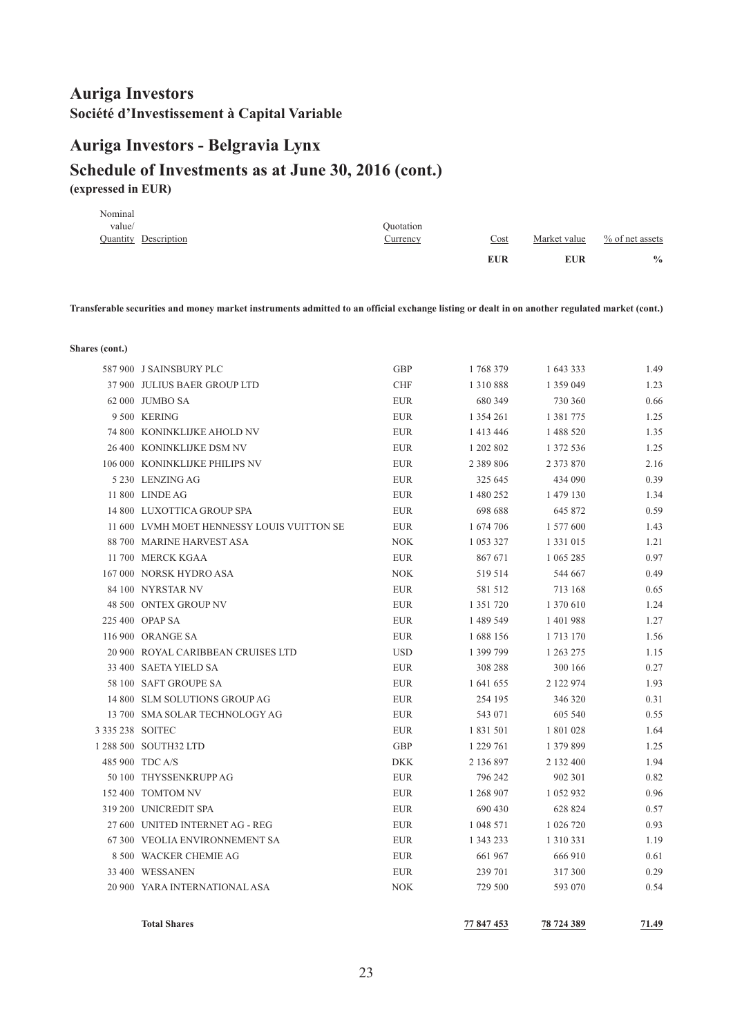# Auriga Investors

**Société d'Investissement à Capital Variable**

# Auriga Investors - Belgravia Lynx

## Schedule of Investments as at June 30, 2016 (cont.)

**(expressed in EUR)**

**Transferable securities and money market instruments admitted to an official exchange listing or dealt in on another regulated market (cont.)**

**Shares (cont.)**

| Nominal value/ Quantity | Description | Quotation Currency | Cost EUR | Market value EUR | % of net assets % |
|---|---|---|---|---|---|
| 587 900 | J SAINSBURY PLC | GBP | 1 768 379 | 1 643 333 | 1.49 |
| 37 900 | JULIUS BAER GROUP LTD | CHF | 1 310 888 | 1 359 049 | 1.23 |
| 62 000 | JUMBO SA | EUR | 680 349 | 730 360 | 0.66 |
| 9 500 | KERING | EUR | 1 354 261 | 1 381 775 | 1.25 |
| 74 800 | KONINKLIJKE AHOLD NV | EUR | 1 413 446 | 1 488 520 | 1.35 |
| 26 400 | KONINKLIJKE DSM NV | EUR | 1 202 802 | 1 372 536 | 1.25 |
| 106 000 | KONINKLIJKE PHILIPS NV | EUR | 2 389 806 | 2 373 870 | 2.16 |
| 5 230 | LENZING AG | EUR | 325 645 | 434 090 | 0.39 |
| 11 800 | LINDE AG | EUR | 1 480 252 | 1 479 130 | 1.34 |
| 14 800 | LUXOTTICA GROUP SPA | EUR | 698 688 | 645 872 | 0.59 |
| 11 600 | LVMH MOET HENNESSY LOUIS VUITTON SE | EUR | 1 674 706 | 1 577 600 | 1.43 |
| 88 700 | MARINE HARVEST ASA | NOK | 1 053 327 | 1 331 015 | 1.21 |
| 11 700 | MERCK KGAA | EUR | 867 671 | 1 065 285 | 0.97 |
| 167 000 | NORSK HYDRO ASA | NOK | 519 514 | 544 667 | 0.49 |
| 84 100 | NYRSTAR NV | EUR | 581 512 | 713 168 | 0.65 |
| 48 500 | ONTEX GROUP NV | EUR | 1 351 720 | 1 370 610 | 1.24 |
| 225 400 | OPAP SA | EUR | 1 489 549 | 1 401 988 | 1.27 |
| 116 900 | ORANGE SA | EUR | 1 688 156 | 1 713 170 | 1.56 |
| 20 900 | ROYAL CARIBBEAN CRUISES LTD | USD | 1 399 799 | 1 263 275 | 1.15 |
| 33 400 | SAETA YIELD SA | EUR | 308 288 | 300 166 | 0.27 |
| 58 100 | SAFT GROUPE SA | EUR | 1 641 655 | 2 122 974 | 1.93 |
| 14 800 | SLM SOLUTIONS GROUP AG | EUR | 254 195 | 346 320 | 0.31 |
| 13 700 | SMA SOLAR TECHNOLOGY AG | EUR | 543 071 | 605 540 | 0.55 |
| 3 335 238 | SOITEC | EUR | 1 831 501 | 1 801 028 | 1.64 |
| 1 288 500 | SOUTH32 LTD | GBP | 1 229 761 | 1 379 899 | 1.25 |
| 485 900 | TDC A/S | DKK | 2 136 897 | 2 132 400 | 1.94 |
| 50 100 | THYSSENKRUPP AG | EUR | 796 242 | 902 301 | 0.82 |
| 152 400 | TOMTOM NV | EUR | 1 268 907 | 1 052 932 | 0.96 |
| 319 200 | UNICREDIT SPA | EUR | 690 430 | 628 824 | 0.57 |
| 27 600 | UNITED INTERNET AG - REG | EUR | 1 048 571 | 1 026 720 | 0.93 |
| 67 300 | VEOLIA ENVIRONNEMENT SA | EUR | 1 343 233 | 1 310 331 | 1.19 |
| 8 500 | WACKER CHEMIE AG | EUR | 661 967 | 666 910 | 0.61 |
| 33 400 | WESSANEN | EUR | 239 701 | 317 300 | 0.29 |
| 20 900 | YARA INTERNATIONAL ASA | NOK | 729 500 | 593 070 | 0.54 |
| | **Total Shares** | | **77 847 453** | **78 724 389** | **71.49** |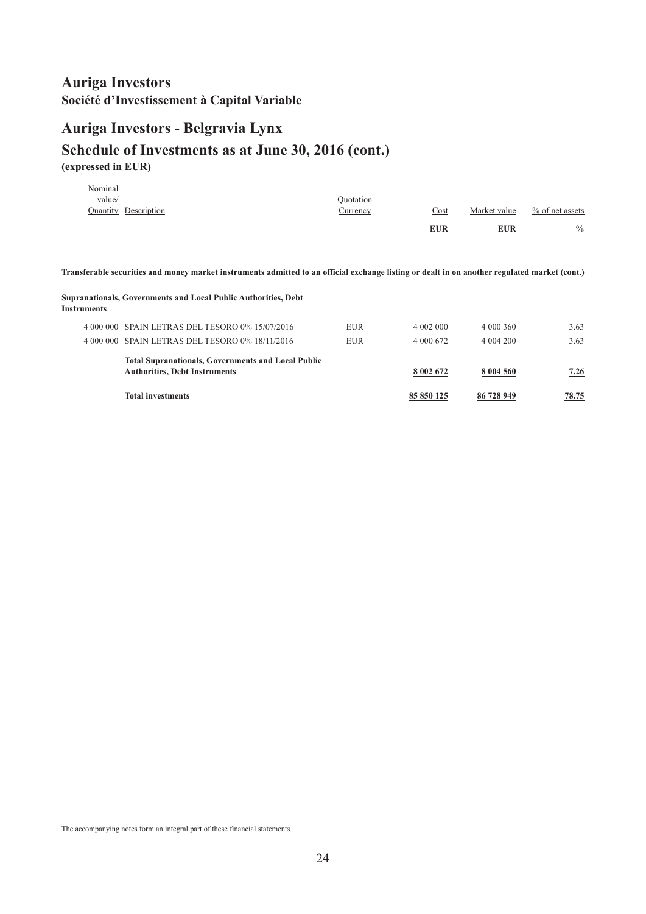# Auriga Investors

**Société d'Investissement à Capital Variable**

## Auriga Investors - Belgravia Lynx

## Schedule of Investments as at June 30, 2016 (cont.)

**(expressed in EUR)**

| Nominal value/ Quantity | Description | Quotation Currency | Cost | Market value | % of net assets |
|---|---|---|---|---|---|
| | | | **EUR** | **EUR** | **%** |
| | **Transferable securities and money market instruments admitted to an official exchange listing or dealt in on another regulated market (cont.)** | | | | |
| | **Supranationals, Governments and Local Public Authorities, Debt Instruments** | | | | |
| 4 000 000 | SPAIN LETRAS DEL TESORO 0% 15/07/2016 | EUR | 4 002 000 | 4 000 360 | 3.63 |
| 4 000 000 | SPAIN LETRAS DEL TESORO 0% 18/11/2016 | EUR | 4 000 672 | 4 004 200 | 3.63 |
| | **Total Supranationals, Governments and Local Public Authorities, Debt Instruments** | | **8 002 672** | **8 004 560** | **7.26** |
| | **Total investments** | | **85 850 125** | **86 728 949** | **78.75** |

The accompanying notes form an integral part of these financial statements.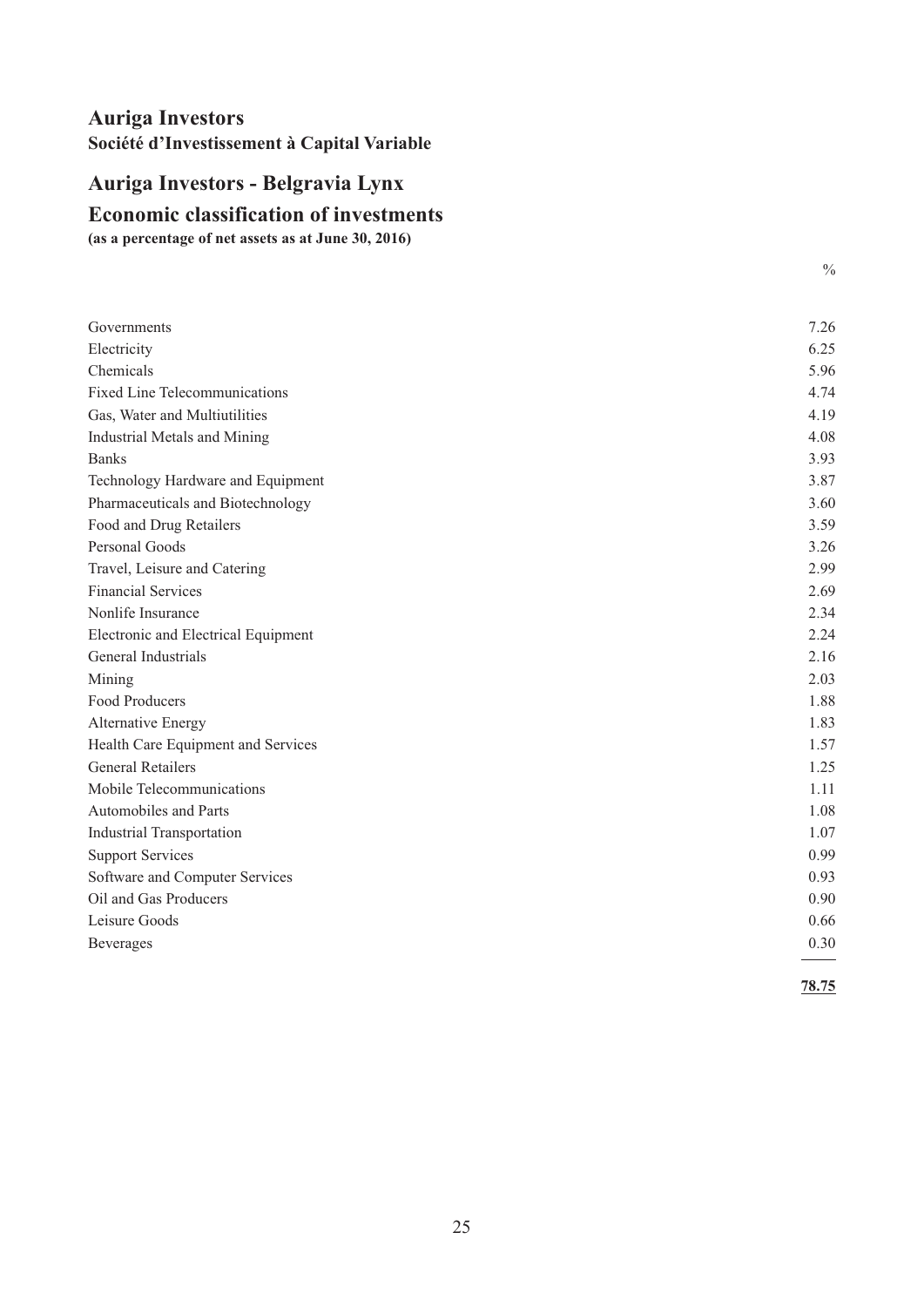# Auriga Investors

**Société d'Investissement à Capital Variable**

## Auriga Investors - Belgravia Lynx

## Economic classification of investments

**(as a percentage of net assets as at June 30, 2016)**

| | % |
|---|---|
| Governments | 7.26 |
| Electricity | 6.25 |
| Chemicals | 5.96 |
| Fixed Line Telecommunications | 4.74 |
| Gas, Water and Multiutilities | 4.19 |
| Industrial Metals and Mining | 4.08 |
| Banks | 3.93 |
| Technology Hardware and Equipment | 3.87 |
| Pharmaceuticals and Biotechnology | 3.60 |
| Food and Drug Retailers | 3.59 |
| Personal Goods | 3.26 |
| Travel, Leisure and Catering | 2.99 |
| Financial Services | 2.69 |
| Nonlife Insurance | 2.34 |
| Electronic and Electrical Equipment | 2.24 |
| General Industrials | 2.16 |
| Mining | 2.03 |
| Food Producers | 1.88 |
| Alternative Energy | 1.83 |
| Health Care Equipment and Services | 1.57 |
| General Retailers | 1.25 |
| Mobile Telecommunications | 1.11 |
| Automobiles and Parts | 1.08 |
| Industrial Transportation | 1.07 |
| Support Services | 0.99 |
| Software and Computer Services | 0.93 |
| Oil and Gas Producers | 0.90 |
| Leisure Goods | 0.66 |
| Beverages | 0.30 |
| | **78.75** |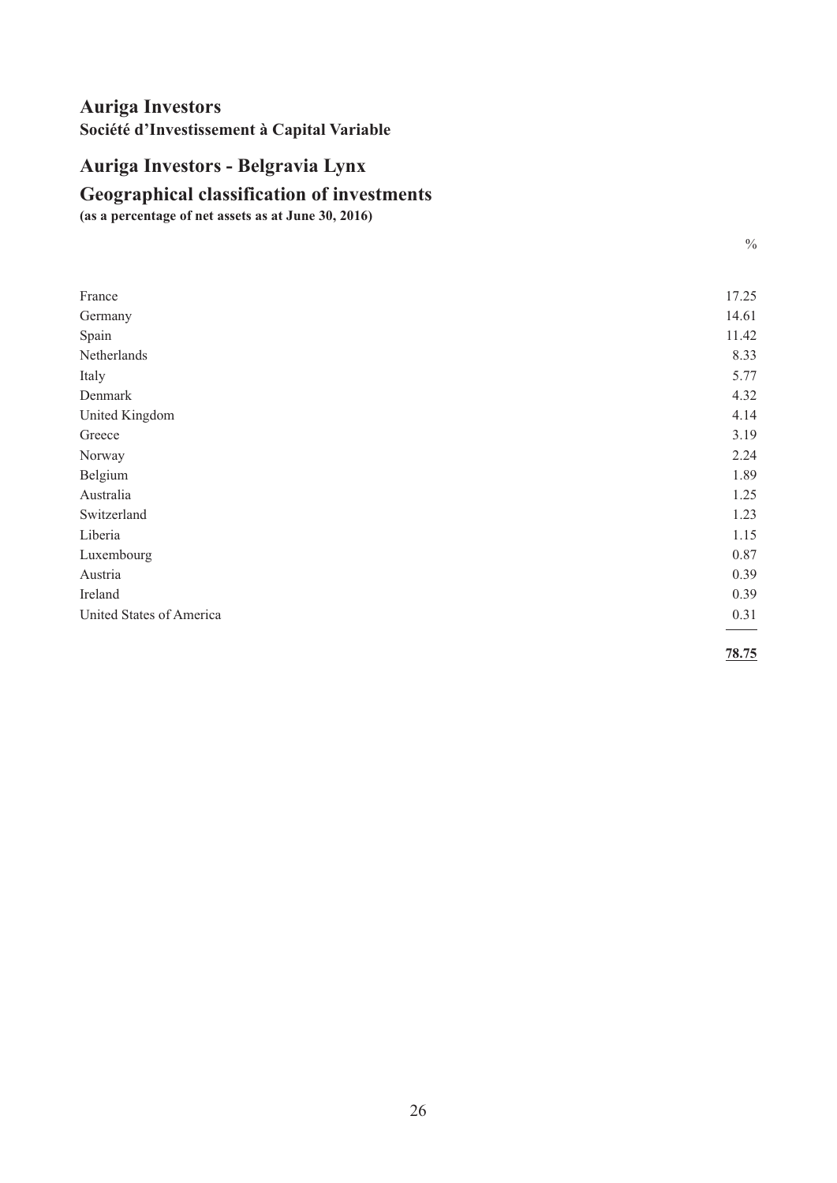# Auriga Investors

**Société d'Investissement à Capital Variable**

## Auriga Investors - Belgravia Lynx

## Geographical classification of investments

**(as a percentage of net assets as at June 30, 2016)**

| | % |
|---|---|
| France | 17.25 |
| Germany | 14.61 |
| Spain | 11.42 |
| Netherlands | 8.33 |
| Italy | 5.77 |
| Denmark | 4.32 |
| United Kingdom | 4.14 |
| Greece | 3.19 |
| Norway | 2.24 |
| Belgium | 1.89 |
| Australia | 1.25 |
| Switzerland | 1.23 |
| Liberia | 1.15 |
| Luxembourg | 0.87 |
| Austria | 0.39 |
| Ireland | 0.39 |
| United States of America | 0.31 |
| | **78.75** |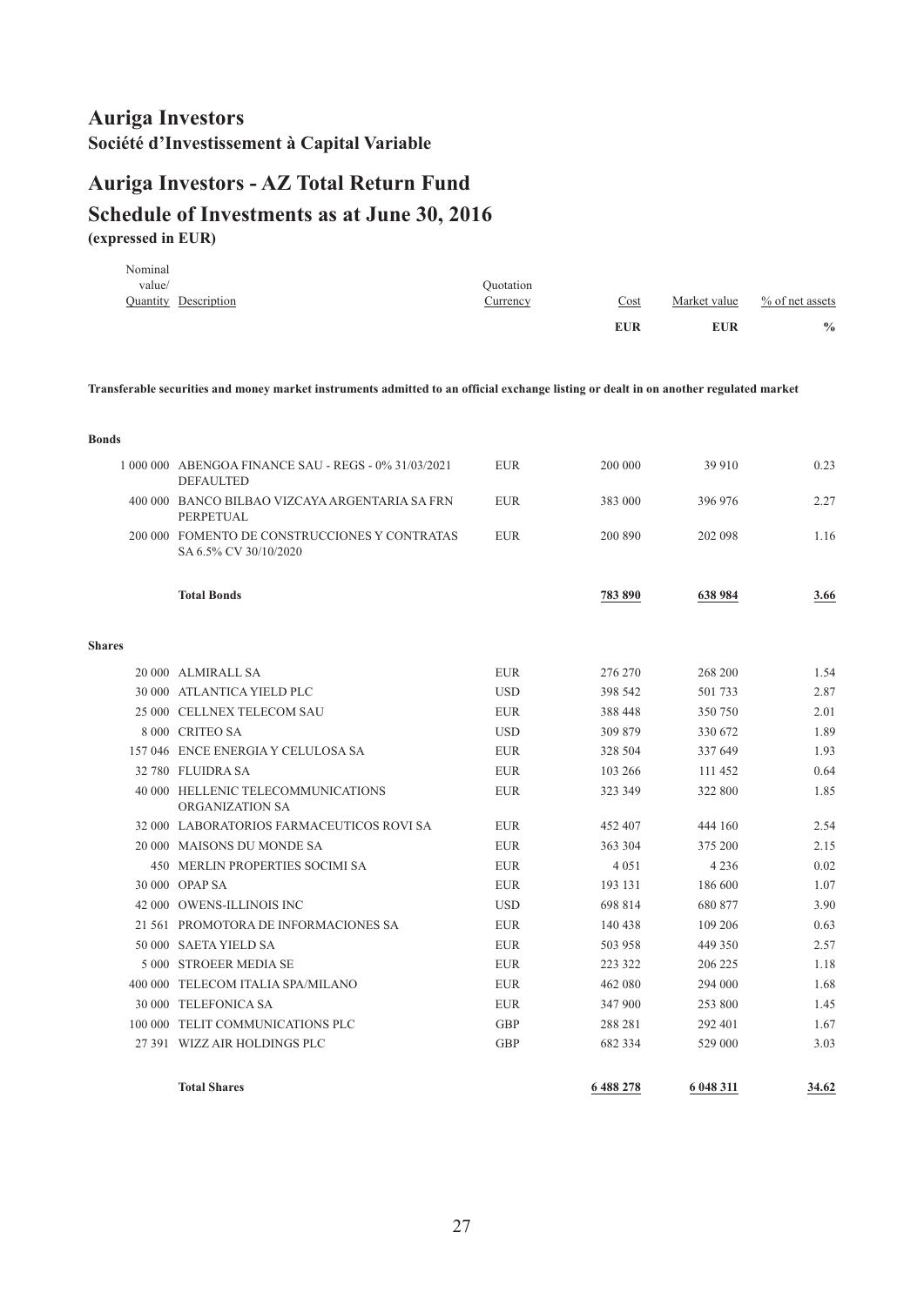# Auriga Investors

**Société d'Investissement à Capital Variable**

## Auriga Investors - AZ Total Return Fund

## Schedule of Investments as at June 30, 2016

**(expressed in EUR)**

| Nominal value/ Quantity | Description | Quotation Currency | Cost | Market value | % of net assets |
|---|---|---|---|---|---|
| | | | **EUR** | **EUR** | **%** |
| | **Transferable securities and money market instruments admitted to an official exchange listing or dealt in on another regulated market** | | | | |
| | **Bonds** | | | | |
| 1 000 000 | ABENGOA FINANCE SAU - REGS - 0% 31/03/2021 DEFAULTED | EUR | 200 000 | 39 910 | 0.23 |
| 400 000 | BANCO BILBAO VIZCAYA ARGENTARIA SA FRN PERPETUAL | EUR | 383 000 | 396 976 | 2.27 |
| 200 000 | FOMENTO DE CONSTRUCCIONES Y CONTRATAS SA 6.5% CV 30/10/2020 | EUR | 200 890 | 202 098 | 1.16 |
| | **Total Bonds** | | **783 890** | **638 984** | **3.66** |
| | **Shares** | | | | |
| 20 000 | ALMIRALL SA | EUR | 276 270 | 268 200 | 1.54 |
| 30 000 | ATLANTICA YIELD PLC | USD | 398 542 | 501 733 | 2.87 |
| 25 000 | CELLNEX TELECOM SAU | EUR | 388 448 | 350 750 | 2.01 |
| 8 000 | CRITEO SA | USD | 309 879 | 330 672 | 1.89 |
| 157 046 | ENCE ENERGIA Y CELULOSA SA | EUR | 328 504 | 337 649 | 1.93 |
| 32 780 | FLUIDRA SA | EUR | 103 266 | 111 452 | 0.64 |
| 40 000 | HELLENIC TELECOMMUNICATIONS ORGANIZATION SA | EUR | 323 349 | 322 800 | 1.85 |
| 32 000 | LABORATORIOS FARMACEUTICOS ROVI SA | EUR | 452 407 | 444 160 | 2.54 |
| 20 000 | MAISONS DU MONDE SA | EUR | 363 304 | 375 200 | 2.15 |
| 450 | MERLIN PROPERTIES SOCIMI SA | EUR | 4 051 | 4 236 | 0.02 |
| 30 000 | OPAP SA | EUR | 193 131 | 186 600 | 1.07 |
| 42 000 | OWENS-ILLINOIS INC | USD | 698 814 | 680 877 | 3.90 |
| 21 561 | PROMOTORA DE INFORMACIONES SA | EUR | 140 438 | 109 206 | 0.63 |
| 50 000 | SAETA YIELD SA | EUR | 503 958 | 449 350 | 2.57 |
| 5 000 | STROEER MEDIA SE | EUR | 223 322 | 206 225 | 1.18 |
| 400 000 | TELECOM ITALIA SPA/MILANO | EUR | 462 080 | 294 000 | 1.68 |
| 30 000 | TELEFONICA SA | EUR | 347 900 | 253 800 | 1.45 |
| 100 000 | TELIT COMMUNICATIONS PLC | GBP | 288 281 | 292 401 | 1.67 |
| 27 391 | WIZZ AIR HOLDINGS PLC | GBP | 682 334 | 529 000 | 3.03 |
| | **Total Shares** | | **6 488 278** | **6 048 311** | **34.62** |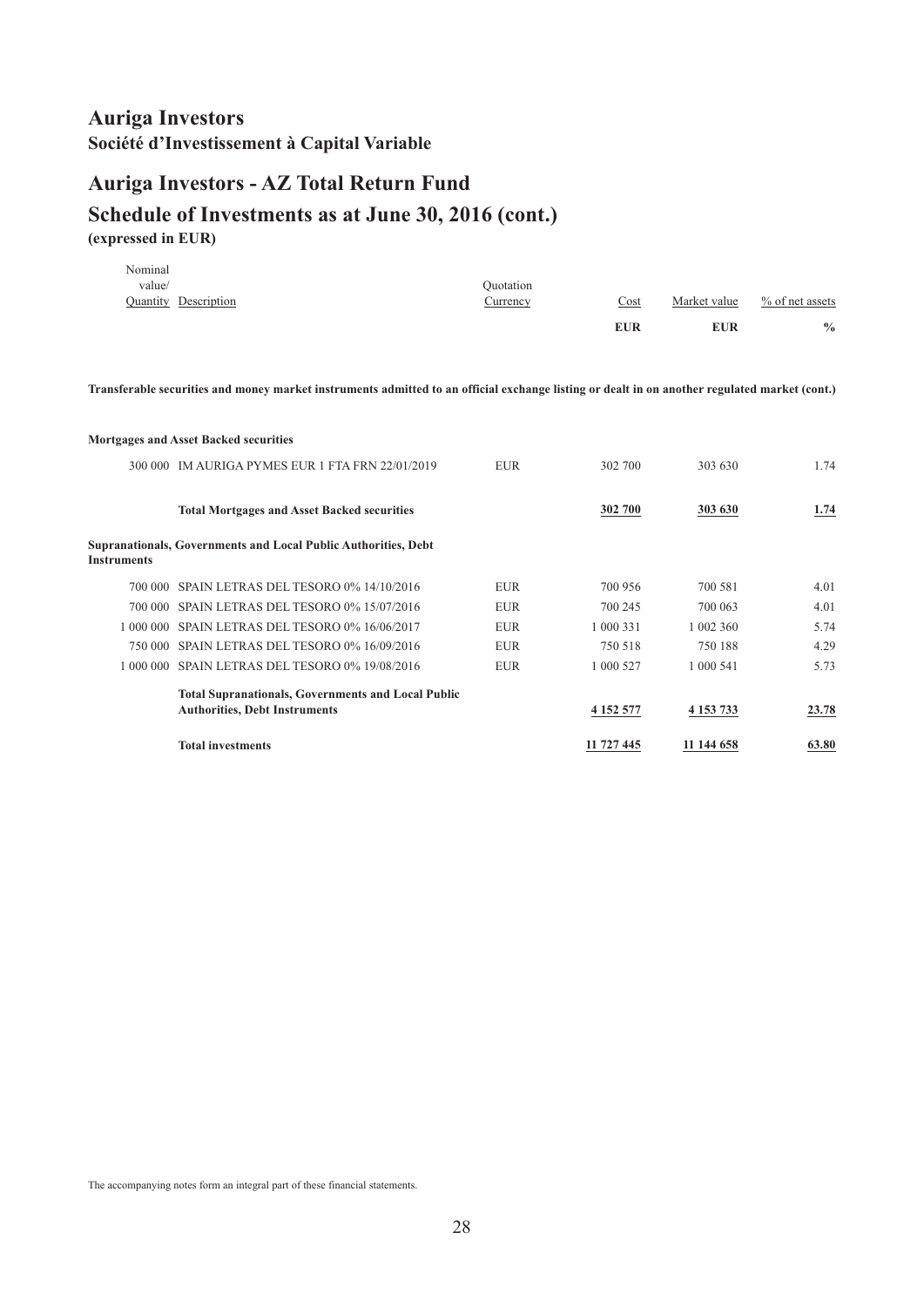# Auriga Investors

**Société d'Investissement à Capital Variable**

## Auriga Investors - AZ Total Return Fund

## Schedule of Investments as at June 30, 2016 (cont.)

**(expressed in EUR)**

| Nominal value/ Quantity | Description | Quotation Currency | Cost | Market value | % of net assets |
|---|---|---|---|---|---|
| | | | **EUR** | **EUR** | **%** |
| **Transferable securities and money market instruments admitted to an official exchange listing or dealt in on another regulated market (cont.)** | | | | | |
| **Mortgages and Asset Backed securities** | | | | | |
| 300 000 | IM AURIGA PYMES EUR 1 FTA FRN 22/01/2019 | EUR | 302 700 | 303 630 | 1.74 |
| | **Total Mortgages and Asset Backed securities** | | **302 700** | **303 630** | **1.74** |
| **Supranationals, Governments and Local Public Authorities, Debt Instruments** | | | | | |
| 700 000 | SPAIN LETRAS DEL TESORO 0% 14/10/2016 | EUR | 700 956 | 700 581 | 4.01 |
| 700 000 | SPAIN LETRAS DEL TESORO 0% 15/07/2016 | EUR | 700 245 | 700 063 | 4.01 |
| 1 000 000 | SPAIN LETRAS DEL TESORO 0% 16/06/2017 | EUR | 1 000 331 | 1 002 360 | 5.74 |
| 750 000 | SPAIN LETRAS DEL TESORO 0% 16/09/2016 | EUR | 750 518 | 750 188 | 4.29 |
| 1 000 000 | SPAIN LETRAS DEL TESORO 0% 19/08/2016 | EUR | 1 000 527 | 1 000 541 | 5.73 |
| | **Total Supranationals, Governments and Local Public Authorities, Debt Instruments** | | **4 152 577** | **4 153 733** | **23.78** |
| | **Total investments** | | **11 727 445** | **11 144 658** | **63.80** |

The accompanying notes form an integral part of these financial statements.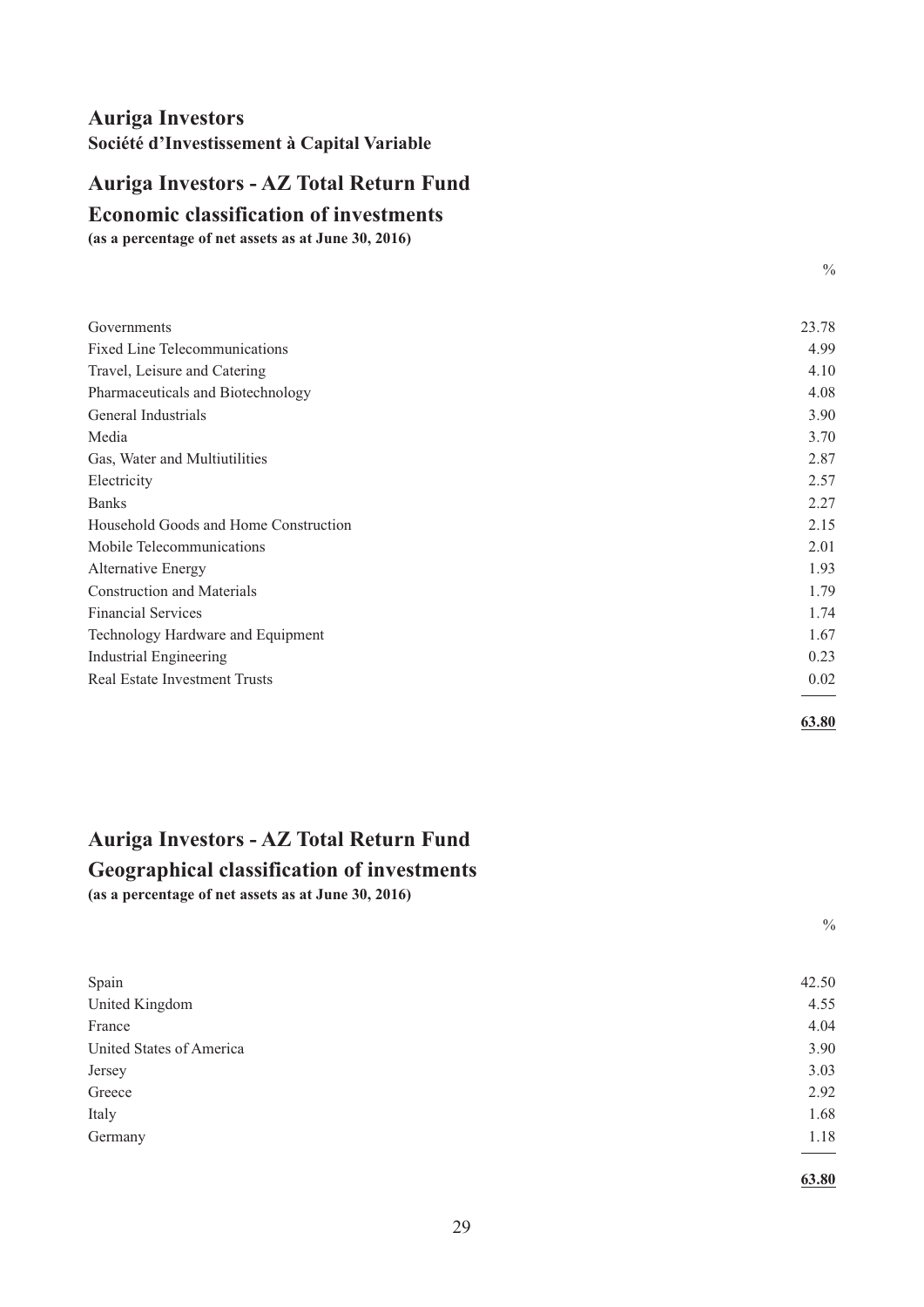# Auriga Investors

**Société d'Investissement à Capital Variable**

## Auriga Investors - AZ Total Return Fund

## Economic classification of investments

**(as a percentage of net assets as at June 30, 2016)**

| | % |
|---|---|
| Governments | 23.78 |
| Fixed Line Telecommunications | 4.99 |
| Travel, Leisure and Catering | 4.10 |
| Pharmaceuticals and Biotechnology | 4.08 |
| General Industrials | 3.90 |
| Media | 3.70 |
| Gas, Water and Multiutilities | 2.87 |
| Electricity | 2.57 |
| Banks | 2.27 |
| Household Goods and Home Construction | 2.15 |
| Mobile Telecommunications | 2.01 |
| Alternative Energy | 1.93 |
| Construction and Materials | 1.79 |
| Financial Services | 1.74 |
| Technology Hardware and Equipment | 1.67 |
| Industrial Engineering | 0.23 |
| Real Estate Investment Trusts | 0.02 |
| | **63.80** |

## Auriga Investors - AZ Total Return Fund

## Geographical classification of investments

**(as a percentage of net assets as at June 30, 2016)**

| | % |
|---|---|
| Spain | 42.50 |
| United Kingdom | 4.55 |
| France | 4.04 |
| United States of America | 3.90 |
| Jersey | 3.03 |
| Greece | 2.92 |
| Italy | 1.68 |
| Germany | 1.18 |
| | **63.80** |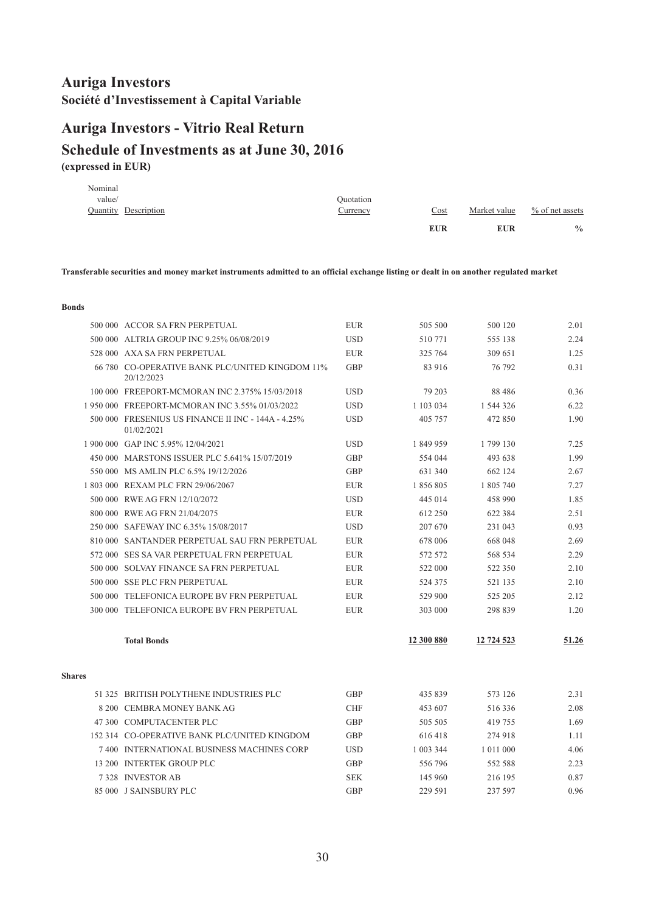# Auriga Investors

**Société d'Investissement à Capital Variable**

## Auriga Investors - Vitrio Real Return

## Schedule of Investments as at June 30, 2016

**(expressed in EUR)**

| Nominal value/ Quantity | Description | Quotation Currency | Cost EUR | Market value EUR | % of net assets % |
|---|---|---|---|---|---|
| | **Transferable securities and money market instruments admitted to an official exchange listing or dealt in on another regulated market** | | | | |
| | **Bonds** | | | | |
| 500 000 | ACCOR SA FRN PERPETUAL | EUR | 505 500 | 500 120 | 2.01 |
| 500 000 | ALTRIA GROUP INC 9.25% 06/08/2019 | USD | 510 771 | 555 138 | 2.24 |
| 528 000 | AXA SA FRN PERPETUAL | EUR | 325 764 | 309 651 | 1.25 |
| 66 780 | CO-OPERATIVE BANK PLC/UNITED KINGDOM 11% 20/12/2023 | GBP | 83 916 | 76 792 | 0.31 |
| 100 000 | FREEPORT-MCMORAN INC 2.375% 15/03/2018 | USD | 79 203 | 88 486 | 0.36 |
| 1 950 000 | FREEPORT-MCMORAN INC 3.55% 01/03/2022 | USD | 1 103 034 | 1 544 326 | 6.22 |
| 500 000 | FRESENIUS US FINANCE II INC - 144A - 4.25% 01/02/2021 | USD | 405 757 | 472 850 | 1.90 |
| 1 900 000 | GAP INC 5.95% 12/04/2021 | USD | 1 849 959 | 1 799 130 | 7.25 |
| 450 000 | MARSTONS ISSUER PLC 5.641% 15/07/2019 | GBP | 554 044 | 493 638 | 1.99 |
| 550 000 | MS AMLIN PLC 6.5% 19/12/2026 | GBP | 631 340 | 662 124 | 2.67 |
| 1 803 000 | REXAM PLC FRN 29/06/2067 | EUR | 1 856 805 | 1 805 740 | 7.27 |
| 500 000 | RWE AG FRN 12/10/2072 | USD | 445 014 | 458 990 | 1.85 |
| 800 000 | RWE AG FRN 21/04/2075 | EUR | 612 250 | 622 384 | 2.51 |
| 250 000 | SAFEWAY INC 6.35% 15/08/2017 | USD | 207 670 | 231 043 | 0.93 |
| 810 000 | SANTANDER PERPETUAL SAU FRN PERPETUAL | EUR | 678 006 | 668 048 | 2.69 |
| 572 000 | SES SA VAR PERPETUAL FRN PERPETUAL | EUR | 572 572 | 568 534 | 2.29 |
| 500 000 | SOLVAY FINANCE SA FRN PERPETUAL | EUR | 522 000 | 522 350 | 2.10 |
| 500 000 | SSE PLC FRN PERPETUAL | EUR | 524 375 | 521 135 | 2.10 |
| 500 000 | TELEFONICA EUROPE BV FRN PERPETUAL | EUR | 529 900 | 525 205 | 2.12 |
| 300 000 | TELEFONICA EUROPE BV FRN PERPETUAL | EUR | 303 000 | 298 839 | 1.20 |
| | **Total Bonds** | | **12 300 880** | **12 724 523** | **51.26** |
| | **Shares** | | | | |
| 51 325 | BRITISH POLYTHENE INDUSTRIES PLC | GBP | 435 839 | 573 126 | 2.31 |
| 8 200 | CEMBRA MONEY BANK AG | CHF | 453 607 | 516 336 | 2.08 |
| 47 300 | COMPUTACENTER PLC | GBP | 505 505 | 419 755 | 1.69 |
| 152 314 | CO-OPERATIVE BANK PLC/UNITED KINGDOM | GBP | 616 418 | 274 918 | 1.11 |
| 7 400 | INTERNATIONAL BUSINESS MACHINES CORP | USD | 1 003 344 | 1 011 000 | 4.06 |
| 13 200 | INTERTEK GROUP PLC | GBP | 556 796 | 552 588 | 2.23 |
| 7 328 | INVESTOR AB | SEK | 145 960 | 216 195 | 0.87 |
| 85 000 | J SAINSBURY PLC | GBP | 229 591 | 237 597 | 0.96 |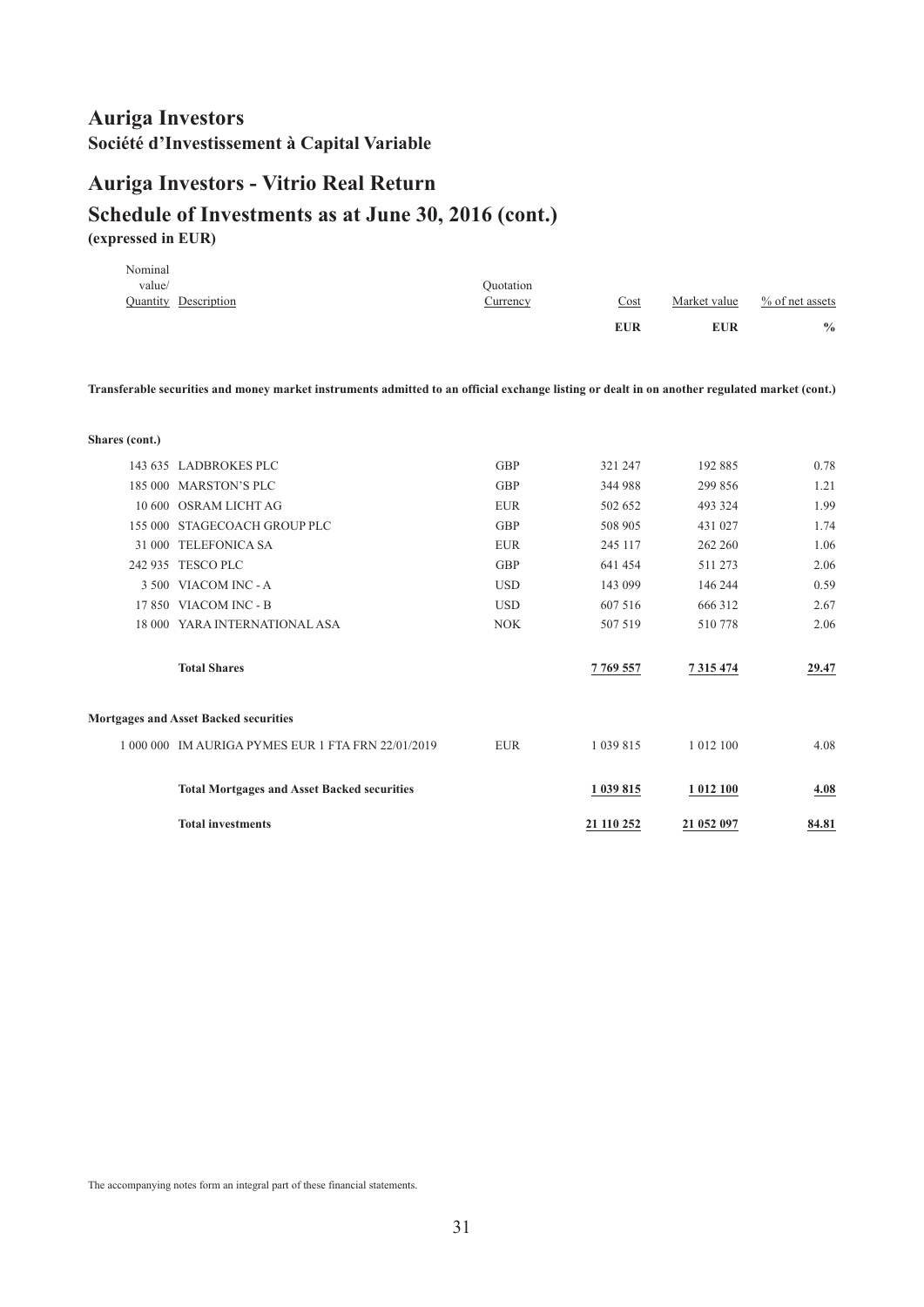# Auriga Investors

**Société d'Investissement à Capital Variable**

## Auriga Investors - Vitrio Real Return

## Schedule of Investments as at June 30, 2016 (cont.)

**(expressed in EUR)**

| Nominal value/ Quantity | Description | Quotation Currency | Cost | Market value | % of net assets |
|---|---|---|---|---|---|
| | | | **EUR** | **EUR** | **%** |
| | **Transferable securities and money market instruments admitted to an official exchange listing or dealt in on another regulated market (cont.)** | | | | |
| | **Shares (cont.)** | | | | |
| 143 635 | LADBROKES PLC | GBP | 321 247 | 192 885 | 0.78 |
| 185 000 | MARSTON'S PLC | GBP | 344 988 | 299 856 | 1.21 |
| 10 600 | OSRAM LICHT AG | EUR | 502 652 | 493 324 | 1.99 |
| 155 000 | STAGECOACH GROUP PLC | GBP | 508 905 | 431 027 | 1.74 |
| 31 000 | TELEFONICA SA | EUR | 245 117 | 262 260 | 1.06 |
| 242 935 | TESCO PLC | GBP | 641 454 | 511 273 | 2.06 |
| 3 500 | VIACOM INC - A | USD | 143 099 | 146 244 | 0.59 |
| 17 850 | VIACOM INC - B | USD | 607 516 | 666 312 | 2.67 |
| 18 000 | YARA INTERNATIONAL ASA | NOK | 507 519 | 510 778 | 2.06 |
| | **Total Shares** | | **7 769 557** | **7 315 474** | **29.47** |
| | **Mortgages and Asset Backed securities** | | | | |
| 1 000 000 | IM AURIGA PYMES EUR 1 FTA FRN 22/01/2019 | EUR | 1 039 815 | 1 012 100 | 4.08 |
| | **Total Mortgages and Asset Backed securities** | | **1 039 815** | **1 012 100** | **4.08** |
| | **Total investments** | | **21 110 252** | **21 052 097** | **84.81** |

The accompanying notes form an integral part of these financial statements.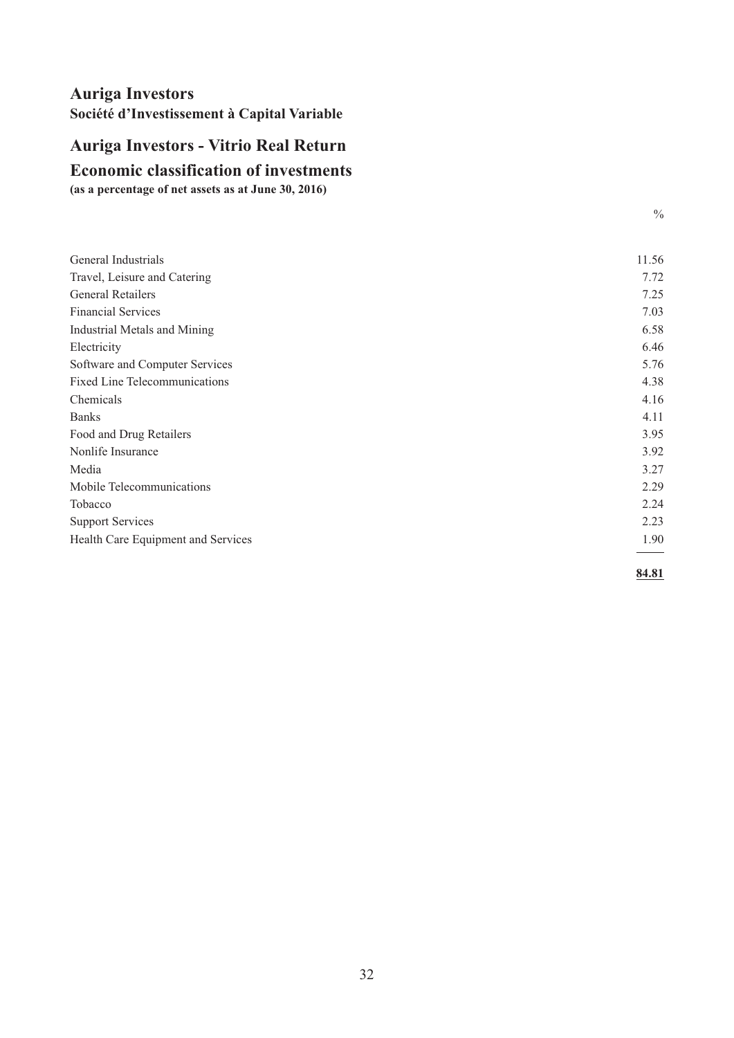# Auriga Investors

**Société d'Investissement à Capital Variable**

## Auriga Investors - Vitrio Real Return

## Economic classification of investments

**(as a percentage of net assets as at June 30, 2016)**

| | % |
|---|---|
| General Industrials | 11.56 |
| Travel, Leisure and Catering | 7.72 |
| General Retailers | 7.25 |
| Financial Services | 7.03 |
| Industrial Metals and Mining | 6.58 |
| Electricity | 6.46 |
| Software and Computer Services | 5.76 |
| Fixed Line Telecommunications | 4.38 |
| Chemicals | 4.16 |
| Banks | 4.11 |
| Food and Drug Retailers | 3.95 |
| Nonlife Insurance | 3.92 |
| Media | 3.27 |
| Mobile Telecommunications | 2.29 |
| Tobacco | 2.24 |
| Support Services | 2.23 |
| Health Care Equipment and Services | 1.90 |
| | **84.81** |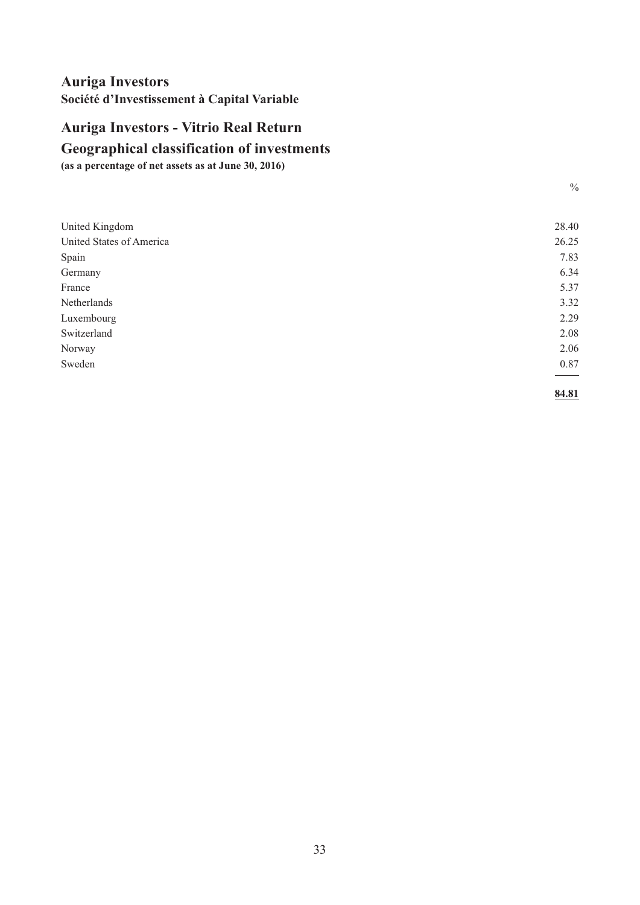# Auriga Investors

**Société d'Investissement à Capital Variable**

## Auriga Investors - Vitrio Real Return

## Geographical classification of investments

**(as a percentage of net assets as at June 30, 2016)**

| | % |
|---|---|
| United Kingdom | 28.40 |
| United States of America | 26.25 |
| Spain | 7.83 |
| Germany | 6.34 |
| France | 5.37 |
| Netherlands | 3.32 |
| Luxembourg | 2.29 |
| Switzerland | 2.08 |
| Norway | 2.06 |
| Sweden | 0.87 |
| | **84.81** |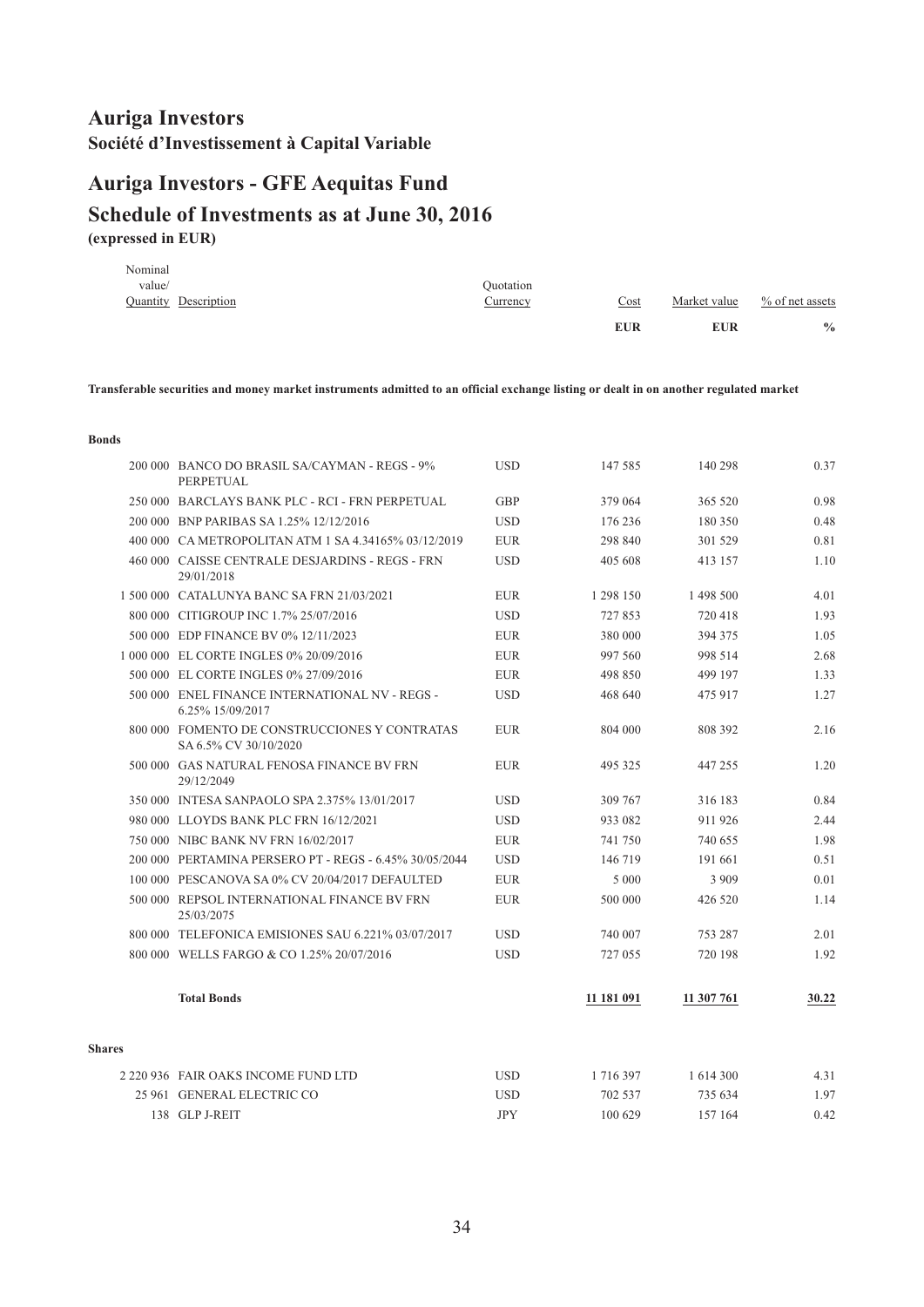# Auriga Investors

**Société d'Investissement à Capital Variable**

# Auriga Investors - GFE Aequitas Fund

## Schedule of Investments as at June 30, 2016

**(expressed in EUR)**

| Nominal value/ Quantity | Description | Quotation Currency | Cost | Market value | % of net assets |
|---|---|---|---|---|---|
| | | | **EUR** | **EUR** | **%** |
| | **Transferable securities and money market instruments admitted to an official exchange listing or dealt in on another regulated market** | | | | |
| | **Bonds** | | | | |
| 200 000 | BANCO DO BRASIL SA/CAYMAN - REGS - 9% PERPETUAL | USD | 147 585 | 140 298 | 0.37 |
| 250 000 | BARCLAYS BANK PLC - RCI - FRN PERPETUAL | GBP | 379 064 | 365 520 | 0.98 |
| 200 000 | BNP PARIBAS SA 1.25% 12/12/2016 | USD | 176 236 | 180 350 | 0.48 |
| 400 000 | CA METROPOLITAN ATM 1 SA 4.34165% 03/12/2019 | EUR | 298 840 | 301 529 | 0.81 |
| 460 000 | CAISSE CENTRALE DESJARDINS - REGS - FRN 29/01/2018 | USD | 405 608 | 413 157 | 1.10 |
| 1 500 000 | CATALUNYA BANC SA FRN 21/03/2021 | EUR | 1 298 150 | 1 498 500 | 4.01 |
| 800 000 | CITIGROUP INC 1.7% 25/07/2016 | USD | 727 853 | 720 418 | 1.93 |
| 500 000 | EDP FINANCE BV 0% 12/11/2023 | EUR | 380 000 | 394 375 | 1.05 |
| 1 000 000 | EL CORTE INGLES 0% 20/09/2016 | EUR | 997 560 | 998 514 | 2.68 |
| 500 000 | EL CORTE INGLES 0% 27/09/2016 | EUR | 498 850 | 499 197 | 1.33 |
| 500 000 | ENEL FINANCE INTERNATIONAL NV - REGS - 6.25% 15/09/2017 | USD | 468 640 | 475 917 | 1.27 |
| 800 000 | FOMENTO DE CONSTRUCCIONES Y CONTRATAS SA 6.5% CV 30/10/2020 | EUR | 804 000 | 808 392 | 2.16 |
| 500 000 | GAS NATURAL FENOSA FINANCE BV FRN 29/12/2049 | EUR | 495 325 | 447 255 | 1.20 |
| 350 000 | INTESA SANPAOLO SPA 2.375% 13/01/2017 | USD | 309 767 | 316 183 | 0.84 |
| 980 000 | LLOYDS BANK PLC FRN 16/12/2021 | USD | 933 082 | 911 926 | 2.44 |
| 750 000 | NIBC BANK NV FRN 16/02/2017 | EUR | 741 750 | 740 655 | 1.98 |
| 200 000 | PERTAMINA PERSERO PT - REGS - 6.45% 30/05/2044 | USD | 146 719 | 191 661 | 0.51 |
| 100 000 | PESCANOVA SA 0% CV 20/04/2017 DEFAULTED | EUR | 5 000 | 3 909 | 0.01 |
| 500 000 | REPSOL INTERNATIONAL FINANCE BV FRN 25/03/2075 | EUR | 500 000 | 426 520 | 1.14 |
| 800 000 | TELEFONICA EMISIONES SAU 6.221% 03/07/2017 | USD | 740 007 | 753 287 | 2.01 |
| 800 000 | WELLS FARGO & CO 1.25% 20/07/2016 | USD | 727 055 | 720 198 | 1.92 |
| | **Total Bonds** | | **11 181 091** | **11 307 761** | **30.22** |
| | **Shares** | | | | |
| 2 220 936 | FAIR OAKS INCOME FUND LTD | USD | 1 716 397 | 1 614 300 | 4.31 |
| 25 961 | GENERAL ELECTRIC CO | USD | 702 537 | 735 634 | 1.97 |
| 138 | GLP J-REIT | JPY | 100 629 | 157 164 | 0.42 |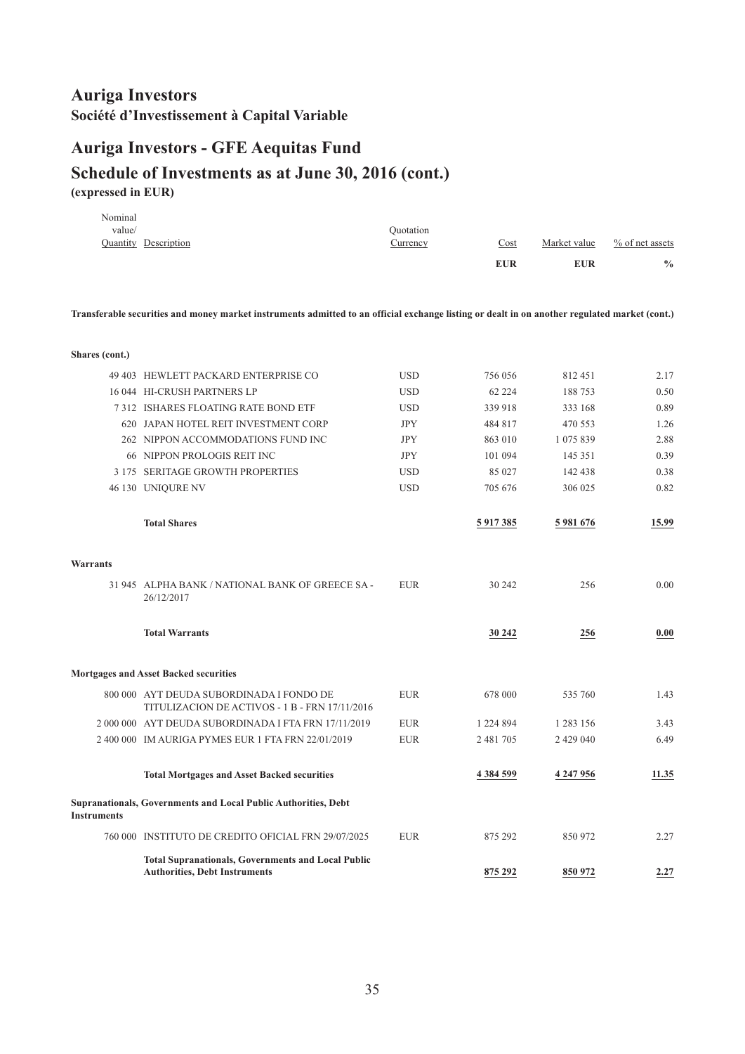# Auriga Investors

**Société d'Investissement à Capital Variable**

# Auriga Investors - GFE Aequitas Fund

## Schedule of Investments as at June 30, 2016 (cont.)

**(expressed in EUR)**

| Nominal value/ Quantity | Description | Quotation Currency | Cost | Market value | % of net assets |
|---|---|---|---|---|---|
| | | | **EUR** | **EUR** | **%** |
| **Transferable securities and money market instruments admitted to an official exchange listing or dealt in on another regulated market (cont.)** | | | | | |
| **Shares (cont.)** | | | | | |
| 49 403 | HEWLETT PACKARD ENTERPRISE CO | USD | 756 056 | 812 451 | 2.17 |
| 16 044 | HI-CRUSH PARTNERS LP | USD | 62 224 | 188 753 | 0.50 |
| 7 312 | ISHARES FLOATING RATE BOND ETF | USD | 339 918 | 333 168 | 0.89 |
| 620 | JAPAN HOTEL REIT INVESTMENT CORP | JPY | 484 817 | 470 553 | 1.26 |
| 262 | NIPPON ACCOMMODATIONS FUND INC | JPY | 863 010 | 1 075 839 | 2.88 |
| 66 | NIPPON PROLOGIS REIT INC | JPY | 101 094 | 145 351 | 0.39 |
| 3 175 | SERITAGE GROWTH PROPERTIES | USD | 85 027 | 142 438 | 0.38 |
| 46 130 | UNIQURE NV | USD | 705 676 | 306 025 | 0.82 |
| | **Total Shares** | | **5 917 385** | **5 981 676** | **15.99** |
| **Warrants** | | | | | |
| 31 945 | ALPHA BANK / NATIONAL BANK OF GREECE SA - 26/12/2017 | EUR | 30 242 | 256 | 0.00 |
| | **Total Warrants** | | **30 242** | **256** | **0.00** |
| **Mortgages and Asset Backed securities** | | | | | |
| 800 000 | AYT DEUDA SUBORDINADA I FONDO DE TITULIZACION DE ACTIVOS - 1 B - FRN 17/11/2016 | EUR | 678 000 | 535 760 | 1.43 |
| 2 000 000 | AYT DEUDA SUBORDINADA I FTA FRN 17/11/2019 | EUR | 1 224 894 | 1 283 156 | 3.43 |
| 2 400 000 | IM AURIGA PYMES EUR 1 FTA FRN 22/01/2019 | EUR | 2 481 705 | 2 429 040 | 6.49 |
| | **Total Mortgages and Asset Backed securities** | | **4 384 599** | **4 247 956** | **11.35** |
| **Supranationals, Governments and Local Public Authorities, Debt Instruments** | | | | | |
| 760 000 | INSTITUTO DE CREDITO OFICIAL FRN 29/07/2025 | EUR | 875 292 | 850 972 | 2.27 |
| | **Total Supranationals, Governments and Local Public Authorities, Debt Instruments** | | **875 292** | **850 972** | **2.27** |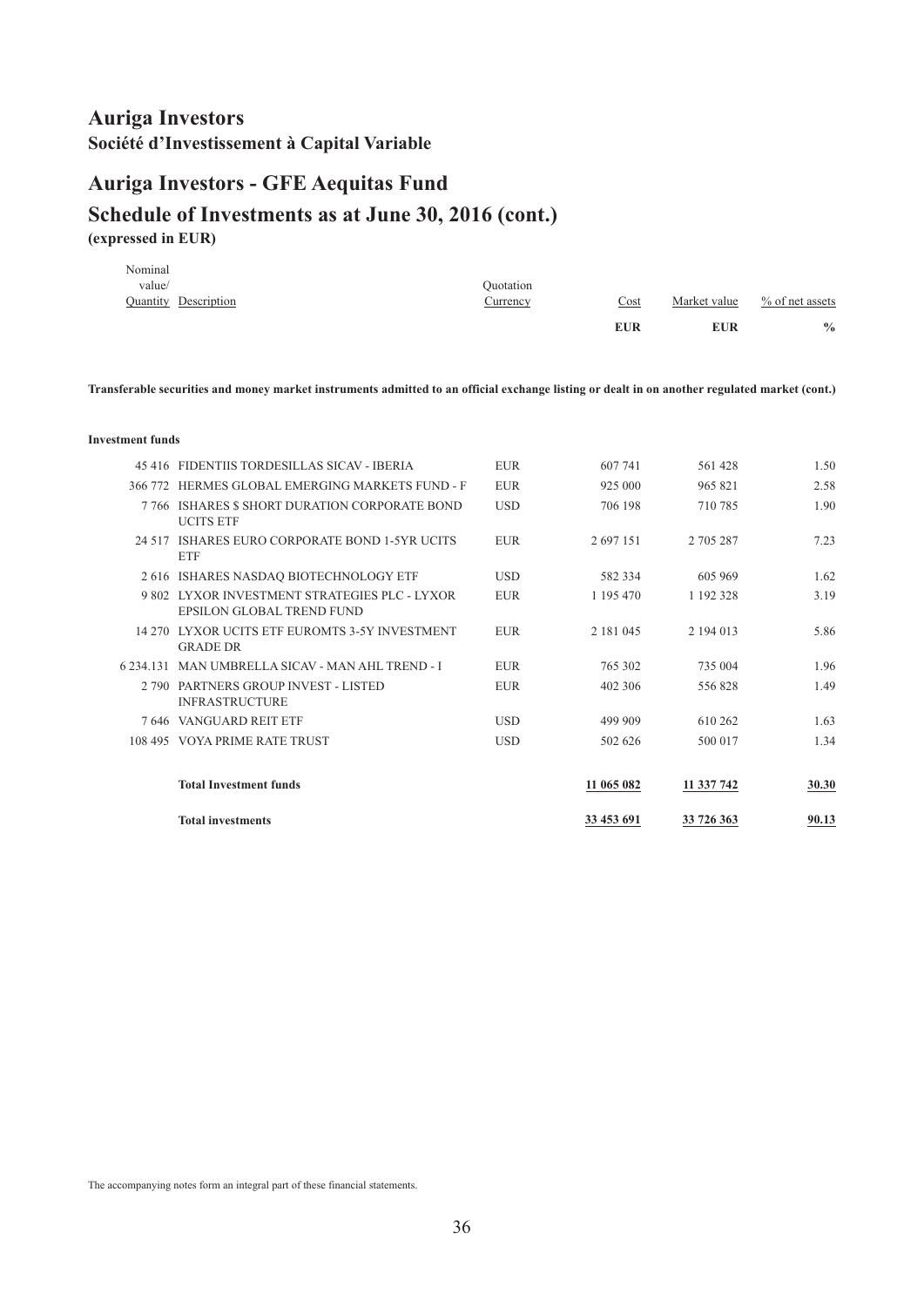# Auriga Investors

**Société d'Investissement à Capital Variable**

# Auriga Investors - GFE Aequitas Fund

## Schedule of Investments as at June 30, 2016 (cont.)

**(expressed in EUR)**

| Nominal value/ Quantity | Description | Quotation Currency | Cost | Market value | % of net assets |
|---|---|---|---|---|---|
| | | | **EUR** | **EUR** | **%** |

**Transferable securities and money market instruments admitted to an official exchange listing or dealt in on another regulated market (cont.)**

**Investment funds**

| Nominal value/ Quantity | Description | Quotation Currency | Cost | Market value | % of net assets |
|---|---|---|---|---|---|
| 45 416 | FIDENTIIS TORDESILLAS SICAV - IBERIA | EUR | 607 741 | 561 428 | 1.50 |
| 366 772 | HERMES GLOBAL EMERGING MARKETS FUND - F | EUR | 925 000 | 965 821 | 2.58 |
| 7 766 | ISHARES $ SHORT DURATION CORPORATE BOND UCITS ETF | USD | 706 198 | 710 785 | 1.90 |
| 24 517 | ISHARES EURO CORPORATE BOND 1-5YR UCITS ETF | EUR | 2 697 151 | 2 705 287 | 7.23 |
| 2 616 | ISHARES NASDAQ BIOTECHNOLOGY ETF | USD | 582 334 | 605 969 | 1.62 |
| 9 802 | LYXOR INVESTMENT STRATEGIES PLC - LYXOR EPSILON GLOBAL TREND FUND | EUR | 1 195 470 | 1 192 328 | 3.19 |
| 14 270 | LYXOR UCITS ETF EUROMTS 3-5Y INVESTMENT GRADE DR | EUR | 2 181 045 | 2 194 013 | 5.86 |
| 6 234.131 | MAN UMBRELLA SICAV - MAN AHL TREND - I | EUR | 765 302 | 735 004 | 1.96 |
| 2 790 | PARTNERS GROUP INVEST - LISTED INFRASTRUCTURE | EUR | 402 306 | 556 828 | 1.49 |
| 7 646 | VANGUARD REIT ETF | USD | 499 909 | 610 262 | 1.63 |
| 108 495 | VOYA PRIME RATE TRUST | USD | 502 626 | 500 017 | 1.34 |
| | **Total Investment funds** | | 11 065 082 | 11 337 742 | 30.30 |
| | **Total investments** | | 33 453 691 | 33 726 363 | 90.13 |

The accompanying notes form an integral part of these financial statements.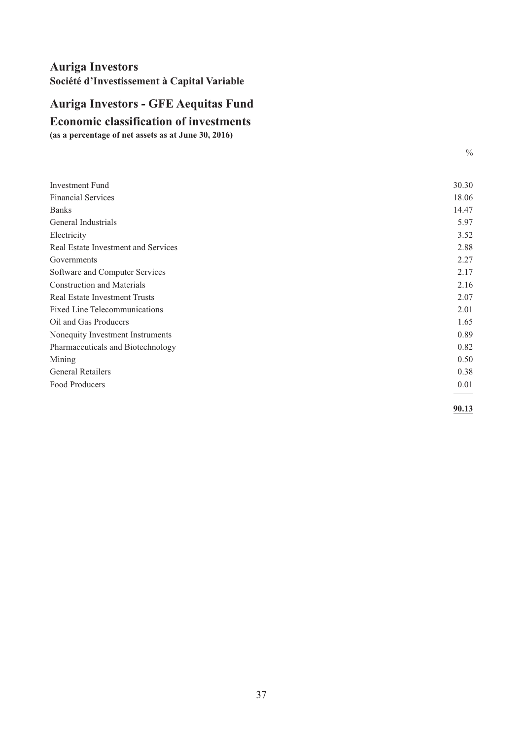# Auriga Investors

**Société d'Investissement à Capital Variable**

## Auriga Investors - GFE Aequitas Fund

## Economic classification of investments

**(as a percentage of net assets as at June 30, 2016)**

| | % |
|---|---|
| Investment Fund | 30.30 |
| Financial Services | 18.06 |
| Banks | 14.47 |
| General Industrials | 5.97 |
| Electricity | 3.52 |
| Real Estate Investment and Services | 2.88 |
| Governments | 2.27 |
| Software and Computer Services | 2.17 |
| Construction and Materials | 2.16 |
| Real Estate Investment Trusts | 2.07 |
| Fixed Line Telecommunications | 2.01 |
| Oil and Gas Producers | 1.65 |
| Nonequity Investment Instruments | 0.89 |
| Pharmaceuticals and Biotechnology | 0.82 |
| Mining | 0.50 |
| General Retailers | 0.38 |
| Food Producers | 0.01 |
| | **90.13** |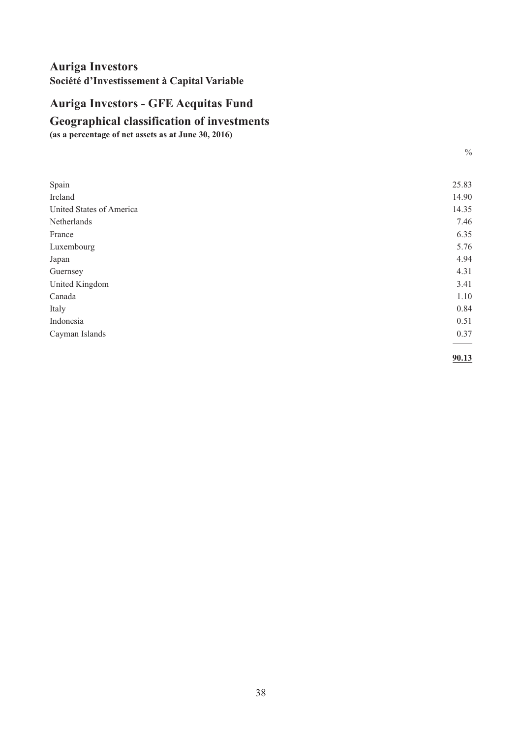# Auriga Investors

**Société d'Investissement à Capital Variable**

## Auriga Investors - GFE Aequitas Fund

## Geographical classification of investments

**(as a percentage of net assets as at June 30, 2016)**

| | % |
|---|---|
| Spain | 25.83 |
| Ireland | 14.90 |
| United States of America | 14.35 |
| Netherlands | 7.46 |
| France | 6.35 |
| Luxembourg | 5.76 |
| Japan | 4.94 |
| Guernsey | 4.31 |
| United Kingdom | 3.41 |
| Canada | 1.10 |
| Italy | 0.84 |
| Indonesia | 0.51 |
| Cayman Islands | 0.37 |
| | **90.13** |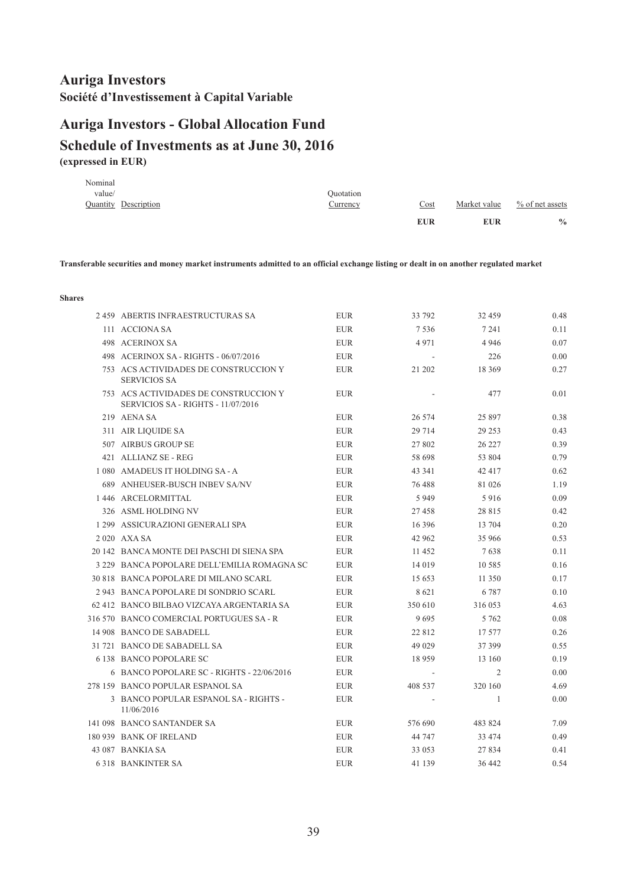# Auriga Investors

**Société d'Investissement à Capital Variable**

## Auriga Investors - Global Allocation Fund

## Schedule of Investments as at June 30, 2016

**(expressed in EUR)**

| Nominal value/ Quantity | Description | Quotation Currency | Cost | Market value | % of net assets |
|---|---|---|---|---|---|
| | | | **EUR** | **EUR** | **%** |
| | **Transferable securities and money market instruments admitted to an official exchange listing or dealt in on another regulated market** | | | | |
| | **Shares** | | | | |
| 2 459 | ABERTIS INFRAESTRUCTURAS SA | EUR | 33 792 | 32 459 | 0.48 |
| 111 | ACCIONA SA | EUR | 7 536 | 7 241 | 0.11 |
| 498 | ACERINOX SA | EUR | 4 971 | 4 946 | 0.07 |
| 498 | ACERINOX SA - RIGHTS - 06/07/2016 | EUR | - | 226 | 0.00 |
| 753 | ACS ACTIVIDADES DE CONSTRUCCION Y SERVICIOS SA | EUR | 21 202 | 18 369 | 0.27 |
| 753 | ACS ACTIVIDADES DE CONSTRUCCION Y SERVICIOS SA - RIGHTS - 11/07/2016 | EUR | - | 477 | 0.01 |
| 219 | AENA SA | EUR | 26 574 | 25 897 | 0.38 |
| 311 | AIR LIQUIDE SA | EUR | 29 714 | 29 253 | 0.43 |
| 507 | AIRBUS GROUP SE | EUR | 27 802 | 26 227 | 0.39 |
| 421 | ALLIANZ SE - REG | EUR | 58 698 | 53 804 | 0.79 |
| 1 080 | AMADEUS IT HOLDING SA - A | EUR | 43 341 | 42 417 | 0.62 |
| 689 | ANHEUSER-BUSCH INBEV SA/NV | EUR | 76 488 | 81 026 | 1.19 |
| 1 446 | ARCELORMITTAL | EUR | 5 949 | 5 916 | 0.09 |
| 326 | ASML HOLDING NV | EUR | 27 458 | 28 815 | 0.42 |
| 1 299 | ASSICURAZIONI GENERALI SPA | EUR | 16 396 | 13 704 | 0.20 |
| 2 020 | AXA SA | EUR | 42 962 | 35 966 | 0.53 |
| 20 142 | BANCA MONTE DEI PASCHI DI SIENA SPA | EUR | 11 452 | 7 638 | 0.11 |
| 3 229 | BANCA POPOLARE DELL'EMILIA ROMAGNA SC | EUR | 14 019 | 10 585 | 0.16 |
| 30 818 | BANCA POPOLARE DI MILANO SCARL | EUR | 15 653 | 11 350 | 0.17 |
| 2 943 | BANCA POPOLARE DI SONDRIO SCARL | EUR | 8 621 | 6 787 | 0.10 |
| 62 412 | BANCO BILBAO VIZCAYA ARGENTARIA SA | EUR | 350 610 | 316 053 | 4.63 |
| 316 570 | BANCO COMERCIAL PORTUGUES SA - R | EUR | 9 695 | 5 762 | 0.08 |
| 14 908 | BANCO DE SABADELL | EUR | 22 812 | 17 577 | 0.26 |
| 31 721 | BANCO DE SABADELL SA | EUR | 49 029 | 37 399 | 0.55 |
| 6 138 | BANCO POPOLARE SC | EUR | 18 959 | 13 160 | 0.19 |
| 6 | BANCO POPOLARE SC - RIGHTS - 22/06/2016 | EUR | - | 2 | 0.00 |
| 278 159 | BANCO POPULAR ESPANOL SA | EUR | 408 537 | 320 160 | 4.69 |
| 3 | BANCO POPULAR ESPANOL SA - RIGHTS - 11/06/2016 | EUR | - | 1 | 0.00 |
| 141 098 | BANCO SANTANDER SA | EUR | 576 690 | 483 824 | 7.09 |
| 180 939 | BANK OF IRELAND | EUR | 44 747 | 33 474 | 0.49 |
| 43 087 | BANKIA SA | EUR | 33 053 | 27 834 | 0.41 |
| 6 318 | BANKINTER SA | EUR | 41 139 | 36 442 | 0.54 |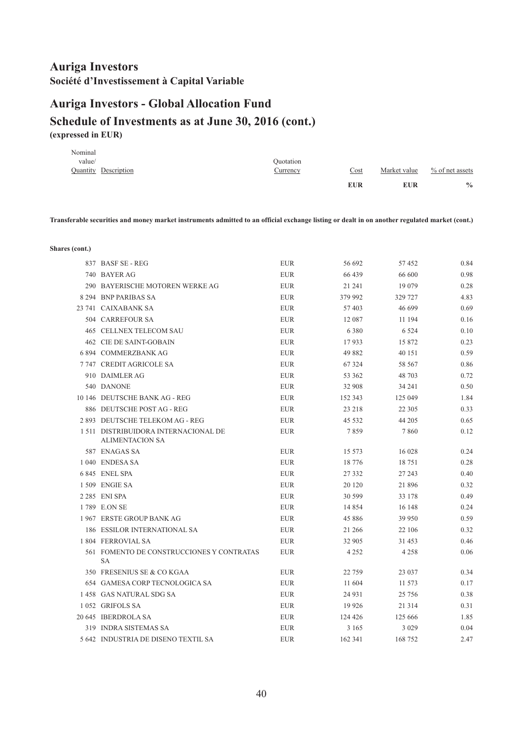# Auriga Investors

**Société d'Investissement à Capital Variable**

# Auriga Investors - Global Allocation Fund

## Schedule of Investments as at June 30, 2016 (cont.)

**(expressed in EUR)**

| Nominal value/ Quantity | Description | Quotation Currency | Cost | Market value | % of net assets |
|---|---|---|---|---|---|
| | | | EUR | EUR | % |

**Transferable securities and money market instruments admitted to an official exchange listing or dealt in on another regulated market (cont.)**

**Shares (cont.)**

| Nominal value/ Quantity | Description | Quotation Currency | Cost | Market value | % of net assets |
|---|---|---|---|---|---|
| 837 | BASF SE - REG | EUR | 56 692 | 57 452 | 0.84 |
| 740 | BAYER AG | EUR | 66 439 | 66 600 | 0.98 |
| 290 | BAYERISCHE MOTOREN WERKE AG | EUR | 21 241 | 19 079 | 0.28 |
| 8 294 | BNP PARIBAS SA | EUR | 379 992 | 329 727 | 4.83 |
| 23 741 | CAIXABANK SA | EUR | 57 403 | 46 699 | 0.69 |
| 504 | CARREFOUR SA | EUR | 12 087 | 11 194 | 0.16 |
| 465 | CELLNEX TELECOM SAU | EUR | 6 380 | 6 524 | 0.10 |
| 462 | CIE DE SAINT-GOBAIN | EUR | 17 933 | 15 872 | 0.23 |
| 6 894 | COMMERZBANK AG | EUR | 49 882 | 40 151 | 0.59 |
| 7 747 | CREDIT AGRICOLE SA | EUR | 67 324 | 58 567 | 0.86 |
| 910 | DAIMLER AG | EUR | 53 362 | 48 703 | 0.72 |
| 540 | DANONE | EUR | 32 908 | 34 241 | 0.50 |
| 10 146 | DEUTSCHE BANK AG - REG | EUR | 152 343 | 125 049 | 1.84 |
| 886 | DEUTSCHE POST AG - REG | EUR | 23 218 | 22 305 | 0.33 |
| 2 893 | DEUTSCHE TELEKOM AG - REG | EUR | 45 532 | 44 205 | 0.65 |
| 1 511 | DISTRIBUIDORA INTERNACIONAL DE ALIMENTACION SA | EUR | 7 859 | 7 860 | 0.12 |
| 587 | ENAGAS SA | EUR | 15 573 | 16 028 | 0.24 |
| 1 040 | ENDESA SA | EUR | 18 776 | 18 751 | 0.28 |
| 6 845 | ENEL SPA | EUR | 27 332 | 27 243 | 0.40 |
| 1 509 | ENGIE SA | EUR | 20 120 | 21 896 | 0.32 |
| 2 285 | ENI SPA | EUR | 30 599 | 33 178 | 0.49 |
| 1 789 | E.ON SE | EUR | 14 854 | 16 148 | 0.24 |
| 1 967 | ERSTE GROUP BANK AG | EUR | 45 886 | 39 950 | 0.59 |
| 186 | ESSILOR INTERNATIONAL SA | EUR | 21 266 | 22 106 | 0.32 |
| 1 804 | FERROVIAL SA | EUR | 32 905 | 31 453 | 0.46 |
| 561 | FOMENTO DE CONSTRUCCIONES Y CONTRATAS SA | EUR | 4 252 | 4 258 | 0.06 |
| 350 | FRESENIUS SE & CO KGAA | EUR | 22 759 | 23 037 | 0.34 |
| 654 | GAMESA CORP TECNOLOGICA SA | EUR | 11 604 | 11 573 | 0.17 |
| 1 458 | GAS NATURAL SDG SA | EUR | 24 931 | 25 756 | 0.38 |
| 1 052 | GRIFOLS SA | EUR | 19 926 | 21 314 | 0.31 |
| 20 645 | IBERDROLA SA | EUR | 124 426 | 125 666 | 1.85 |
| 319 | INDRA SISTEMAS SA | EUR | 3 165 | 3 029 | 0.04 |
| 5 642 | INDUSTRIA DE DISENO TEXTIL SA | EUR | 162 341 | 168 752 | 2.47 |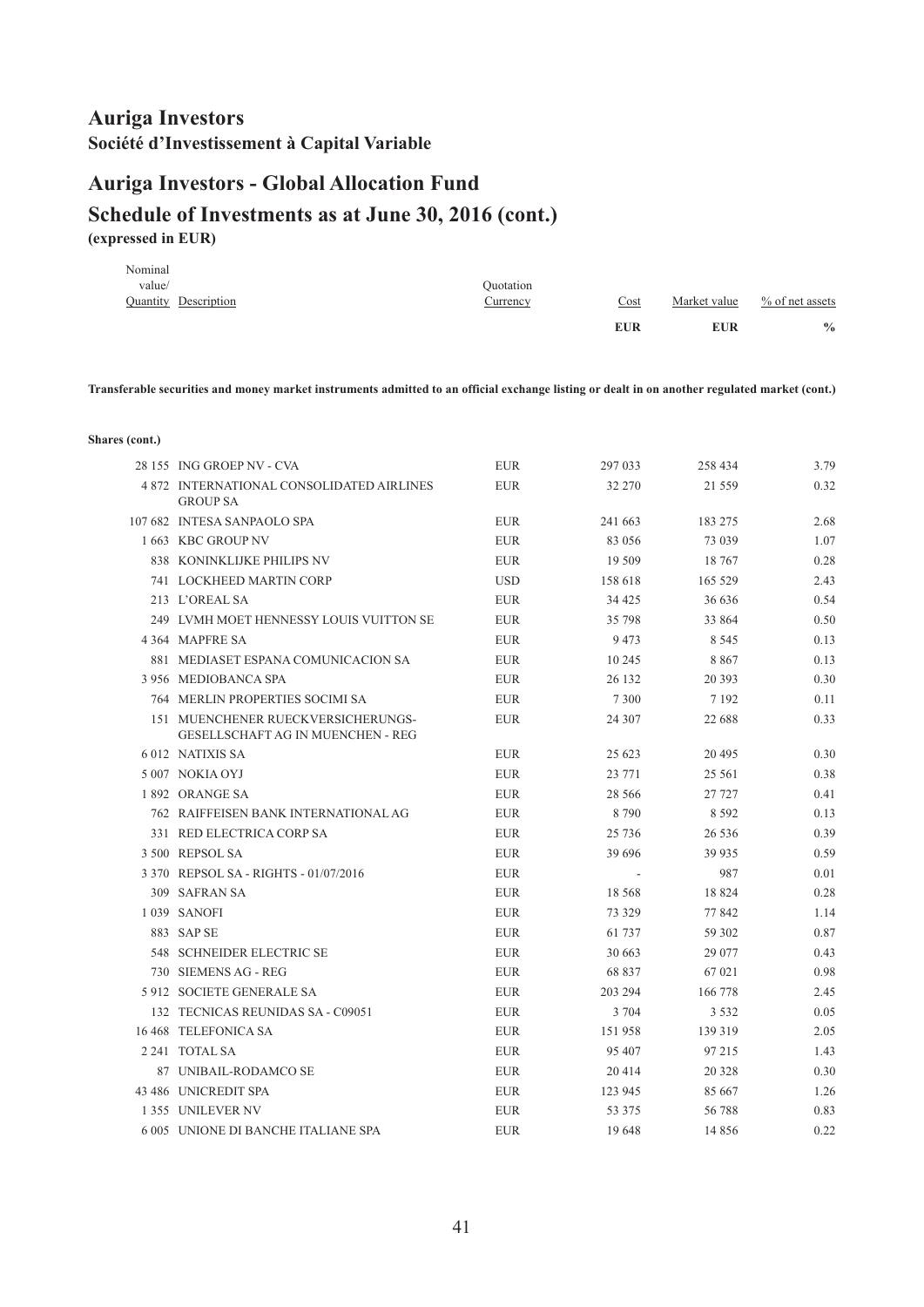# Auriga Investors

**Société d'Investissement à Capital Variable**

# Auriga Investors - Global Allocation Fund

## Schedule of Investments as at June 30, 2016 (cont.)

**(expressed in EUR)**

| Nominal value/ Quantity | Description | Quotation Currency | Cost | Market value | % of net assets |
|---|---|---|---|---|---|
| | | | **EUR** | **EUR** | **%** |

**Transferable securities and money market instruments admitted to an official exchange listing or dealt in on another regulated market (cont.)**

**Shares (cont.)**

| Nominal value/ Quantity | Description | Quotation Currency | Cost | Market value | % of net assets |
|---|---|---|---|---|---|
| 28 155 | ING GROEP NV - CVA | EUR | 297 033 | 258 434 | 3.79 |
| 4 872 | INTERNATIONAL CONSOLIDATED AIRLINES GROUP SA | EUR | 32 270 | 21 559 | 0.32 |
| 107 682 | INTESA SANPAOLO SPA | EUR | 241 663 | 183 275 | 2.68 |
| 1 663 | KBC GROUP NV | EUR | 83 056 | 73 039 | 1.07 |
| 838 | KONINKLIJKE PHILIPS NV | EUR | 19 509 | 18 767 | 0.28 |
| 741 | LOCKHEED MARTIN CORP | USD | 158 618 | 165 529 | 2.43 |
| 213 | L'OREAL SA | EUR | 34 425 | 36 636 | 0.54 |
| 249 | LVMH MOET HENNESSY LOUIS VUITTON SE | EUR | 35 798 | 33 864 | 0.50 |
| 4 364 | MAPFRE SA | EUR | 9 473 | 8 545 | 0.13 |
| 881 | MEDIASET ESPANA COMUNICACION SA | EUR | 10 245 | 8 867 | 0.13 |
| 3 956 | MEDIOBANCA SPA | EUR | 26 132 | 20 393 | 0.30 |
| 764 | MERLIN PROPERTIES SOCIMI SA | EUR | 7 300 | 7 192 | 0.11 |
| 151 | MUENCHENER RUECKVERSICHERUNGS-GESELLSCHAFT AG IN MUENCHEN - REG | EUR | 24 307 | 22 688 | 0.33 |
| 6 012 | NATIXIS SA | EUR | 25 623 | 20 495 | 0.30 |
| 5 007 | NOKIA OYJ | EUR | 23 771 | 25 561 | 0.38 |
| 1 892 | ORANGE SA | EUR | 28 566 | 27 727 | 0.41 |
| 762 | RAIFFEISEN BANK INTERNATIONAL AG | EUR | 8 790 | 8 592 | 0.13 |
| 331 | RED ELECTRICA CORP SA | EUR | 25 736 | 26 536 | 0.39 |
| 3 500 | REPSOL SA | EUR | 39 696 | 39 935 | 0.59 |
| 3 370 | REPSOL SA - RIGHTS - 01/07/2016 | EUR | - | 987 | 0.01 |
| 309 | SAFRAN SA | EUR | 18 568 | 18 824 | 0.28 |
| 1 039 | SANOFI | EUR | 73 329 | 77 842 | 1.14 |
| 883 | SAP SE | EUR | 61 737 | 59 302 | 0.87 |
| 548 | SCHNEIDER ELECTRIC SE | EUR | 30 663 | 29 077 | 0.43 |
| 730 | SIEMENS AG - REG | EUR | 68 837 | 67 021 | 0.98 |
| 5 912 | SOCIETE GENERALE SA | EUR | 203 294 | 166 778 | 2.45 |
| 132 | TECNICAS REUNIDAS SA - C09051 | EUR | 3 704 | 3 532 | 0.05 |
| 16 468 | TELEFONICA SA | EUR | 151 958 | 139 319 | 2.05 |
| 2 241 | TOTAL SA | EUR | 95 407 | 97 215 | 1.43 |
| 87 | UNIBAIL-RODAMCO SE | EUR | 20 414 | 20 328 | 0.30 |
| 43 486 | UNICREDIT SPA | EUR | 123 945 | 85 667 | 1.26 |
| 1 355 | UNILEVER NV | EUR | 53 375 | 56 788 | 0.83 |
| 6 005 | UNIONE DI BANCHE ITALIANE SPA | EUR | 19 648 | 14 856 | 0.22 |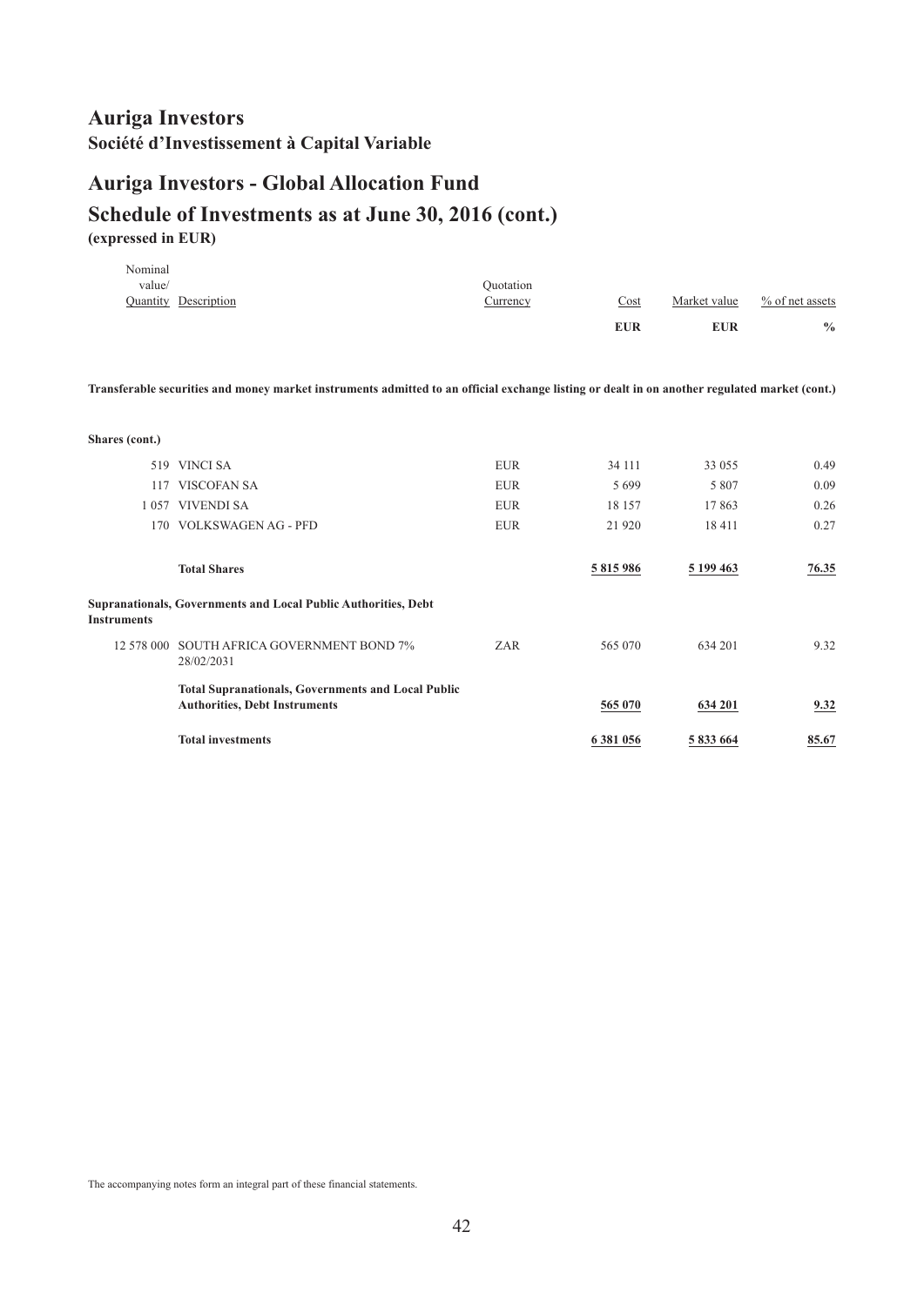# Auriga Investors

**Société d'Investissement à Capital Variable**

## Auriga Investors - Global Allocation Fund

## Schedule of Investments as at June 30, 2016 (cont.)

**(expressed in EUR)**

| Nominal value/ Quantity | Description | Quotation Currency | Cost | Market value | % of net assets |
|---|---|---|---|---|---|
| | | | **EUR** | **EUR** | **%** |
| | **Transferable securities and money market instruments admitted to an official exchange listing or dealt in on another regulated market (cont.)** | | | | |
| | **Shares (cont.)** | | | | |
| 519 | VINCI SA | EUR | 34 111 | 33 055 | 0.49 |
| 117 | VISCOFAN SA | EUR | 5 699 | 5 807 | 0.09 |
| 1 057 | VIVENDI SA | EUR | 18 157 | 17 863 | 0.26 |
| 170 | VOLKSWAGEN AG - PFD | EUR | 21 920 | 18 411 | 0.27 |
| | **Total Shares** | | **5 815 986** | **5 199 463** | **76.35** |
| | **Supranationals, Governments and Local Public Authorities, Debt Instruments** | | | | |
| 12 578 000 | SOUTH AFRICA GOVERNMENT BOND 7% 28/02/2031 | ZAR | 565 070 | 634 201 | 9.32 |
| | **Total Supranationals, Governments and Local Public Authorities, Debt Instruments** | | **565 070** | **634 201** | **9.32** |
| | **Total investments** | | **6 381 056** | **5 833 664** | **85.67** |

The accompanying notes form an integral part of these financial statements.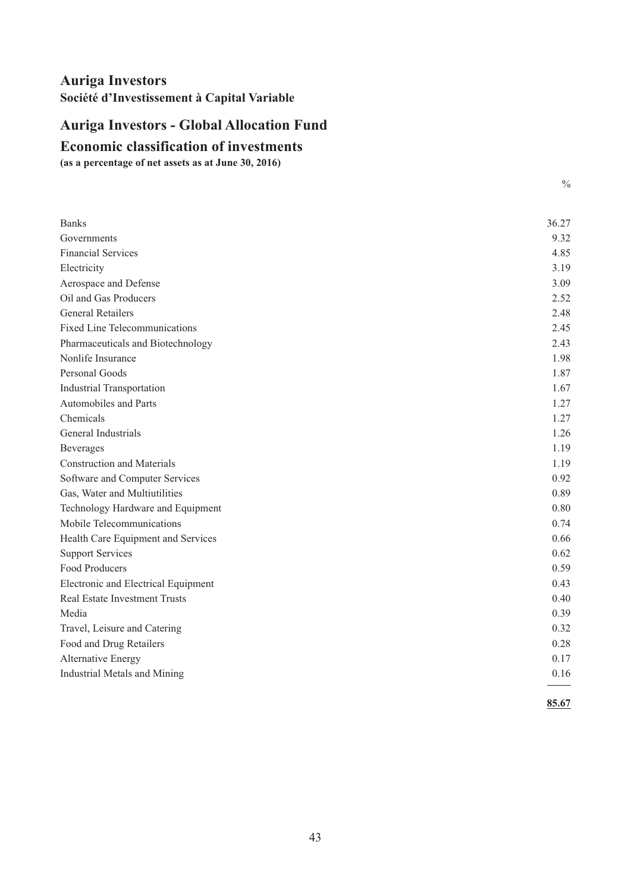# Auriga Investors

**Société d'Investissement à Capital Variable**

## Auriga Investors - Global Allocation Fund

## Economic classification of investments

**(as a percentage of net assets as at June 30, 2016)**

| | % |
|---|---|
| Banks | 36.27 |
| Governments | 9.32 |
| Financial Services | 4.85 |
| Electricity | 3.19 |
| Aerospace and Defense | 3.09 |
| Oil and Gas Producers | 2.52 |
| General Retailers | 2.48 |
| Fixed Line Telecommunications | 2.45 |
| Pharmaceuticals and Biotechnology | 2.43 |
| Nonlife Insurance | 1.98 |
| Personal Goods | 1.87 |
| Industrial Transportation | 1.67 |
| Automobiles and Parts | 1.27 |
| Chemicals | 1.27 |
| General Industrials | 1.26 |
| Beverages | 1.19 |
| Construction and Materials | 1.19 |
| Software and Computer Services | 0.92 |
| Gas, Water and Multiutilities | 0.89 |
| Technology Hardware and Equipment | 0.80 |
| Mobile Telecommunications | 0.74 |
| Health Care Equipment and Services | 0.66 |
| Support Services | 0.62 |
| Food Producers | 0.59 |
| Electronic and Electrical Equipment | 0.43 |
| Real Estate Investment Trusts | 0.40 |
| Media | 0.39 |
| Travel, Leisure and Catering | 0.32 |
| Food and Drug Retailers | 0.28 |
| Alternative Energy | 0.17 |
| Industrial Metals and Mining | 0.16 |
| | **85.67** |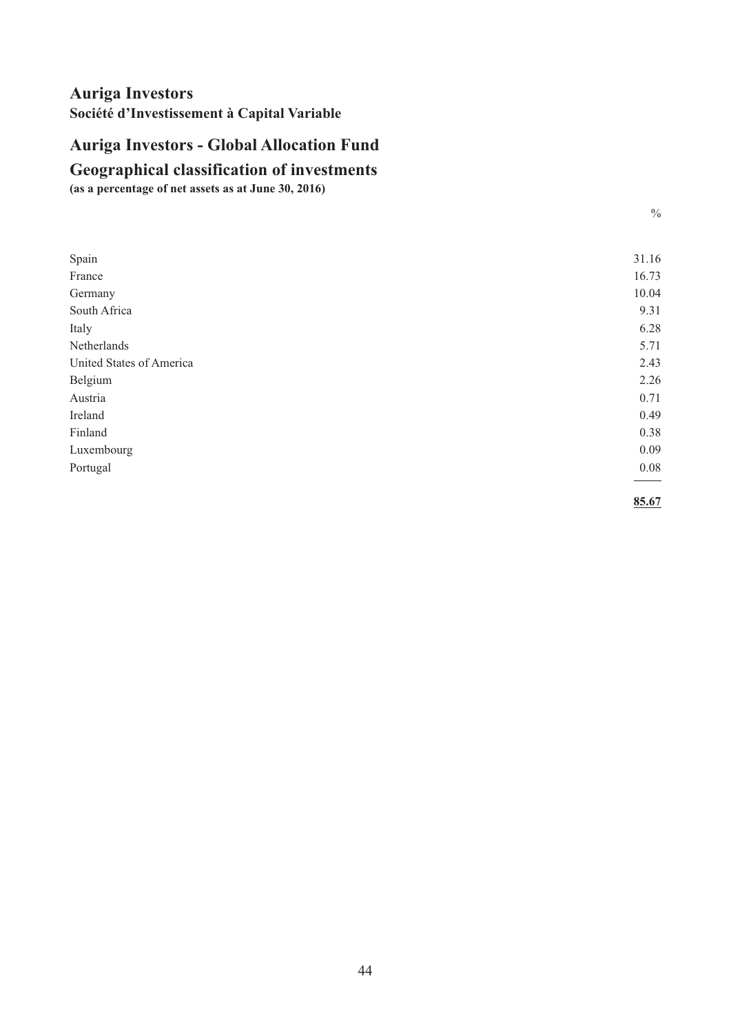# Auriga Investors

**Société d'Investissement à Capital Variable**

## Auriga Investors - Global Allocation Fund

## Geographical classification of investments

**(as a percentage of net assets as at June 30, 2016)**

| | % |
|---|---|
| Spain | 31.16 |
| France | 16.73 |
| Germany | 10.04 |
| South Africa | 9.31 |
| Italy | 6.28 |
| Netherlands | 5.71 |
| United States of America | 2.43 |
| Belgium | 2.26 |
| Austria | 0.71 |
| Ireland | 0.49 |
| Finland | 0.38 |
| Luxembourg | 0.09 |
| Portugal | 0.08 |
| | **85.67** |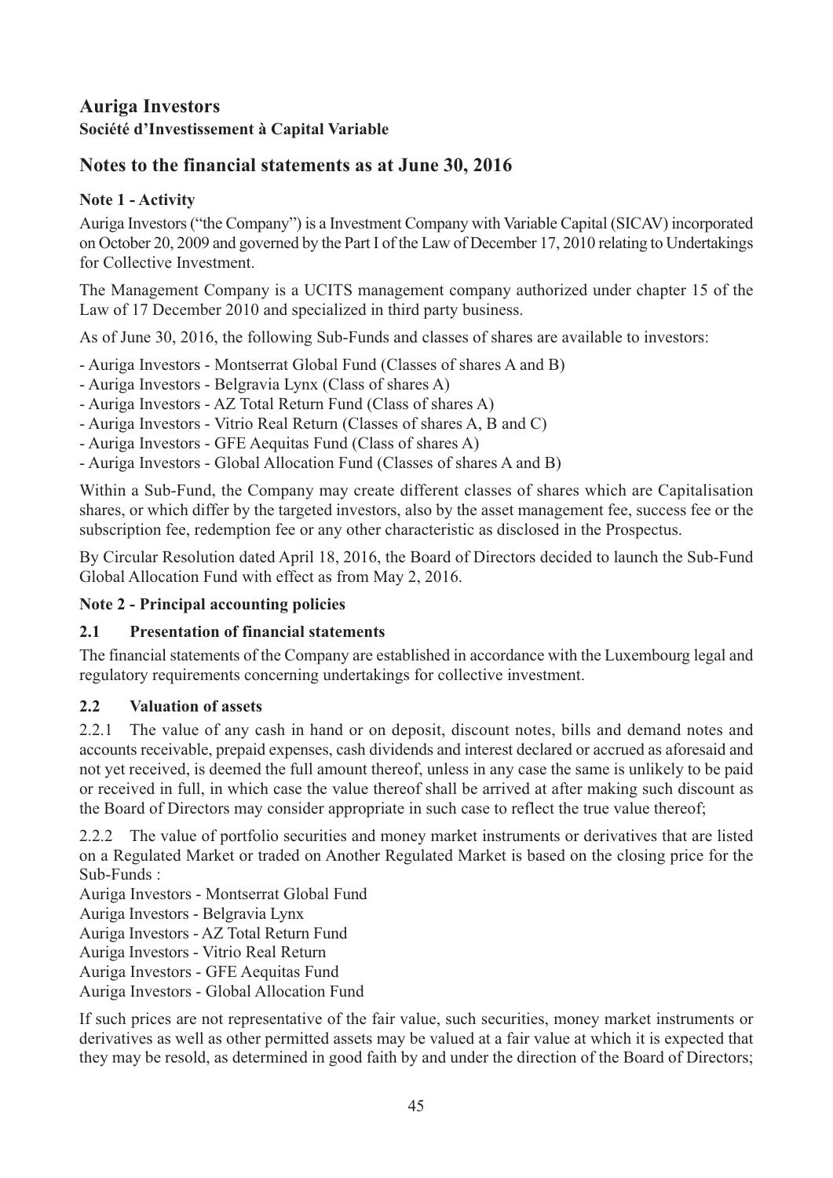# Auriga Investors

**Société d'Investissement à Capital Variable**

## Notes to the financial statements as at June 30, 2016

### Note 1 - Activity

Auriga Investors ("the Company") is a Investment Company with Variable Capital (SICAV) incorporated on October 20, 2009 and governed by the Part I of the Law of December 17, 2010 relating to Undertakings for Collective Investment.

The Management Company is a UCITS management company authorized under chapter 15 of the Law of 17 December 2010 and specialized in third party business.

As of June 30, 2016, the following Sub-Funds and classes of shares are available to investors:

- Auriga Investors - Montserrat Global Fund (Classes of shares A and B)
- Auriga Investors - Belgravia Lynx (Class of shares A)
- Auriga Investors - AZ Total Return Fund (Class of shares A)
- Auriga Investors - Vitrio Real Return (Classes of shares A, B and C)
- Auriga Investors - GFE Aequitas Fund (Class of shares A)
- Auriga Investors - Global Allocation Fund (Classes of shares A and B)

Within a Sub-Fund, the Company may create different classes of shares which are Capitalisation shares, or which differ by the targeted investors, also by the asset management fee, success fee or the subscription fee, redemption fee or any other characteristic as disclosed in the Prospectus.

By Circular Resolution dated April 18, 2016, the Board of Directors decided to launch the Sub-Fund Global Allocation Fund with effect as from May 2, 2016.

### Note 2 - Principal accounting policies

#### 2.1 Presentation of financial statements

The financial statements of the Company are established in accordance with the Luxembourg legal and regulatory requirements concerning undertakings for collective investment.

#### 2.2 Valuation of assets

2.2.1 The value of any cash in hand or on deposit, discount notes, bills and demand notes and accounts receivable, prepaid expenses, cash dividends and interest declared or accrued as aforesaid and not yet received, is deemed the full amount thereof, unless in any case the same is unlikely to be paid or received in full, in which case the value thereof shall be arrived at after making such discount as the Board of Directors may consider appropriate in such case to reflect the true value thereof;

2.2.2 The value of portfolio securities and money market instruments or derivatives that are listed on a Regulated Market or traded on Another Regulated Market is based on the closing price for the Sub-Funds :

Auriga Investors - Montserrat Global Fund
Auriga Investors - Belgravia Lynx
Auriga Investors - AZ Total Return Fund
Auriga Investors - Vitrio Real Return
Auriga Investors - GFE Aequitas Fund
Auriga Investors - Global Allocation Fund

If such prices are not representative of the fair value, such securities, money market instruments or derivatives as well as other permitted assets may be valued at a fair value at which it is expected that they may be resold, as determined in good faith by and under the direction of the Board of Directors;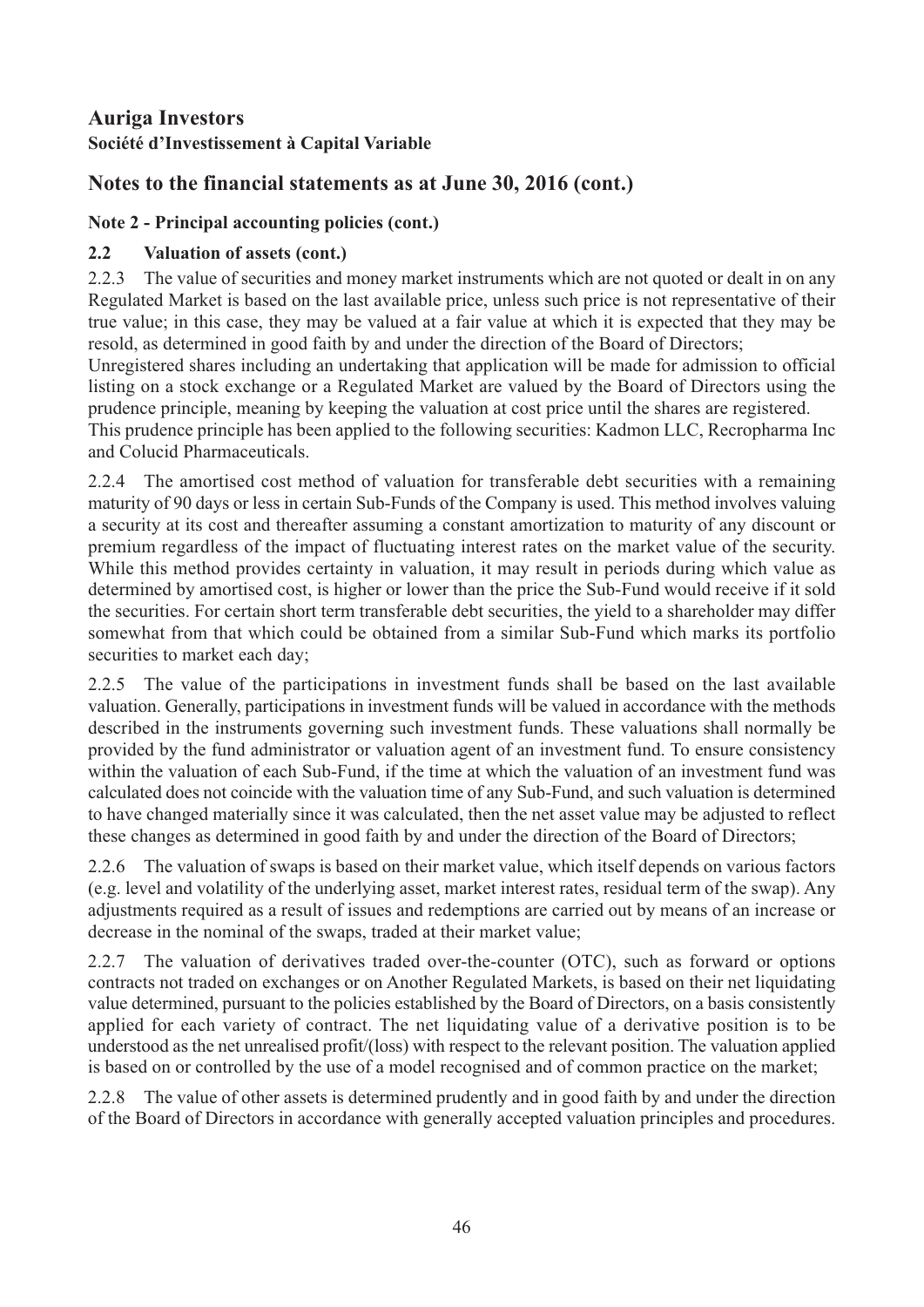# Auriga Investors

**Société d'Investissement à Capital Variable**

## Notes to the financial statements as at June 30, 2016 (cont.)

### Note 2 - Principal accounting policies (cont.)

### 2.2 Valuation of assets (cont.)

2.2.3 The value of securities and money market instruments which are not quoted or dealt in on any Regulated Market is based on the last available price, unless such price is not representative of their true value; in this case, they may be valued at a fair value at which it is expected that they may be resold, as determined in good faith by and under the direction of the Board of Directors;

Unregistered shares including an undertaking that application will be made for admission to official listing on a stock exchange or a Regulated Market are valued by the Board of Directors using the prudence principle, meaning by keeping the valuation at cost price until the shares are registered.

This prudence principle has been applied to the following securities: Kadmon LLC, Recropharma Inc and Colucid Pharmaceuticals.

2.2.4 The amortised cost method of valuation for transferable debt securities with a remaining maturity of 90 days or less in certain Sub-Funds of the Company is used. This method involves valuing a security at its cost and thereafter assuming a constant amortization to maturity of any discount or premium regardless of the impact of fluctuating interest rates on the market value of the security. While this method provides certainty in valuation, it may result in periods during which value as determined by amortised cost, is higher or lower than the price the Sub-Fund would receive if it sold the securities. For certain short term transferable debt securities, the yield to a shareholder may differ somewhat from that which could be obtained from a similar Sub-Fund which marks its portfolio securities to market each day;

2.2.5 The value of the participations in investment funds shall be based on the last available valuation. Generally, participations in investment funds will be valued in accordance with the methods described in the instruments governing such investment funds. These valuations shall normally be provided by the fund administrator or valuation agent of an investment fund. To ensure consistency within the valuation of each Sub-Fund, if the time at which the valuation of an investment fund was calculated does not coincide with the valuation time of any Sub-Fund, and such valuation is determined to have changed materially since it was calculated, then the net asset value may be adjusted to reflect these changes as determined in good faith by and under the direction of the Board of Directors;

2.2.6 The valuation of swaps is based on their market value, which itself depends on various factors (e.g. level and volatility of the underlying asset, market interest rates, residual term of the swap). Any adjustments required as a result of issues and redemptions are carried out by means of an increase or decrease in the nominal of the swaps, traded at their market value;

2.2.7 The valuation of derivatives traded over-the-counter (OTC), such as forward or options contracts not traded on exchanges or on Another Regulated Markets, is based on their net liquidating value determined, pursuant to the policies established by the Board of Directors, on a basis consistently applied for each variety of contract. The net liquidating value of a derivative position is to be understood as the net unrealised profit/(loss) with respect to the relevant position. The valuation applied is based on or controlled by the use of a model recognised and of common practice on the market;

2.2.8 The value of other assets is determined prudently and in good faith by and under the direction of the Board of Directors in accordance with generally accepted valuation principles and procedures.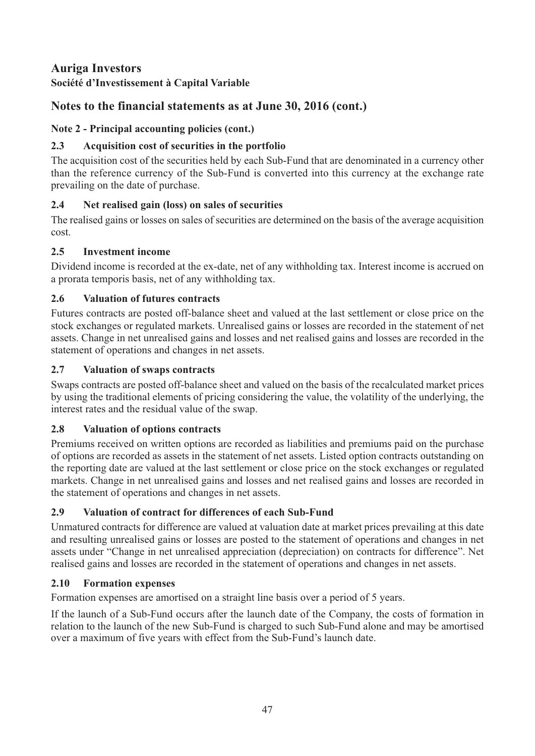# Auriga Investors

**Société d'Investissement à Capital Variable**

## Notes to the financial statements as at June 30, 2016 (cont.)

### Note 2 - Principal accounting policies (cont.)

#### 2.3 Acquisition cost of securities in the portfolio

The acquisition cost of the securities held by each Sub-Fund that are denominated in a currency other than the reference currency of the Sub-Fund is converted into this currency at the exchange rate prevailing on the date of purchase.

#### 2.4 Net realised gain (loss) on sales of securities

The realised gains or losses on sales of securities are determined on the basis of the average acquisition cost.

#### 2.5 Investment income

Dividend income is recorded at the ex-date, net of any withholding tax. Interest income is accrued on a prorata temporis basis, net of any withholding tax.

#### 2.6 Valuation of futures contracts

Futures contracts are posted off-balance sheet and valued at the last settlement or close price on the stock exchanges or regulated markets. Unrealised gains or losses are recorded in the statement of net assets. Change in net unrealised gains and losses and net realised gains and losses are recorded in the statement of operations and changes in net assets.

#### 2.7 Valuation of swaps contracts

Swaps contracts are posted off-balance sheet and valued on the basis of the recalculated market prices by using the traditional elements of pricing considering the value, the volatility of the underlying, the interest rates and the residual value of the swap.

#### 2.8 Valuation of options contracts

Premiums received on written options are recorded as liabilities and premiums paid on the purchase of options are recorded as assets in the statement of net assets. Listed option contracts outstanding on the reporting date are valued at the last settlement or close price on the stock exchanges or regulated markets. Change in net unrealised gains and losses and net realised gains and losses are recorded in the statement of operations and changes in net assets.

#### 2.9 Valuation of contract for differences of each Sub-Fund

Unmatured contracts for difference are valued at valuation date at market prices prevailing at this date and resulting unrealised gains or losses are posted to the statement of operations and changes in net assets under "Change in net unrealised appreciation (depreciation) on contracts for difference". Net realised gains and losses are recorded in the statement of operations and changes in net assets.

#### 2.10 Formation expenses

Formation expenses are amortised on a straight line basis over a period of 5 years.

If the launch of a Sub-Fund occurs after the launch date of the Company, the costs of formation in relation to the launch of the new Sub-Fund is charged to such Sub-Fund alone and may be amortised over a maximum of five years with effect from the Sub-Fund's launch date.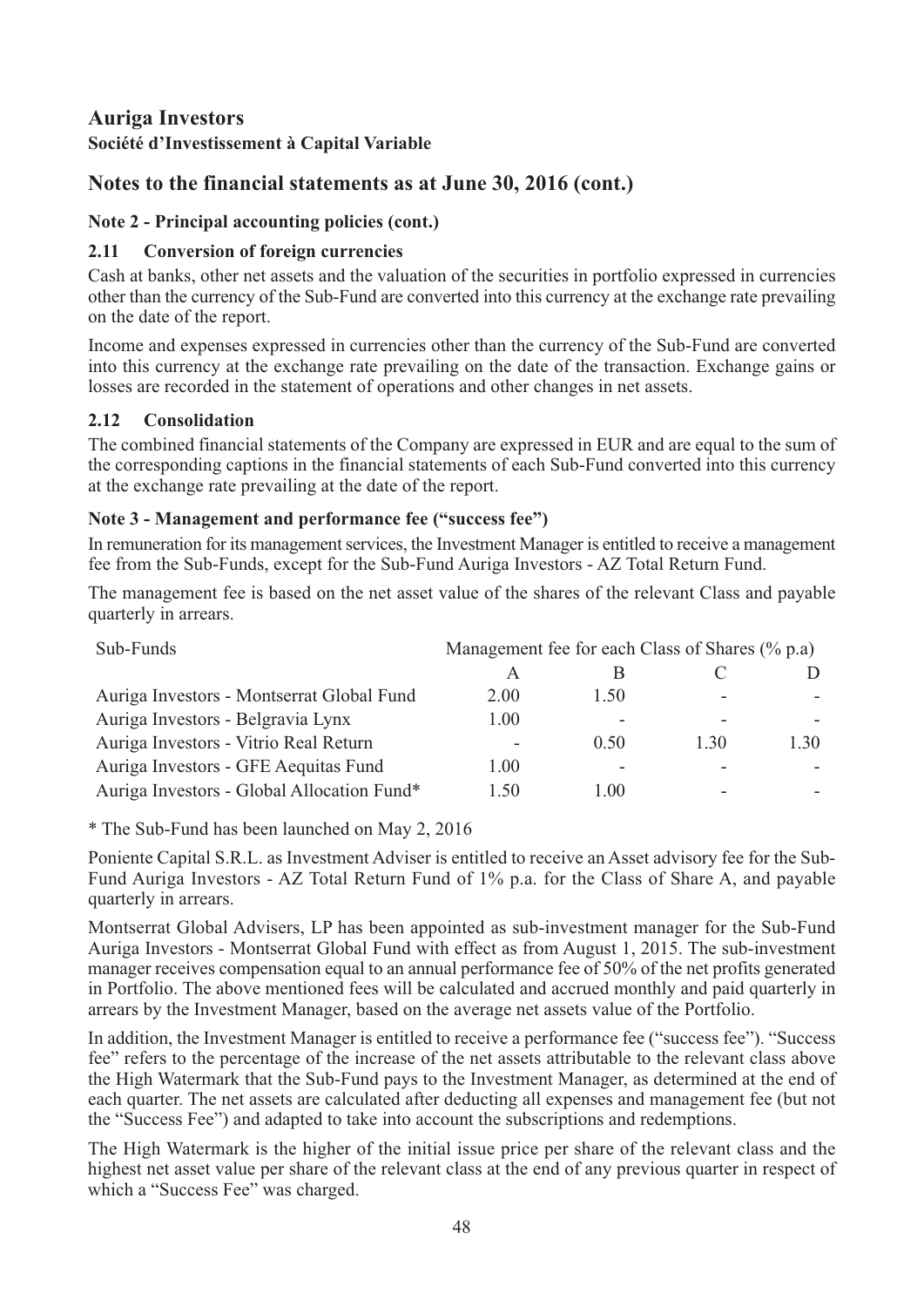# Auriga Investors

**Société d'Investissement à Capital Variable**

## Notes to the financial statements as at June 30, 2016 (cont.)

### Note 2 - Principal accounting policies (cont.)

#### 2.11 Conversion of foreign currencies

Cash at banks, other net assets and the valuation of the securities in portfolio expressed in currencies other than the currency of the Sub-Fund are converted into this currency at the exchange rate prevailing on the date of the report.

Income and expenses expressed in currencies other than the currency of the Sub-Fund are converted into this currency at the exchange rate prevailing on the date of the transaction. Exchange gains or losses are recorded in the statement of operations and other changes in net assets.

#### 2.12 Consolidation

The combined financial statements of the Company are expressed in EUR and are equal to the sum of the corresponding captions in the financial statements of each Sub-Fund converted into this currency at the exchange rate prevailing at the date of the report.

### Note 3 - Management and performance fee ("success fee")

In remuneration for its management services, the Investment Manager is entitled to receive a management fee from the Sub-Funds, except for the Sub-Fund Auriga Investors - AZ Total Return Fund.

The management fee is based on the net asset value of the shares of the relevant Class and payable quarterly in arrears.

| Sub-Funds | Management fee for each Class of Shares (% p.a) | | | |
|---|---|---|---|---|
| | A | B | C | D |
| Auriga Investors - Montserrat Global Fund | 2.00 | 1.50 | - | - |
| Auriga Investors - Belgravia Lynx | 1.00 | - | - | - |
| Auriga Investors - Vitrio Real Return | - | 0.50 | 1.30 | 1.30 |
| Auriga Investors - GFE Aequitas Fund | 1.00 | - | - | - |
| Auriga Investors - Global Allocation Fund* | 1.50 | 1.00 | - | - |

\* The Sub-Fund has been launched on May 2, 2016

Poniente Capital S.R.L. as Investment Adviser is entitled to receive an Asset advisory fee for the Sub-Fund Auriga Investors - AZ Total Return Fund of 1% p.a. for the Class of Share A, and payable quarterly in arrears.

Montserrat Global Advisers, LP has been appointed as sub-investment manager for the Sub-Fund Auriga Investors - Montserrat Global Fund with effect as from August 1, 2015. The sub-investment manager receives compensation equal to an annual performance fee of 50% of the net profits generated in Portfolio. The above mentioned fees will be calculated and accrued monthly and paid quarterly in arrears by the Investment Manager, based on the average net assets value of the Portfolio.

In addition, the Investment Manager is entitled to receive a performance fee ("success fee"). "Success fee" refers to the percentage of the increase of the net assets attributable to the relevant class above the High Watermark that the Sub-Fund pays to the Investment Manager, as determined at the end of each quarter. The net assets are calculated after deducting all expenses and management fee (but not the "Success Fee") and adapted to take into account the subscriptions and redemptions.

The High Watermark is the higher of the initial issue price per share of the relevant class and the highest net asset value per share of the relevant class at the end of any previous quarter in respect of which a "Success Fee" was charged.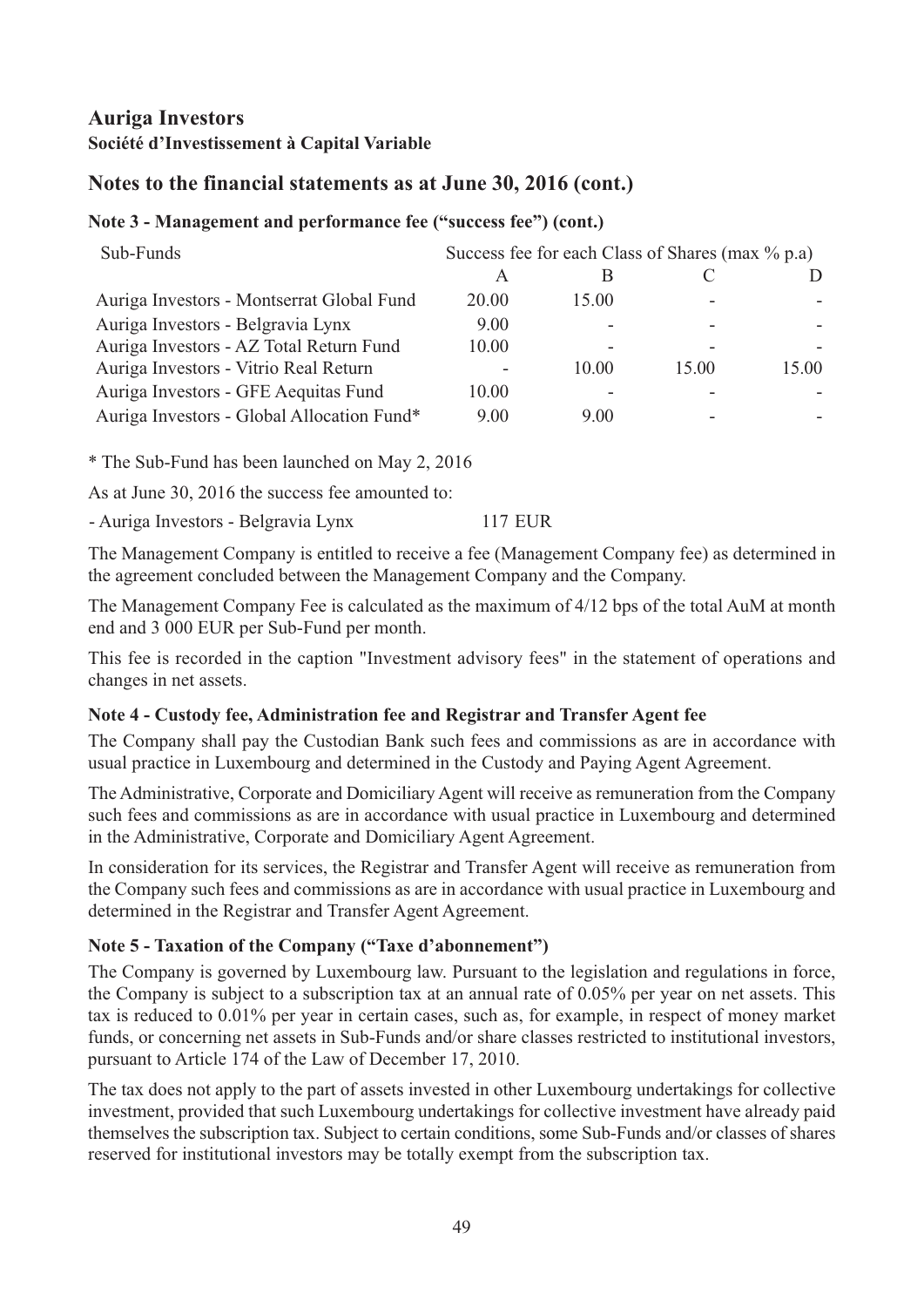# Auriga Investors

**Société d'Investissement à Capital Variable**

## Notes to the financial statements as at June 30, 2016 (cont.)

### Note 3 - Management and performance fee ("success fee") (cont.)

| Sub-Funds | Success fee for each Class of Shares (max % p.a) | | | |
|---|---|---|---|---|
| | A | B | C | D |
| Auriga Investors - Montserrat Global Fund | 20.00 | 15.00 | - | - |
| Auriga Investors - Belgravia Lynx | 9.00 | - | - | - |
| Auriga Investors - AZ Total Return Fund | 10.00 | - | - | - |
| Auriga Investors - Vitrio Real Return | - | 10.00 | 15.00 | 15.00 |
| Auriga Investors - GFE Aequitas Fund | 10.00 | - | - | - |
| Auriga Investors - Global Allocation Fund* | 9.00 | 9.00 | - | - |

\* The Sub-Fund has been launched on May 2, 2016

As at June 30, 2016 the success fee amounted to:

- Auriga Investors - Belgravia Lynx 117 EUR

The Management Company is entitled to receive a fee (Management Company fee) as determined in the agreement concluded between the Management Company and the Company.

The Management Company Fee is calculated as the maximum of 4/12 bps of the total AuM at month end and 3 000 EUR per Sub-Fund per month.

This fee is recorded in the caption "Investment advisory fees" in the statement of operations and changes in net assets.

### Note 4 - Custody fee, Administration fee and Registrar and Transfer Agent fee

The Company shall pay the Custodian Bank such fees and commissions as are in accordance with usual practice in Luxembourg and determined in the Custody and Paying Agent Agreement.

The Administrative, Corporate and Domiciliary Agent will receive as remuneration from the Company such fees and commissions as are in accordance with usual practice in Luxembourg and determined in the Administrative, Corporate and Domiciliary Agent Agreement.

In consideration for its services, the Registrar and Transfer Agent will receive as remuneration from the Company such fees and commissions as are in accordance with usual practice in Luxembourg and determined in the Registrar and Transfer Agent Agreement.

### Note 5 - Taxation of the Company ("Taxe d'abonnement")

The Company is governed by Luxembourg law. Pursuant to the legislation and regulations in force, the Company is subject to a subscription tax at an annual rate of 0.05% per year on net assets. This tax is reduced to 0.01% per year in certain cases, such as, for example, in respect of money market funds, or concerning net assets in Sub-Funds and/or share classes restricted to institutional investors, pursuant to Article 174 of the Law of December 17, 2010.

The tax does not apply to the part of assets invested in other Luxembourg undertakings for collective investment, provided that such Luxembourg undertakings for collective investment have already paid themselves the subscription tax. Subject to certain conditions, some Sub-Funds and/or classes of shares reserved for institutional investors may be totally exempt from the subscription tax.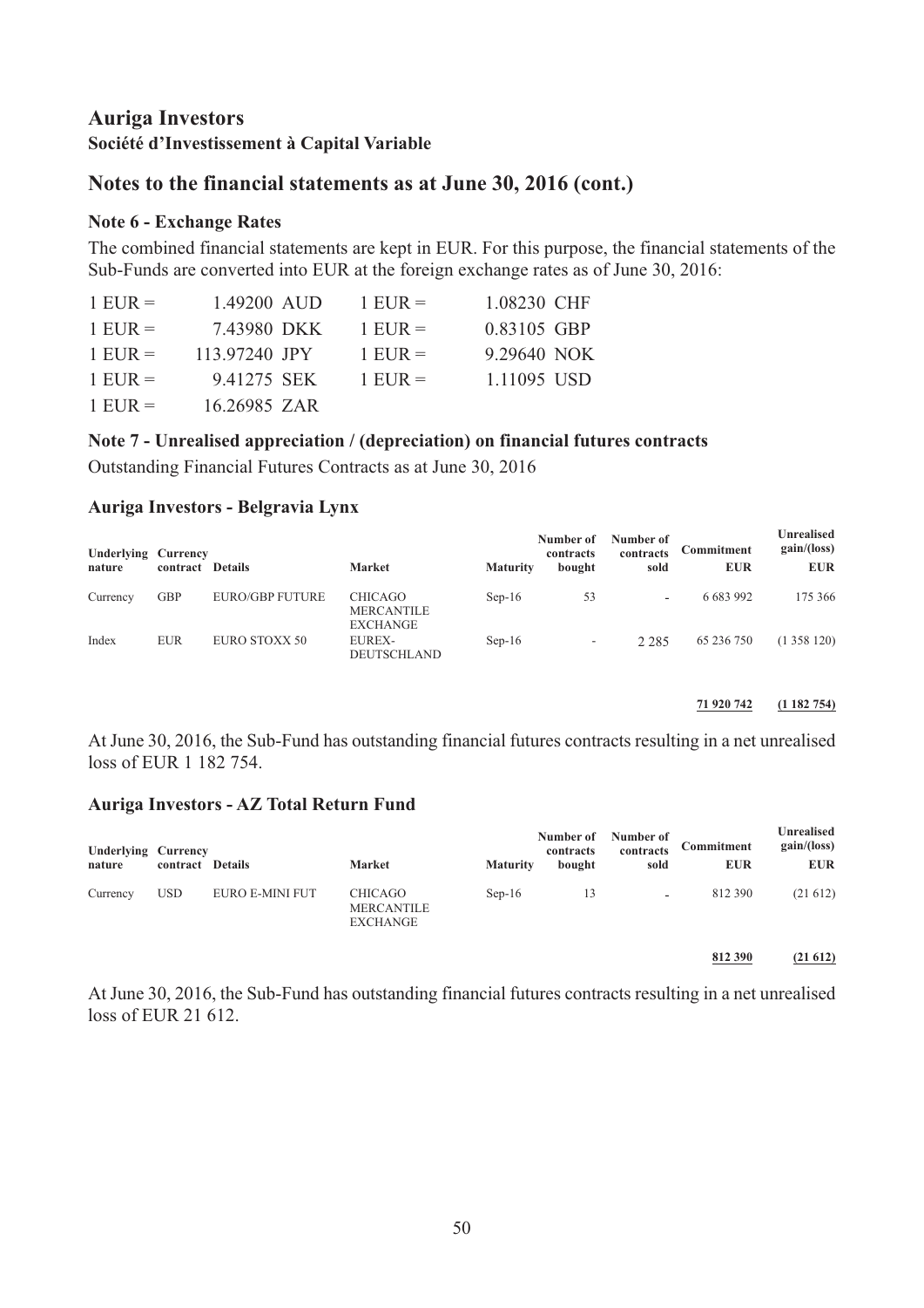# Auriga Investors

**Société d'Investissement à Capital Variable**

## Notes to the financial statements as at June 30, 2016 (cont.)

### Note 6 - Exchange Rates

The combined financial statements are kept in EUR. For this purpose, the financial statements of the Sub-Funds are converted into EUR at the foreign exchange rates as of June 30, 2016:

| | | | |
|---|---|---|---|
| 1 EUR = | 1.49200 AUD | 1 EUR = | 1.08230 CHF |
| 1 EUR = | 7.43980 DKK | 1 EUR = | 0.83105 GBP |
| 1 EUR = | 113.97240 JPY | 1 EUR = | 9.29640 NOK |
| 1 EUR = | 9.41275 SEK | 1 EUR = | 1.11095 USD |
| 1 EUR = | 16.26985 ZAR | | |

### Note 7 - Unrealised appreciation / (depreciation) on financial futures contracts

Outstanding Financial Futures Contracts as at June 30, 2016

#### Auriga Investors - Belgravia Lynx

| Underlying nature | Currency contract | Details | Market | Maturity | Number of contracts bought | Number of contracts sold | Commitment EUR | Unrealised gain/(loss) EUR |
|---|---|---|---|---|---|---|---|---|
| Currency | GBP | EURO/GBP FUTURE | CHICAGO MERCANTILE EXCHANGE | Sep-16 | 53 | - | 6 683 992 | 175 366 |
| Index | EUR | EURO STOXX 50 | EUREX-DEUTSCHLAND | Sep-16 | - | 2 285 | 65 236 750 | (1 358 120) |
| | | | | | | | **71 920 742** | **(1 182 754)** |

At June 30, 2016, the Sub-Fund has outstanding financial futures contracts resulting in a net unrealised loss of EUR 1 182 754.

#### Auriga Investors - AZ Total Return Fund

| Underlying nature | Currency contract | Details | Market | Maturity | Number of contracts bought | Number of contracts sold | Commitment EUR | Unrealised gain/(loss) EUR |
|---|---|---|---|---|---|---|---|---|
| Currency | USD | EURO E-MINI FUT | CHICAGO MERCANTILE EXCHANGE | Sep-16 | 13 | - | 812 390 | (21 612) |
| | | | | | | | **812 390** | **(21 612)** |

At June 30, 2016, the Sub-Fund has outstanding financial futures contracts resulting in a net unrealised loss of EUR 21 612.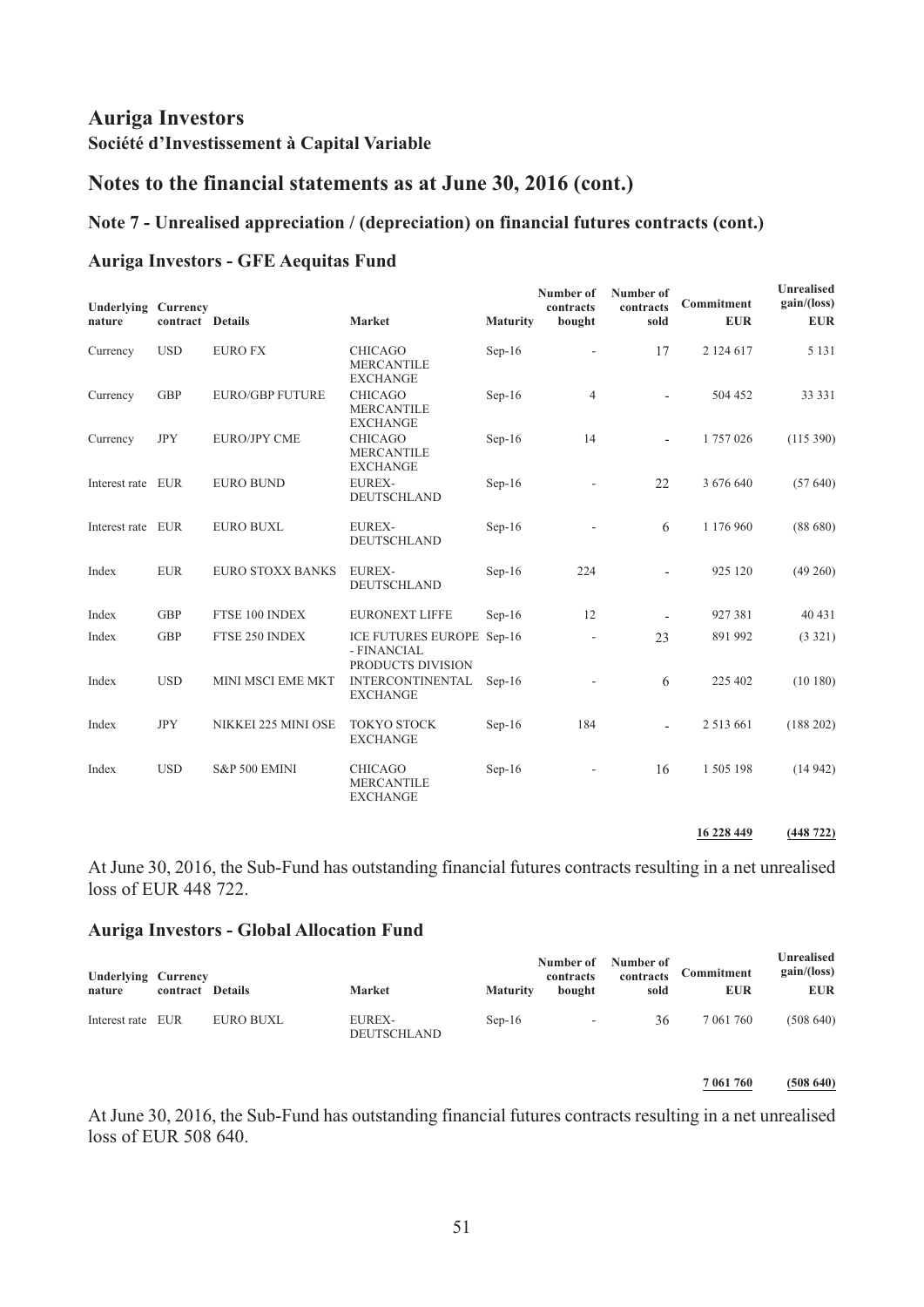# Auriga Investors

**Société d'Investissement à Capital Variable**

## Notes to the financial statements as at June 30, 2016 (cont.)

### Note 7 - Unrealised appreciation / (depreciation) on financial futures contracts (cont.)

### Auriga Investors - GFE Aequitas Fund

| Underlying nature | Currency contract | Details | Market | Maturity | Number of contracts bought | Number of contracts sold | Commitment EUR | Unrealised gain/(loss) EUR |
|---|---|---|---|---|---|---|---|---|
| Currency | USD | EURO FX | CHICAGO MERCANTILE EXCHANGE | Sep-16 | - | 17 | 2 124 617 | 5 131 |
| Currency | GBP | EURO/GBP FUTURE | CHICAGO MERCANTILE EXCHANGE | Sep-16 | 4 | - | 504 452 | 33 331 |
| Currency | JPY | EURO/JPY CME | CHICAGO MERCANTILE EXCHANGE | Sep-16 | 14 | - | 1 757 026 | (115 390) |
| Interest rate | EUR | EURO BUND | EUREX-DEUTSCHLAND | Sep-16 | - | 22 | 3 676 640 | (57 640) |
| Interest rate | EUR | EURO BUXL | EUREX-DEUTSCHLAND | Sep-16 | - | 6 | 1 176 960 | (88 680) |
| Index | EUR | EURO STOXX BANKS | EUREX-DEUTSCHLAND | Sep-16 | 224 | - | 925 120 | (49 260) |
| Index | GBP | FTSE 100 INDEX | EURONEXT LIFFE | Sep-16 | 12 | - | 927 381 | 40 431 |
| Index | GBP | FTSE 250 INDEX | ICE FUTURES EUROPE - FINANCIAL PRODUCTS DIVISION | Sep-16 | - | 23 | 891 992 | (3 321) |
| Index | USD | MINI MSCI EME MKT | INTERCONTINENTAL EXCHANGE | Sep-16 | - | 6 | 225 402 | (10 180) |
| Index | JPY | NIKKEI 225 MINI OSE | TOKYO STOCK EXCHANGE | Sep-16 | 184 | - | 2 513 661 | (188 202) |
| Index | USD | S&P 500 EMINI | CHICAGO MERCANTILE EXCHANGE | Sep-16 | - | 16 | 1 505 198 | (14 942) |
| | | | | | | | **16 228 449** | **(448 722)** |

At June 30, 2016, the Sub-Fund has outstanding financial futures contracts resulting in a net unrealised loss of EUR 448 722.

### Auriga Investors - Global Allocation Fund

| Underlying nature | Currency contract | Details | Market | Maturity | Number of contracts bought | Number of contracts sold | Commitment EUR | Unrealised gain/(loss) EUR |
|---|---|---|---|---|---|---|---|---|
| Interest rate | EUR | EURO BUXL | EUREX-DEUTSCHLAND | Sep-16 | - | 36 | 7 061 760 | (508 640) |
| | | | | | | | **7 061 760** | **(508 640)** |

At June 30, 2016, the Sub-Fund has outstanding financial futures contracts resulting in a net unrealised loss of EUR 508 640.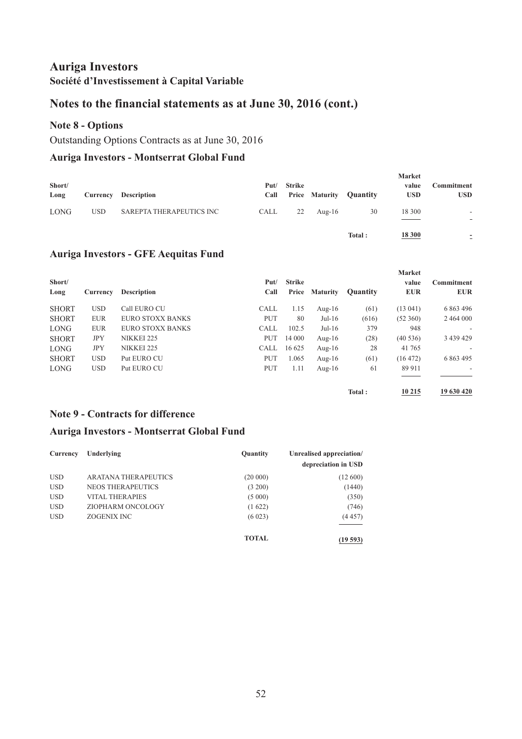# Auriga Investors

**Société d'Investissement à Capital Variable**

## Notes to the financial statements as at June 30, 2016 (cont.)

### Note 8 - Options

Outstanding Options Contracts as at June 30, 2016

### Auriga Investors - Montserrat Global Fund

| Short/ Long | Currency | Description | Put/ Call | Strike Price | Maturity | Quantity | Market value USD | Commitment USD |
|---|---|---|---|---|---|---|---|---|
| LONG | USD | SAREPTA THERAPEUTICS INC | CALL | 22 | Aug-16 | 30 | 18 300 | - |
| | | | | | | **Total :** | **18 300** | **-** |

### Auriga Investors - GFE Aequitas Fund

| Short/ Long | Currency | Description | Put/ Call | Strike Price | Maturity | Quantity | Market value EUR | Commitment EUR |
|---|---|---|---|---|---|---|---|---|
| SHORT | USD | Call EURO CU | CALL | 1.15 | Aug-16 | (61) | (13 041) | 6 863 496 |
| SHORT | EUR | EURO STOXX BANKS | PUT | 80 | Jul-16 | (616) | (52 360) | 2 464 000 |
| LONG | EUR | EURO STOXX BANKS | CALL | 102.5 | Jul-16 | 379 | 948 | - |
| SHORT | JPY | NIKKEI 225 | PUT | 14 000 | Aug-16 | (28) | (40 536) | 3 439 429 |
| LONG | JPY | NIKKEI 225 | CALL | 16 625 | Aug-16 | 28 | 41 765 | - |
| SHORT | USD | Put EURO CU | PUT | 1.065 | Aug-16 | (61) | (16 472) | 6 863 495 |
| LONG | USD | Put EURO CU | PUT | 1.11 | Aug-16 | 61 | 89 911 | - |
| | | | | | | **Total :** | **10 215** | **19 630 420** |

### Note 9 - Contracts for difference

### Auriga Investors - Montserrat Global Fund

| Currency | Underlying | Quantity | Unrealised appreciation/ depreciation in USD |
|---|---|---|---|
| USD | ARATANA THERAPEUTICS | (20 000) | (12 600) |
| USD | NEOS THERAPEUTICS | (3 200) | (1440) |
| USD | VITAL THERAPIES | (5 000) | (350) |
| USD | ZIOPHARM ONCOLOGY | (1 622) | (746) |
| USD | ZOGENIX INC | (6 023) | (4 457) |
| | | **TOTAL** | **(19 593)** |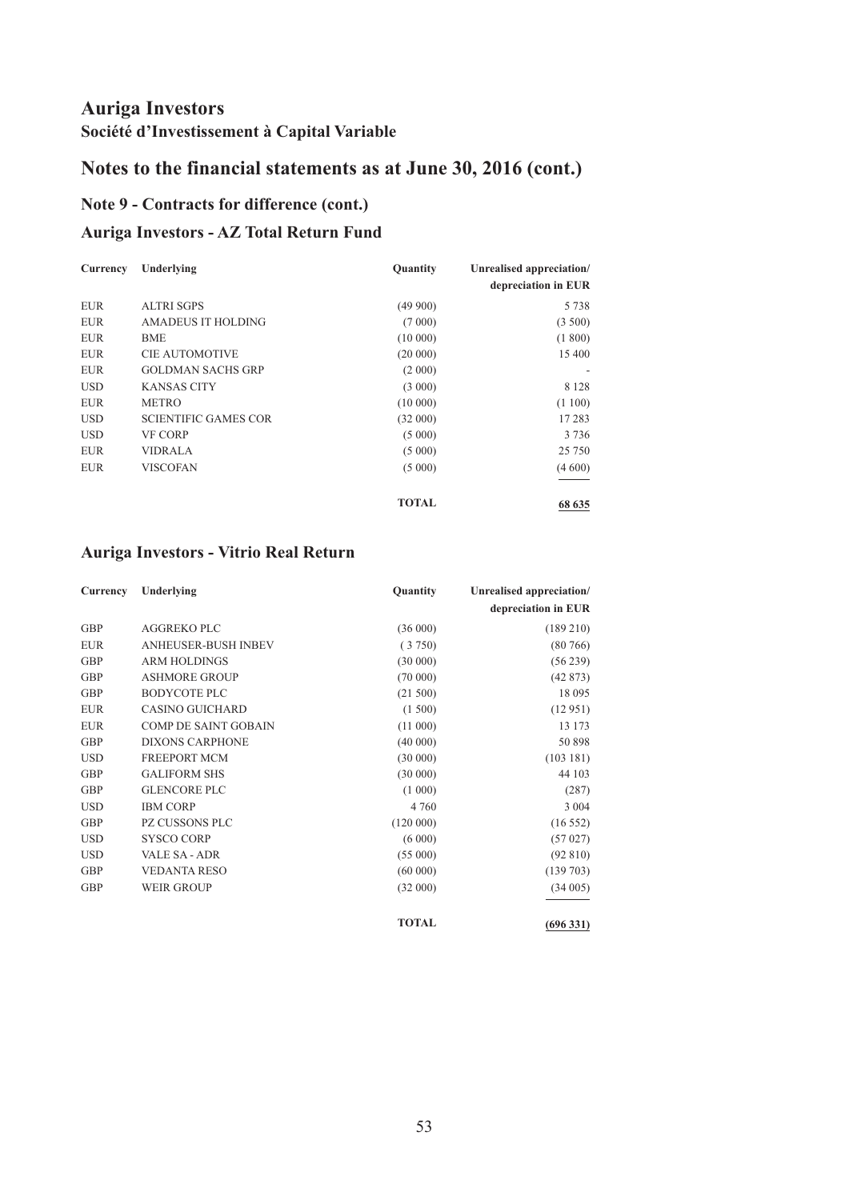# Auriga Investors

**Société d'Investissement à Capital Variable**

## Notes to the financial statements as at June 30, 2016 (cont.)

### Note 9 - Contracts for difference (cont.)

### Auriga Investors - AZ Total Return Fund

| Currency | Underlying | Quantity | Unrealised appreciation/ depreciation in EUR |
|---|---|---|---|
| EUR | ALTRI SGPS | (49 900) | 5 738 |
| EUR | AMADEUS IT HOLDING | (7 000) | (3 500) |
| EUR | BME | (10 000) | (1 800) |
| EUR | CIE AUTOMOTIVE | (20 000) | 15 400 |
| EUR | GOLDMAN SACHS GRP | (2 000) | - |
| USD | KANSAS CITY | (3 000) | 8 128 |
| EUR | METRO | (10 000) | (1 100) |
| USD | SCIENTIFIC GAMES COR | (32 000) | 17 283 |
| USD | VF CORP | (5 000) | 3 736 |
| EUR | VIDRALA | (5 000) | 25 750 |
| EUR | VISCOFAN | (5 000) | (4 600) |
| | | **TOTAL** | **68 635** |

### Auriga Investors - Vitrio Real Return

| Currency | Underlying | Quantity | Unrealised appreciation/ depreciation in EUR |
|---|---|---|---|
| GBP | AGGREKO PLC | (36 000) | (189 210) |
| EUR | ANHEUSER-BUSH INBEV | ( 3 750) | (80 766) |
| GBP | ARM HOLDINGS | (30 000) | (56 239) |
| GBP | ASHMORE GROUP | (70 000) | (42 873) |
| GBP | BODYCOTE PLC | (21 500) | 18 095 |
| EUR | CASINO GUICHARD | (1 500) | (12 951) |
| EUR | COMP DE SAINT GOBAIN | (11 000) | 13 173 |
| GBP | DIXONS CARPHONE | (40 000) | 50 898 |
| USD | FREEPORT MCM | (30 000) | (103 181) |
| GBP | GALIFORM SHS | (30 000) | 44 103 |
| GBP | GLENCORE PLC | (1 000) | (287) |
| USD | IBM CORP | 4 760 | 3 004 |
| GBP | PZ CUSSONS PLC | (120 000) | (16 552) |
| USD | SYSCO CORP | (6 000) | (57 027) |
| USD | VALE SA - ADR | (55 000) | (92 810) |
| GBP | VEDANTA RESO | (60 000) | (139 703) |
| GBP | WEIR GROUP | (32 000) | (34 005) |
| | | **TOTAL** | **(696 331)** |